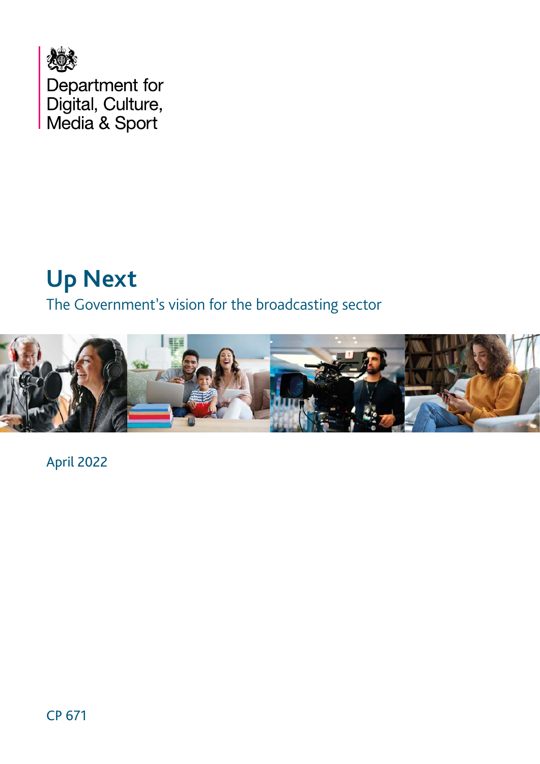Department for Digital, Culture, Media & Sport

# Up Next

The Government's vision for the broadcasting sector

April 2022

CP 671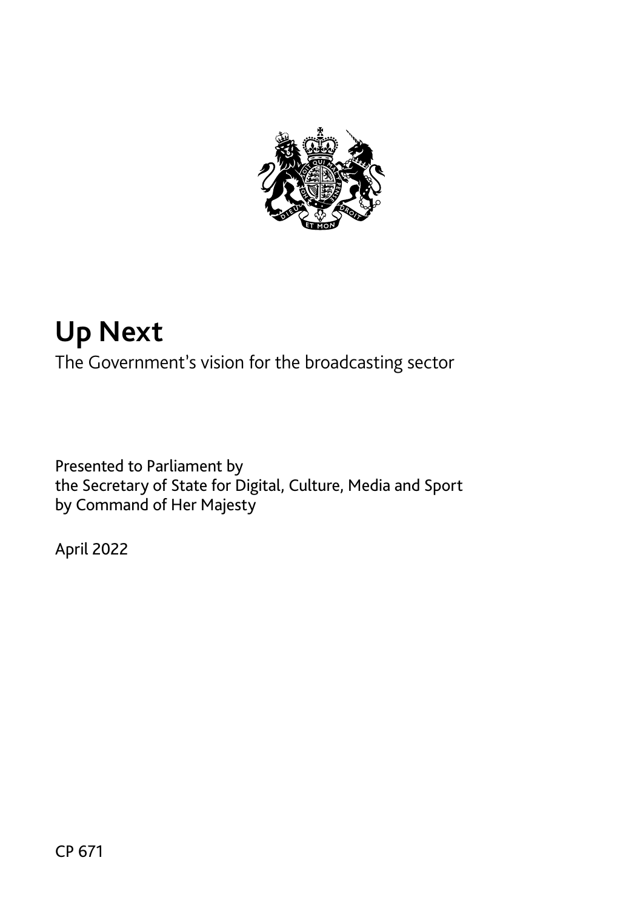# Up Next

The Government's vision for the broadcasting sector

Presented to Parliament by
the Secretary of State for Digital, Culture, Media and Sport
by Command of Her Majesty

April 2022

CP 671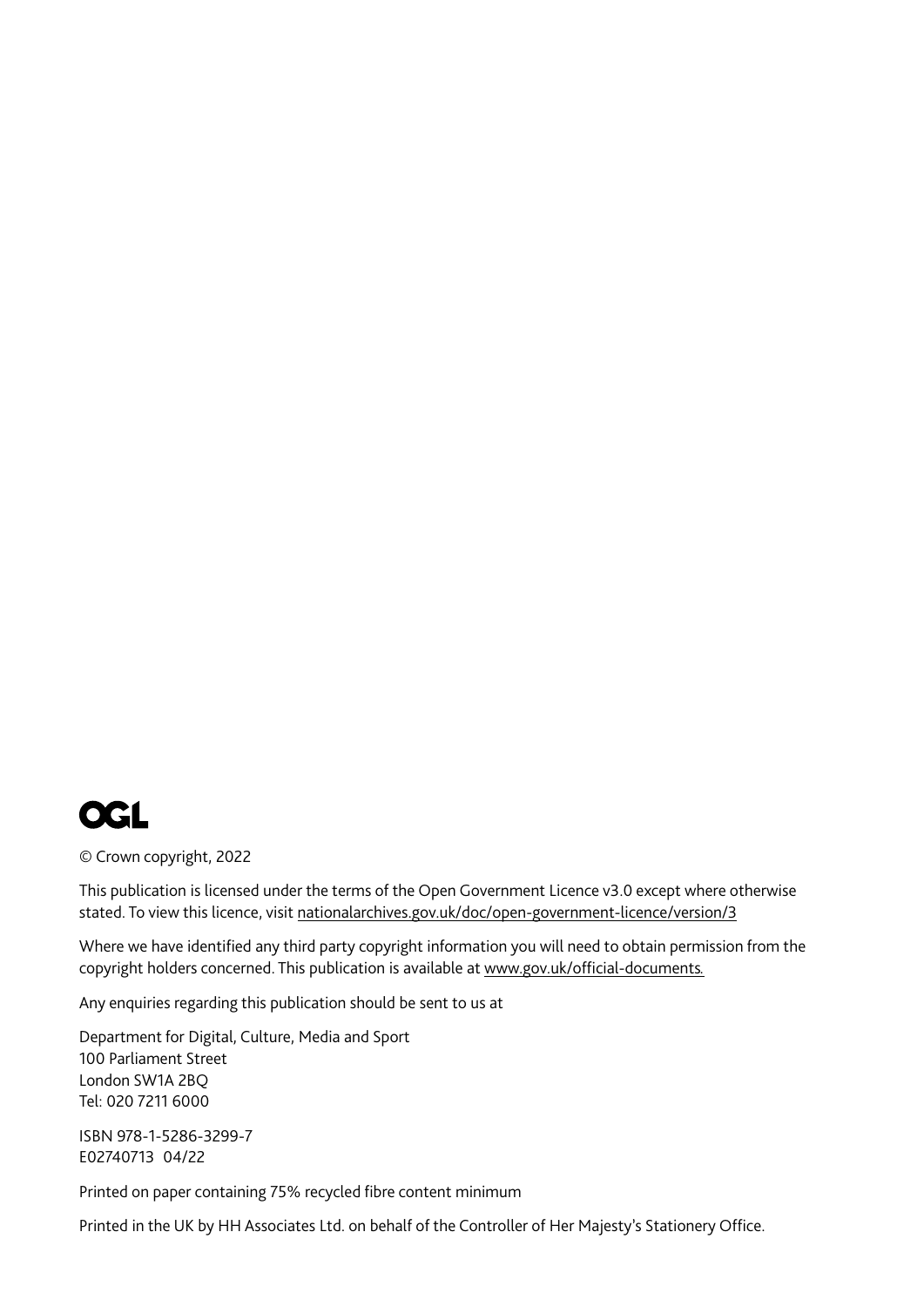OGL

© Crown copyright, 2022

This publication is licensed under the terms of the Open Government Licence v3.0 except where otherwise stated. To view this licence, visit nationalarchives.gov.uk/doc/open-government-licence/version/3

Where we have identified any third party copyright information you will need to obtain permission from the copyright holders concerned. This publication is available at www.gov.uk/official-documents.

Any enquiries regarding this publication should be sent to us at

Department for Digital, Culture, Media and Sport  
100 Parliament Street  
London SW1A 2BQ  
Tel: 020 7211 6000

ISBN 978-1-5286-3299-7  
E02740713 04/22

Printed on paper containing 75% recycled fibre content minimum

Printed in the UK by HH Associates Ltd. on behalf of the Controller of Her Majesty's Stationery Office.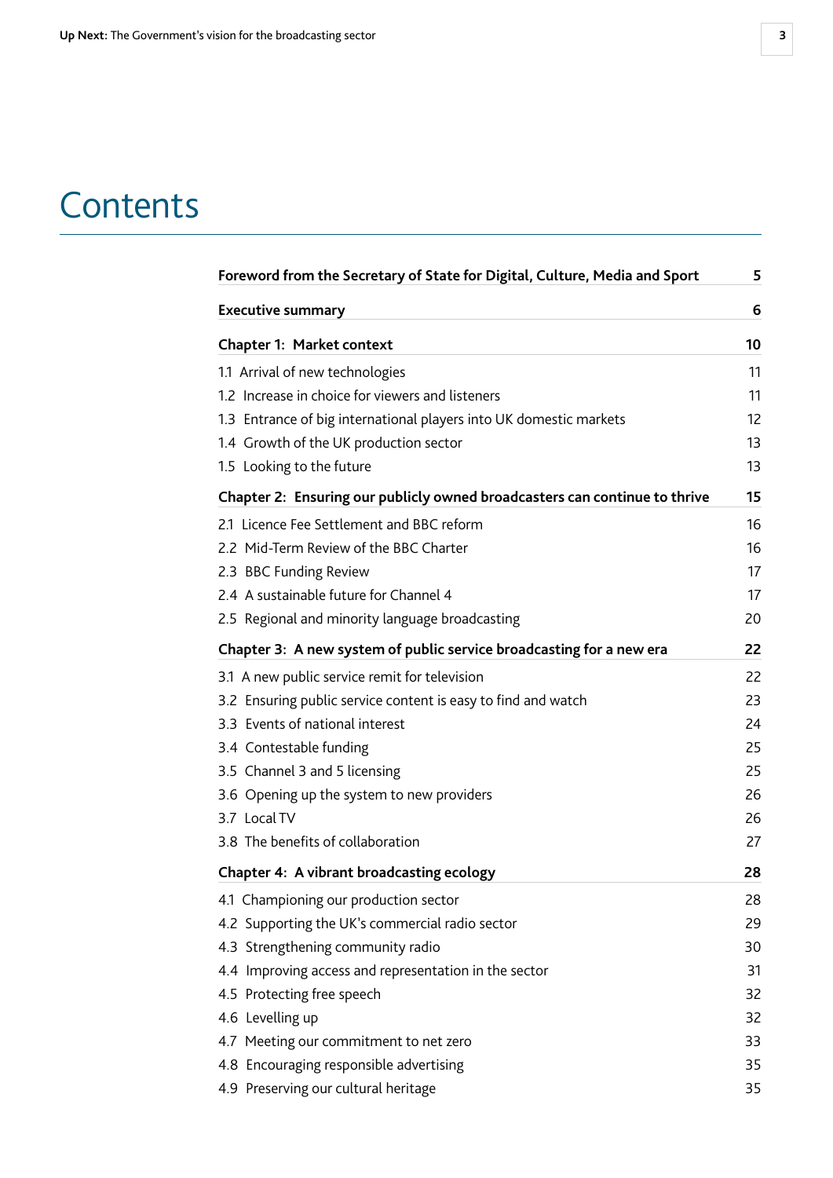# Contents

| | |
|---|---|
| **Foreword from the Secretary of State for Digital, Culture, Media and Sport** | **5** |
| **Executive summary** | **6** |
| **Chapter 1: Market context** | **10** |
| 1.1 Arrival of new technologies | 11 |
| 1.2 Increase in choice for viewers and listeners | 11 |
| 1.3 Entrance of big international players into UK domestic markets | 12 |
| 1.4 Growth of the UK production sector | 13 |
| 1.5 Looking to the future | 13 |
| **Chapter 2: Ensuring our publicly owned broadcasters can continue to thrive** | **15** |
| 2.1 Licence Fee Settlement and BBC reform | 16 |
| 2.2 Mid-Term Review of the BBC Charter | 16 |
| 2.3 BBC Funding Review | 17 |
| 2.4 A sustainable future for Channel 4 | 17 |
| 2.5 Regional and minority language broadcasting | 20 |
| **Chapter 3: A new system of public service broadcasting for a new era** | **22** |
| 3.1 A new public service remit for television | 22 |
| 3.2 Ensuring public service content is easy to find and watch | 23 |
| 3.3 Events of national interest | 24 |
| 3.4 Contestable funding | 25 |
| 3.5 Channel 3 and 5 licensing | 25 |
| 3.6 Opening up the system to new providers | 26 |
| 3.7 Local TV | 26 |
| 3.8 The benefits of collaboration | 27 |
| **Chapter 4: A vibrant broadcasting ecology** | **28** |
| 4.1 Championing our production sector | 28 |
| 4.2 Supporting the UK's commercial radio sector | 29 |
| 4.3 Strengthening community radio | 30 |
| 4.4 Improving access and representation in the sector | 31 |
| 4.5 Protecting free speech | 32 |
| 4.6 Levelling up | 32 |
| 4.7 Meeting our commitment to net zero | 33 |
| 4.8 Encouraging responsible advertising | 35 |
| 4.9 Preserving our cultural heritage | 35 |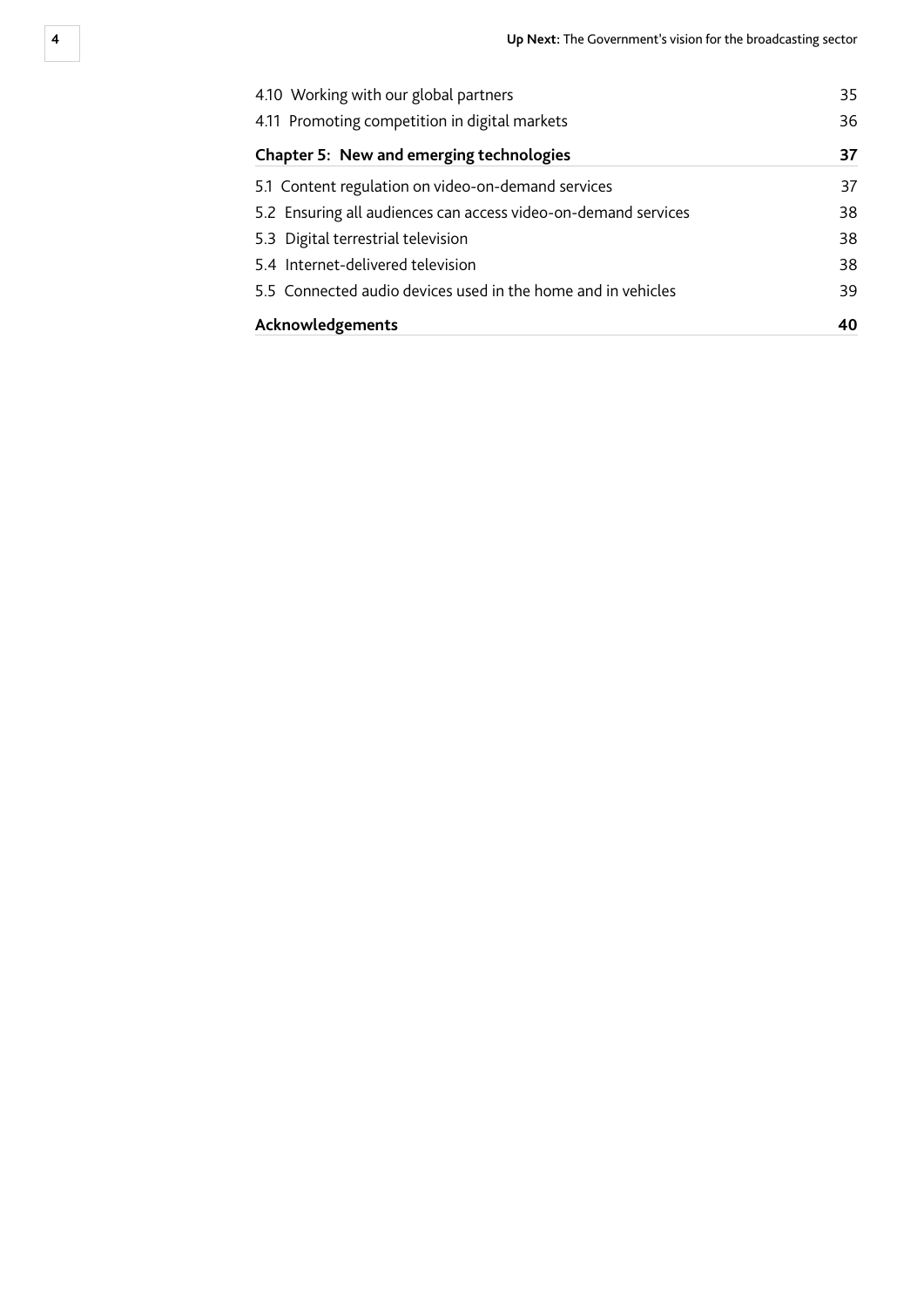| | |
|---|---|
| 4.10 Working with our global partners | 35 |
| 4.11 Promoting competition in digital markets | 36 |
| **Chapter 5: New and emerging technologies** | **37** |
| 5.1 Content regulation on video-on-demand services | 37 |
| 5.2 Ensuring all audiences can access video-on-demand services | 38 |
| 5.3 Digital terrestrial television | 38 |
| 5.4 Internet-delivered television | 38 |
| 5.5 Connected audio devices used in the home and in vehicles | 39 |
| **Acknowledgements** | **40** |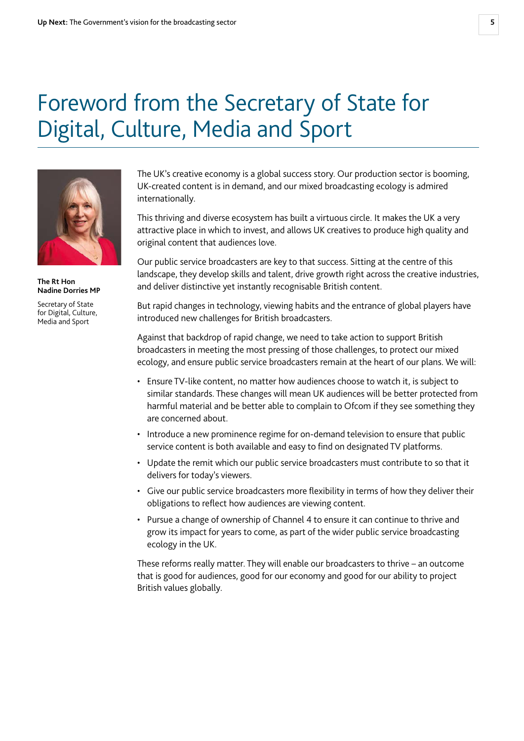# Foreword from the Secretary of State for Digital, Culture, Media and Sport

**The Rt Hon Nadine Dorries MP**

Secretary of State for Digital, Culture, Media and Sport

The UK's creative economy is a global success story. Our production sector is booming, UK-created content is in demand, and our mixed broadcasting ecology is admired internationally.

This thriving and diverse ecosystem has built a virtuous circle. It makes the UK a very attractive place in which to invest, and allows UK creatives to produce high quality and original content that audiences love.

Our public service broadcasters are key to that success. Sitting at the centre of this landscape, they develop skills and talent, drive growth right across the creative industries, and deliver distinctive yet instantly recognisable British content.

But rapid changes in technology, viewing habits and the entrance of global players have introduced new challenges for British broadcasters.

Against that backdrop of rapid change, we need to take action to support British broadcasters in meeting the most pressing of those challenges, to protect our mixed ecology, and ensure public service broadcasters remain at the heart of our plans. We will:

- Ensure TV-like content, no matter how audiences choose to watch it, is subject to similar standards. These changes will mean UK audiences will be better protected from harmful material and be better able to complain to Ofcom if they see something they are concerned about.
- Introduce a new prominence regime for on-demand television to ensure that public service content is both available and easy to find on designated TV platforms.
- Update the remit which our public service broadcasters must contribute to so that it delivers for today's viewers.
- Give our public service broadcasters more flexibility in terms of how they deliver their obligations to reflect how audiences are viewing content.
- Pursue a change of ownership of Channel 4 to ensure it can continue to thrive and grow its impact for years to come, as part of the wider public service broadcasting ecology in the UK.

These reforms really matter. They will enable our broadcasters to thrive – an outcome that is good for audiences, good for our economy and good for our ability to project British values globally.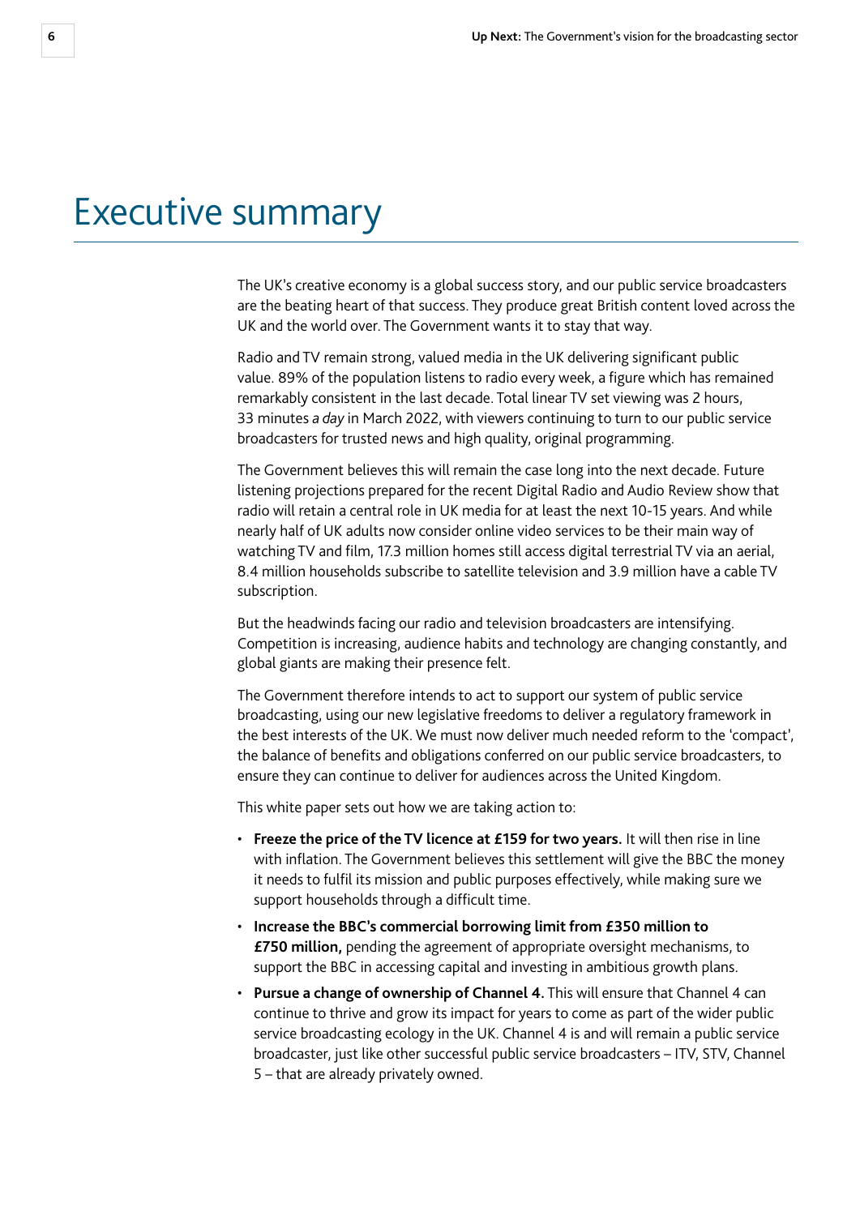# Executive summary

The UK's creative economy is a global success story, and our public service broadcasters are the beating heart of that success. They produce great British content loved across the UK and the world over. The Government wants it to stay that way.

Radio and TV remain strong, valued media in the UK delivering significant public value. 89% of the population listens to radio every week, a figure which has remained remarkably consistent in the last decade. Total linear TV set viewing was 2 hours, 33 minutes *a day* in March 2022, with viewers continuing to turn to our public service broadcasters for trusted news and high quality, original programming.

The Government believes this will remain the case long into the next decade. Future listening projections prepared for the recent Digital Radio and Audio Review show that radio will retain a central role in UK media for at least the next 10-15 years. And while nearly half of UK adults now consider online video services to be their main way of watching TV and film, 17.3 million homes still access digital terrestrial TV via an aerial, 8.4 million households subscribe to satellite television and 3.9 million have a cable TV subscription.

But the headwinds facing our radio and television broadcasters are intensifying. Competition is increasing, audience habits and technology are changing constantly, and global giants are making their presence felt.

The Government therefore intends to act to support our system of public service broadcasting, using our new legislative freedoms to deliver a regulatory framework in the best interests of the UK. We must now deliver much needed reform to the 'compact', the balance of benefits and obligations conferred on our public service broadcasters, to ensure they can continue to deliver for audiences across the United Kingdom.

This white paper sets out how we are taking action to:

- **Freeze the price of the TV licence at £159 for two years.** It will then rise in line with inflation. The Government believes this settlement will give the BBC the money it needs to fulfil its mission and public purposes effectively, while making sure we support households through a difficult time.
- **Increase the BBC's commercial borrowing limit from £350 million to £750 million,** pending the agreement of appropriate oversight mechanisms, to support the BBC in accessing capital and investing in ambitious growth plans.
- **Pursue a change of ownership of Channel 4.** This will ensure that Channel 4 can continue to thrive and grow its impact for years to come as part of the wider public service broadcasting ecology in the UK. Channel 4 is and will remain a public service broadcaster, just like other successful public service broadcasters – ITV, STV, Channel 5 – that are already privately owned.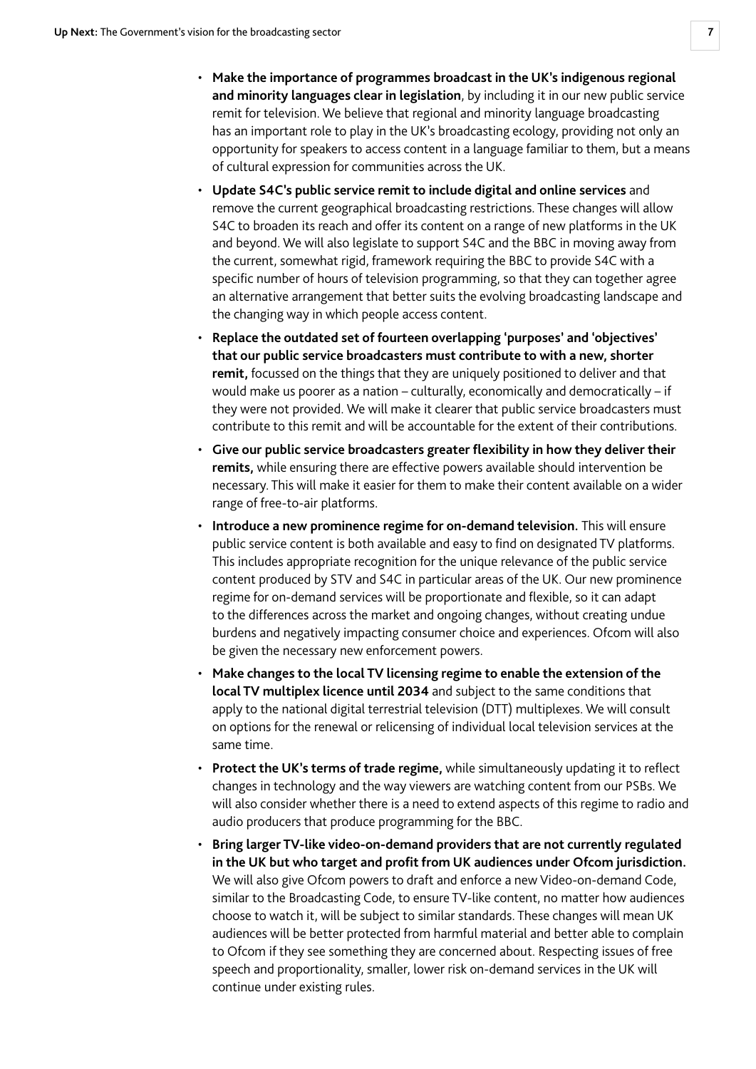- **Make the importance of programmes broadcast in the UK's indigenous regional and minority languages clear in legislation**, by including it in our new public service remit for television. We believe that regional and minority language broadcasting has an important role to play in the UK's broadcasting ecology, providing not only an opportunity for speakers to access content in a language familiar to them, but a means of cultural expression for communities across the UK.
- **Update S4C's public service remit to include digital and online services** and remove the current geographical broadcasting restrictions. These changes will allow S4C to broaden its reach and offer its content on a range of new platforms in the UK and beyond. We will also legislate to support S4C and the BBC in moving away from the current, somewhat rigid, framework requiring the BBC to provide S4C with a specific number of hours of television programming, so that they can together agree an alternative arrangement that better suits the evolving broadcasting landscape and the changing way in which people access content.
- **Replace the outdated set of fourteen overlapping 'purposes' and 'objectives' that our public service broadcasters must contribute to with a new, shorter remit,** focussed on the things that they are uniquely positioned to deliver and that would make us poorer as a nation – culturally, economically and democratically – if they were not provided. We will make it clearer that public service broadcasters must contribute to this remit and will be accountable for the extent of their contributions.
- **Give our public service broadcasters greater flexibility in how they deliver their remits,** while ensuring there are effective powers available should intervention be necessary. This will make it easier for them to make their content available on a wider range of free-to-air platforms.
- **Introduce a new prominence regime for on-demand television.** This will ensure public service content is both available and easy to find on designated TV platforms. This includes appropriate recognition for the unique relevance of the public service content produced by STV and S4C in particular areas of the UK. Our new prominence regime for on-demand services will be proportionate and flexible, so it can adapt to the differences across the market and ongoing changes, without creating undue burdens and negatively impacting consumer choice and experiences. Ofcom will also be given the necessary new enforcement powers.
- **Make changes to the local TV licensing regime to enable the extension of the local TV multiplex licence until 2034** and subject to the same conditions that apply to the national digital terrestrial television (DTT) multiplexes. We will consult on options for the renewal or relicensing of individual local television services at the same time.
- **Protect the UK's terms of trade regime,** while simultaneously updating it to reflect changes in technology and the way viewers are watching content from our PSBs. We will also consider whether there is a need to extend aspects of this regime to radio and audio producers that produce programming for the BBC.
- **Bring larger TV-like video-on-demand providers that are not currently regulated in the UK but who target and profit from UK audiences under Ofcom jurisdiction.** We will also give Ofcom powers to draft and enforce a new Video-on-demand Code, similar to the Broadcasting Code, to ensure TV-like content, no matter how audiences choose to watch it, will be subject to similar standards. These changes will mean UK audiences will be better protected from harmful material and better able to complain to Ofcom if they see something they are concerned about. Respecting issues of free speech and proportionality, smaller, lower risk on-demand services in the UK will continue under existing rules.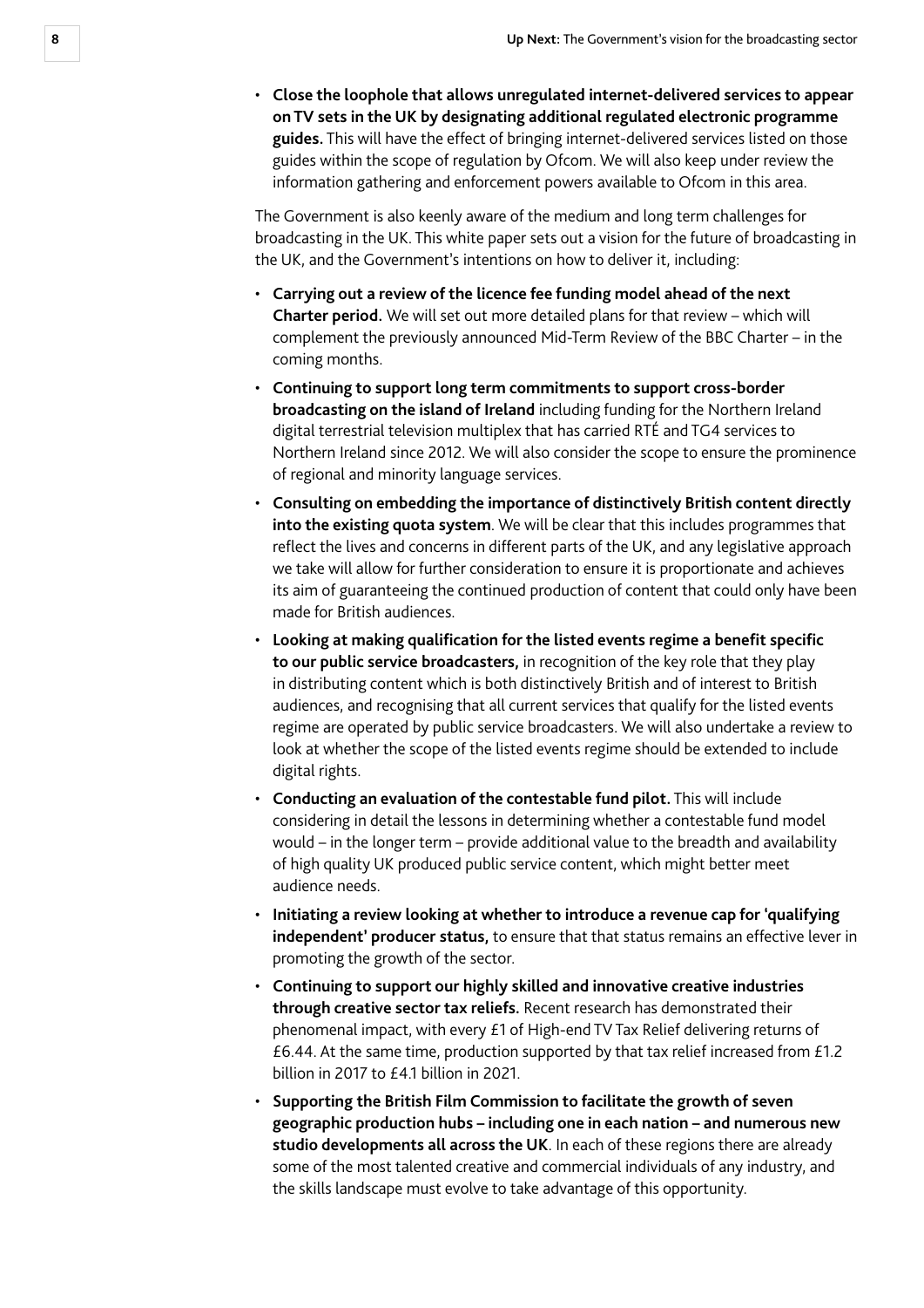- **Close the loophole that allows unregulated internet-delivered services to appear on TV sets in the UK by designating additional regulated electronic programme guides.** This will have the effect of bringing internet-delivered services listed on those guides within the scope of regulation by Ofcom. We will also keep under review the information gathering and enforcement powers available to Ofcom in this area.

The Government is also keenly aware of the medium and long term challenges for broadcasting in the UK. This white paper sets out a vision for the future of broadcasting in the UK, and the Government's intentions on how to deliver it, including:

- **Carrying out a review of the licence fee funding model ahead of the next Charter period.** We will set out more detailed plans for that review – which will complement the previously announced Mid-Term Review of the BBC Charter – in the coming months.
- **Continuing to support long term commitments to support cross-border broadcasting on the island of Ireland** including funding for the Northern Ireland digital terrestrial television multiplex that has carried RTÉ and TG4 services to Northern Ireland since 2012. We will also consider the scope to ensure the prominence of regional and minority language services.
- **Consulting on embedding the importance of distinctively British content directly into the existing quota system**. We will be clear that this includes programmes that reflect the lives and concerns in different parts of the UK, and any legislative approach we take will allow for further consideration to ensure it is proportionate and achieves its aim of guaranteeing the continued production of content that could only have been made for British audiences.
- **Looking at making qualification for the listed events regime a benefit specific to our public service broadcasters,** in recognition of the key role that they play in distributing content which is both distinctively British and of interest to British audiences, and recognising that all current services that qualify for the listed events regime are operated by public service broadcasters. We will also undertake a review to look at whether the scope of the listed events regime should be extended to include digital rights.
- **Conducting an evaluation of the contestable fund pilot.** This will include considering in detail the lessons in determining whether a contestable fund model would – in the longer term – provide additional value to the breadth and availability of high quality UK produced public service content, which might better meet audience needs.
- **Initiating a review looking at whether to introduce a revenue cap for 'qualifying independent' producer status,** to ensure that that status remains an effective lever in promoting the growth of the sector.
- **Continuing to support our highly skilled and innovative creative industries through creative sector tax reliefs.** Recent research has demonstrated their phenomenal impact, with every £1 of High-end TV Tax Relief delivering returns of £6.44. At the same time, production supported by that tax relief increased from £1.2 billion in 2017 to £4.1 billion in 2021.
- **Supporting the British Film Commission to facilitate the growth of seven geographic production hubs – including one in each nation – and numerous new studio developments all across the UK**. In each of these regions there are already some of the most talented creative and commercial individuals of any industry, and the skills landscape must evolve to take advantage of this opportunity.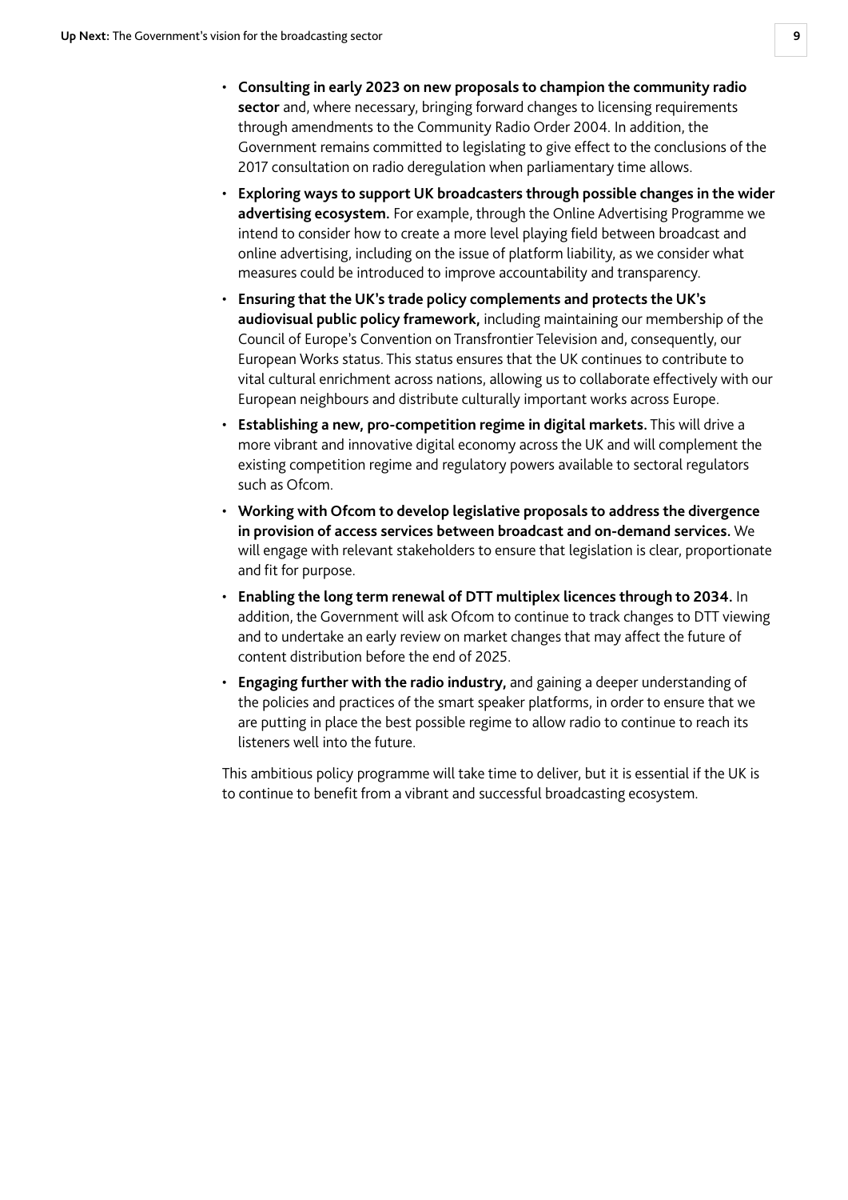- **Consulting in early 2023 on new proposals to champion the community radio sector** and, where necessary, bringing forward changes to licensing requirements through amendments to the Community Radio Order 2004. In addition, the Government remains committed to legislating to give effect to the conclusions of the 2017 consultation on radio deregulation when parliamentary time allows.
- **Exploring ways to support UK broadcasters through possible changes in the wider advertising ecosystem.** For example, through the Online Advertising Programme we intend to consider how to create a more level playing field between broadcast and online advertising, including on the issue of platform liability, as we consider what measures could be introduced to improve accountability and transparency.
- **Ensuring that the UK's trade policy complements and protects the UK's audiovisual public policy framework,** including maintaining our membership of the Council of Europe's Convention on Transfrontier Television and, consequently, our European Works status. This status ensures that the UK continues to contribute to vital cultural enrichment across nations, allowing us to collaborate effectively with our European neighbours and distribute culturally important works across Europe.
- **Establishing a new, pro-competition regime in digital markets.** This will drive a more vibrant and innovative digital economy across the UK and will complement the existing competition regime and regulatory powers available to sectoral regulators such as Ofcom.
- **Working with Ofcom to develop legislative proposals to address the divergence in provision of access services between broadcast and on-demand services.** We will engage with relevant stakeholders to ensure that legislation is clear, proportionate and fit for purpose.
- **Enabling the long term renewal of DTT multiplex licences through to 2034.** In addition, the Government will ask Ofcom to continue to track changes to DTT viewing and to undertake an early review on market changes that may affect the future of content distribution before the end of 2025.
- **Engaging further with the radio industry,** and gaining a deeper understanding of the policies and practices of the smart speaker platforms, in order to ensure that we are putting in place the best possible regime to allow radio to continue to reach its listeners well into the future.

This ambitious policy programme will take time to deliver, but it is essential if the UK is to continue to benefit from a vibrant and successful broadcasting ecosystem.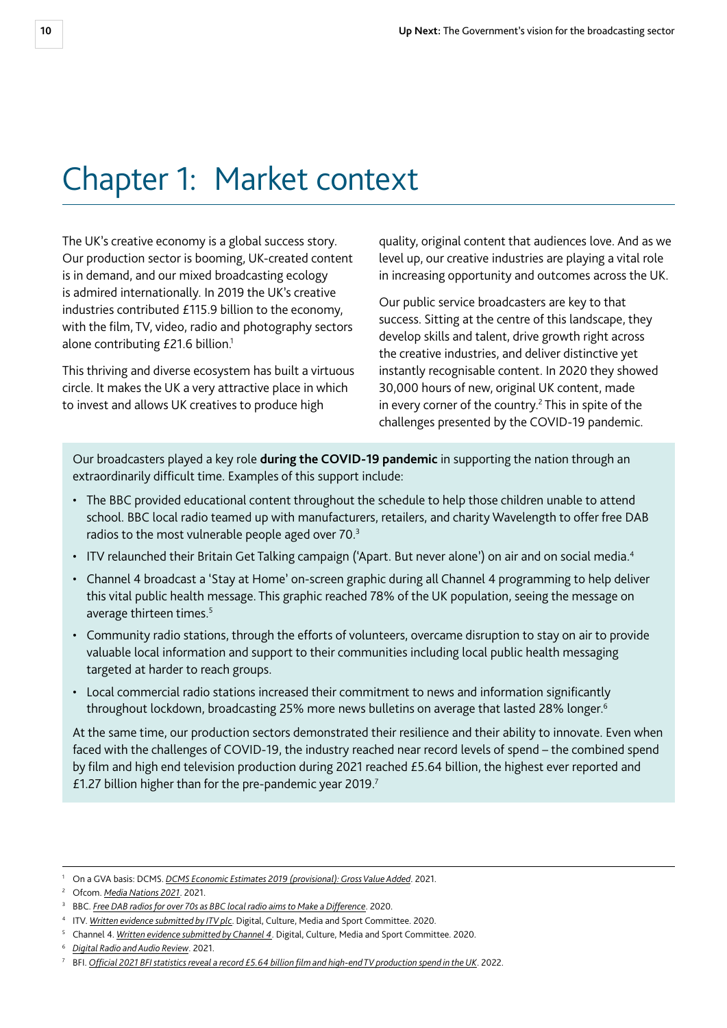# Chapter 1: Market context

The UK's creative economy is a global success story. Our production sector is booming, UK-created content is in demand, and our mixed broadcasting ecology is admired internationally. In 2019 the UK's creative industries contributed £115.9 billion to the economy, with the film, TV, video, radio and photography sectors alone contributing £21.6 billion.[1]

This thriving and diverse ecosystem has built a virtuous circle. It makes the UK a very attractive place in which to invest and allows UK creatives to produce high quality, original content that audiences love. And as we level up, our creative industries are playing a vital role in increasing opportunity and outcomes across the UK.

Our public service broadcasters are key to that success. Sitting at the centre of this landscape, they develop skills and talent, drive growth right across the creative industries, and deliver distinctive yet instantly recognisable content. In 2020 they showed 30,000 hours of new, original UK content, made in every corner of the country.[2] This in spite of the challenges presented by the COVID-19 pandemic.

Our broadcasters played a key role **during the COVID-19 pandemic** in supporting the nation through an extraordinarily difficult time. Examples of this support include:

- The BBC provided educational content throughout the schedule to help those children unable to attend school. BBC local radio teamed up with manufacturers, retailers, and charity Wavelength to offer free DAB radios to the most vulnerable people aged over 70.[3]
- ITV relaunched their Britain Get Talking campaign ('Apart. But never alone') on air and on social media.[4]
- Channel 4 broadcast a 'Stay at Home' on-screen graphic during all Channel 4 programming to help deliver this vital public health message. This graphic reached 78% of the UK population, seeing the message on average thirteen times.[5]
- Community radio stations, through the efforts of volunteers, overcame disruption to stay on air to provide valuable local information and support to their communities including local public health messaging targeted at harder to reach groups.
- Local commercial radio stations increased their commitment to news and information significantly throughout lockdown, broadcasting 25% more news bulletins on average that lasted 28% longer.[6]

At the same time, our production sectors demonstrated their resilience and their ability to innovate. Even when faced with the challenges of COVID-19, the industry reached near record levels of spend – the combined spend by film and high end television production during 2021 reached £5.64 billion, the highest ever reported and £1.27 billion higher than for the pre-pandemic year 2019.[7]

---

[1] On a GVA basis: DCMS. *DCMS Economic Estimates 2019 (provisional): Gross Value Added*. 2021.

[2] Ofcom. *Media Nations 2021*. 2021.

[3] BBC. *Free DAB radios for over 70s as BBC local radio aims to Make a Difference*. 2020.

[4] ITV. *Written evidence submitted by ITV plc*. Digital, Culture, Media and Sport Committee. 2020.

[5] Channel 4. *Written evidence submitted by Channel 4*. Digital, Culture, Media and Sport Committee. 2020.

[6] *Digital Radio and Audio Review*. 2021.

[7] BFI. *Official 2021 BFI statistics reveal a record £5.64 billion film and high-end TV production spend in the UK*. 2022.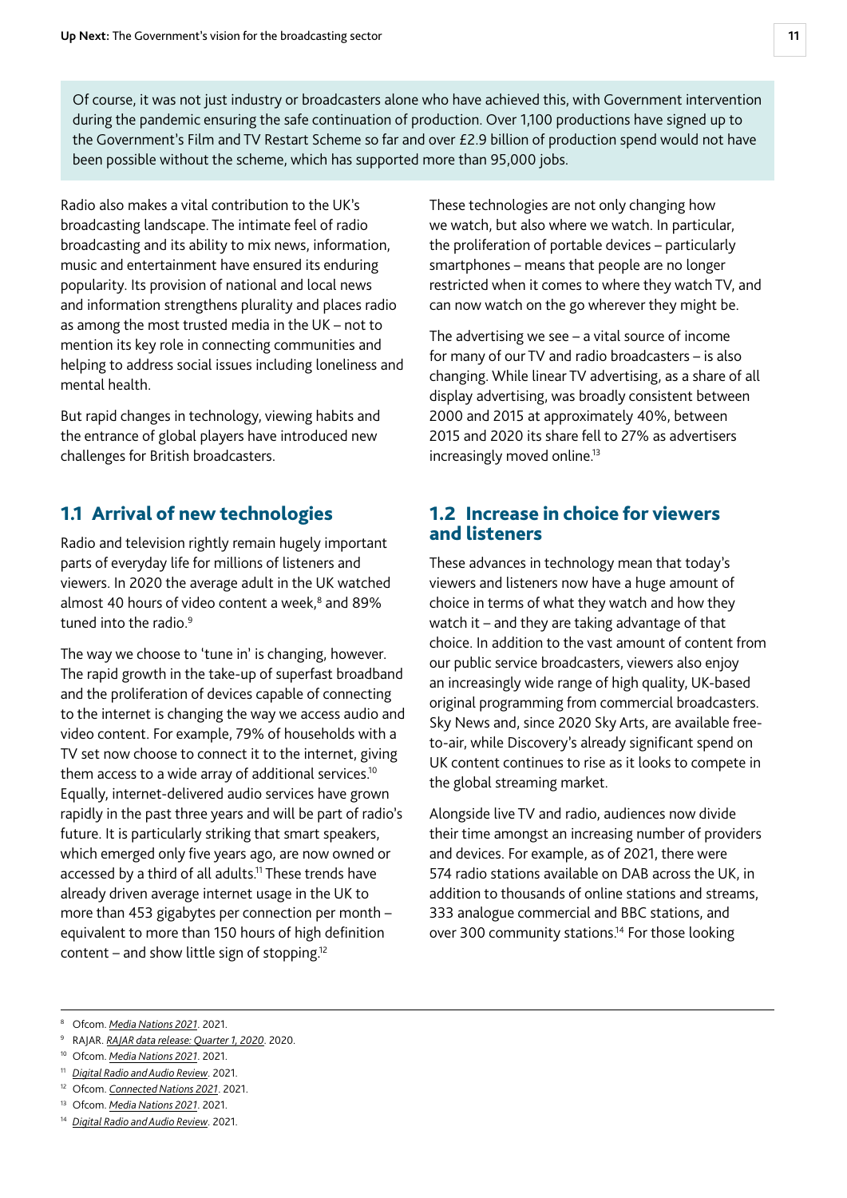Of course, it was not just industry or broadcasters alone who have achieved this, with Government intervention during the pandemic ensuring the safe continuation of production. Over 1,100 productions have signed up to the Government's Film and TV Restart Scheme so far and over £2.9 billion of production spend would not have been possible without the scheme, which has supported more than 95,000 jobs.

Radio also makes a vital contribution to the UK's broadcasting landscape. The intimate feel of radio broadcasting and its ability to mix news, information, music and entertainment have ensured its enduring popularity. Its provision of national and local news and information strengthens plurality and places radio as among the most trusted media in the UK – not to mention its key role in connecting communities and helping to address social issues including loneliness and mental health.

But rapid changes in technology, viewing habits and the entrance of global players have introduced new challenges for British broadcasters.

## 1.1 Arrival of new technologies

Radio and television rightly remain hugely important parts of everyday life for millions of listeners and viewers. In 2020 the average adult in the UK watched almost 40 hours of video content a week,[8] and 89% tuned into the radio.[9]

The way we choose to 'tune in' is changing, however. The rapid growth in the take-up of superfast broadband and the proliferation of devices capable of connecting to the internet is changing the way we access audio and video content. For example, 79% of households with a TV set now choose to connect it to the internet, giving them access to a wide array of additional services.[10] Equally, internet-delivered audio services have grown rapidly in the past three years and will be part of radio's future. It is particularly striking that smart speakers, which emerged only five years ago, are now owned or accessed by a third of all adults.[11] These trends have already driven average internet usage in the UK to more than 453 gigabytes per connection per month – equivalent to more than 150 hours of high definition content – and show little sign of stopping.[12]

These technologies are not only changing how we watch, but also where we watch. In particular, the proliferation of portable devices – particularly smartphones – means that people are no longer restricted when it comes to where they watch TV, and can now watch on the go wherever they might be.

The advertising we see – a vital source of income for many of our TV and radio broadcasters – is also changing. While linear TV advertising, as a share of all display advertising, was broadly consistent between 2000 and 2015 at approximately 40%, between 2015 and 2020 its share fell to 27% as advertisers increasingly moved online.[13]

## 1.2 Increase in choice for viewers and listeners

These advances in technology mean that today's viewers and listeners now have a huge amount of choice in terms of what they watch and how they watch it – and they are taking advantage of that choice. In addition to the vast amount of content from our public service broadcasters, viewers also enjoy an increasingly wide range of high quality, UK-based original programming from commercial broadcasters. Sky News and, since 2020 Sky Arts, are available free-to-air, while Discovery's already significant spend on UK content continues to rise as it looks to compete in the global streaming market.

Alongside live TV and radio, audiences now divide their time amongst an increasing number of providers and devices. For example, as of 2021, there were 574 radio stations available on DAB across the UK, in addition to thousands of online stations and streams, 333 analogue commercial and BBC stations, and over 300 community stations.[14] For those looking

---

[8] Ofcom. *Media Nations 2021*. 2021.

[9] RAJAR. *RAJAR data release: Quarter 1, 2020*. 2020.

[10] Ofcom. *Media Nations 2021*. 2021.

[11] *Digital Radio and Audio Review*. 2021.

[12] Ofcom. *Connected Nations 2021*. 2021.

[13] Ofcom. *Media Nations 2021*. 2021.

[14] *Digital Radio and Audio Review*. 2021.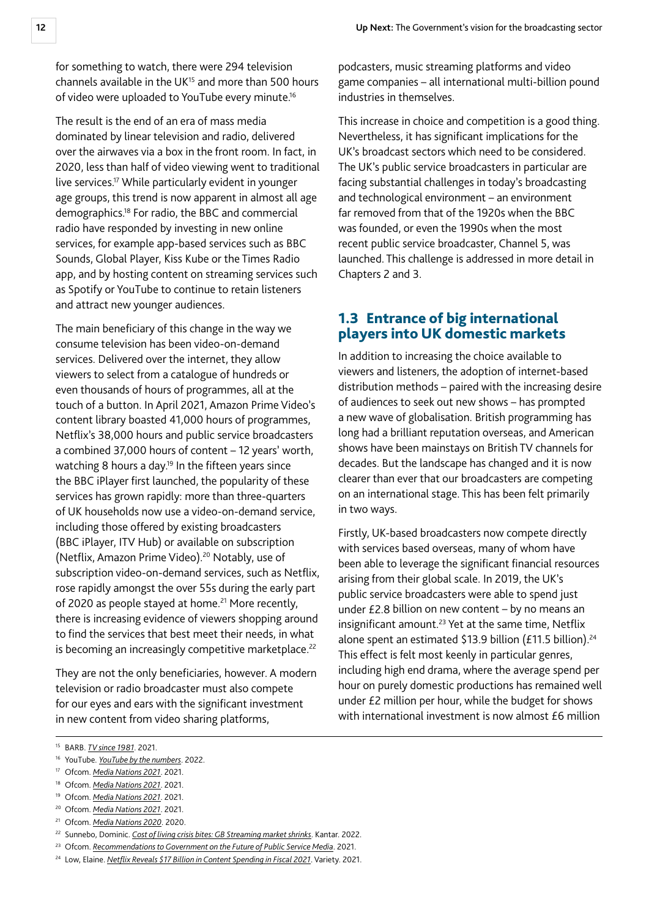for something to watch, there were 294 television channels available in the UK[15] and more than 500 hours of video were uploaded to YouTube every minute.[16]

The result is the end of an era of mass media dominated by linear television and radio, delivered over the airwaves via a box in the front room. In fact, in 2020, less than half of video viewing went to traditional live services.[17] While particularly evident in younger age groups, this trend is now apparent in almost all age demographics.[18] For radio, the BBC and commercial radio have responded by investing in new online services, for example app-based services such as BBC Sounds, Global Player, Kiss Kube or the Times Radio app, and by hosting content on streaming services such as Spotify or YouTube to continue to retain listeners and attract new younger audiences.

The main beneficiary of this change in the way we consume television has been video-on-demand services. Delivered over the internet, they allow viewers to select from a catalogue of hundreds or even thousands of hours of programmes, all at the touch of a button. In April 2021, Amazon Prime Video's content library boasted 41,000 hours of programmes, Netflix's 38,000 hours and public service broadcasters a combined 37,000 hours of content – 12 years' worth, watching 8 hours a day.[19] In the fifteen years since the BBC iPlayer first launched, the popularity of these services has grown rapidly: more than three-quarters of UK households now use a video-on-demand service, including those offered by existing broadcasters (BBC iPlayer, ITV Hub) or available on subscription (Netflix, Amazon Prime Video).[20] Notably, use of subscription video-on-demand services, such as Netflix, rose rapidly amongst the over 55s during the early part of 2020 as people stayed at home.[21] More recently, there is increasing evidence of viewers shopping around to find the services that best meet their needs, in what is becoming an increasingly competitive marketplace.[22]

They are not the only beneficiaries, however. A modern television or radio broadcaster must also compete for our eyes and ears with the significant investment in new content from video sharing platforms, podcasters, music streaming platforms and video game companies – all international multi-billion pound industries in themselves.

This increase in choice and competition is a good thing. Nevertheless, it has significant implications for the UK's broadcast sectors which need to be considered. The UK's public service broadcasters in particular are facing substantial challenges in today's broadcasting and technological environment – an environment far removed from that of the 1920s when the BBC was founded, or even the 1990s when the most recent public service broadcaster, Channel 5, was launched. This challenge is addressed in more detail in Chapters 2 and 3.

## 1.3 Entrance of big international players into UK domestic markets

In addition to increasing the choice available to viewers and listeners, the adoption of internet-based distribution methods – paired with the increasing desire of audiences to seek out new shows – has prompted a new wave of globalisation. British programming has long had a brilliant reputation overseas, and American shows have been mainstays on British TV channels for decades. But the landscape has changed and it is now clearer than ever that our broadcasters are competing on an international stage. This has been felt primarily in two ways.

Firstly, UK-based broadcasters now compete directly with services based overseas, many of whom have been able to leverage the significant financial resources arising from their global scale. In 2019, the UK's public service broadcasters were able to spend just under £2.8 billion on new content – by no means an insignificant amount.[23] Yet at the same time, Netflix alone spent an estimated $13.9 billion (£11.5 billion).[24] This effect is felt most keenly in particular genres, including high end drama, where the average spend per hour on purely domestic productions has remained well under £2 million per hour, while the budget for shows with international investment is now almost £6 million

---

[15] BARB. *TV since 1981*. 2021.

[16] YouTube. *YouTube by the numbers*. 2022.

[17] Ofcom. *Media Nations 2021*. 2021.

[18] Ofcom. *Media Nations 2021*. 2021.

[19] Ofcom. *Media Nations 2021*. 2021.

[20] Ofcom. *Media Nations 2021*. 2021.

[21] Ofcom. *Media Nations 2020*. 2020.

[22] Sunnebo, Dominic. *Cost of living crisis bites: GB Streaming market shrinks*. Kantar. 2022.

[23] Ofcom. *Recommendations to Government on the Future of Public Service Media*. 2021.

[24] Low, Elaine. *Netflix Reveals $17 Billion in Content Spending in Fiscal 2021*. Variety. 2021.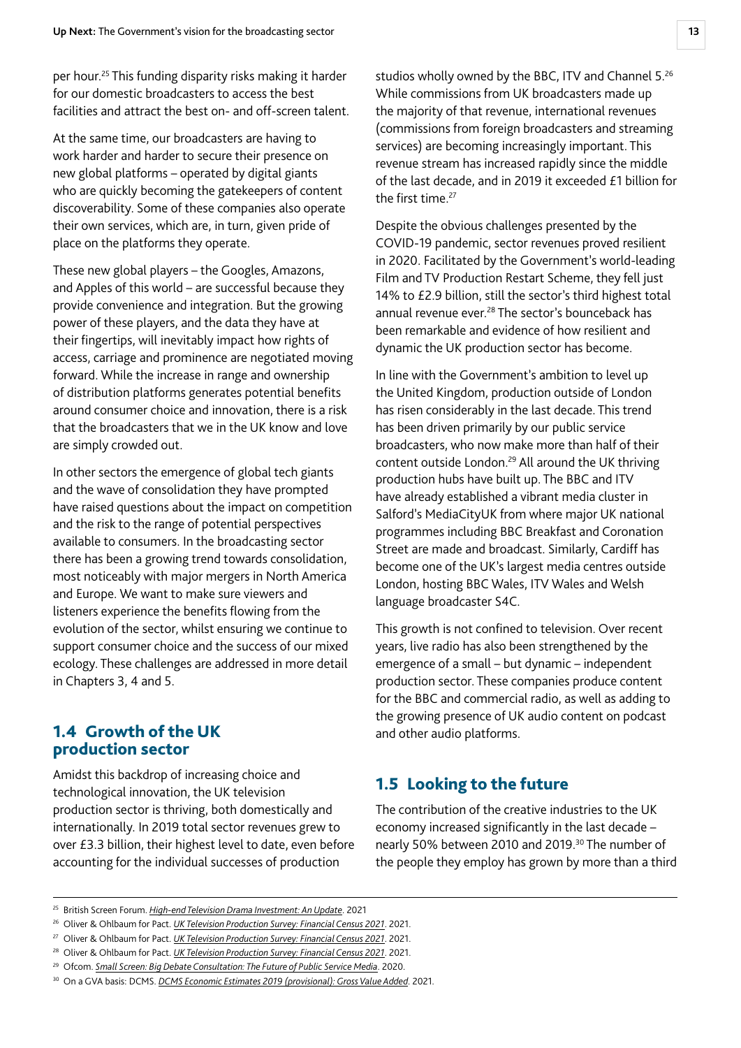per hour.[25] This funding disparity risks making it harder for our domestic broadcasters to access the best facilities and attract the best on- and off-screen talent.

At the same time, our broadcasters are having to work harder and harder to secure their presence on new global platforms – operated by digital giants who are quickly becoming the gatekeepers of content discoverability. Some of these companies also operate their own services, which are, in turn, given pride of place on the platforms they operate.

These new global players – the Googles, Amazons, and Apples of this world – are successful because they provide convenience and integration. But the growing power of these players, and the data they have at their fingertips, will inevitably impact how rights of access, carriage and prominence are negotiated moving forward. While the increase in range and ownership of distribution platforms generates potential benefits around consumer choice and innovation, there is a risk that the broadcasters that we in the UK know and love are simply crowded out.

In other sectors the emergence of global tech giants and the wave of consolidation they have prompted have raised questions about the impact on competition and the risk to the range of potential perspectives available to consumers. In the broadcasting sector there has been a growing trend towards consolidation, most noticeably with major mergers in North America and Europe. We want to make sure viewers and listeners experience the benefits flowing from the evolution of the sector, whilst ensuring we continue to support consumer choice and the success of our mixed ecology. These challenges are addressed in more detail in Chapters 3, 4 and 5.

## 1.4 Growth of the UK production sector

Amidst this backdrop of increasing choice and technological innovation, the UK television production sector is thriving, both domestically and internationally. In 2019 total sector revenues grew to over £3.3 billion, their highest level to date, even before accounting for the individual successes of production studios wholly owned by the BBC, ITV and Channel 5.[26] While commissions from UK broadcasters made up the majority of that revenue, international revenues (commissions from foreign broadcasters and streaming services) are becoming increasingly important. This revenue stream has increased rapidly since the middle of the last decade, and in 2019 it exceeded £1 billion for the first time.[27]

Despite the obvious challenges presented by the COVID-19 pandemic, sector revenues proved resilient in 2020. Facilitated by the Government's world-leading Film and TV Production Restart Scheme, they fell just 14% to £2.9 billion, still the sector's third highest total annual revenue ever.[28] The sector's bounceback has been remarkable and evidence of how resilient and dynamic the UK production sector has become.

In line with the Government's ambition to level up the United Kingdom, production outside of London has risen considerably in the last decade. This trend has been driven primarily by our public service broadcasters, who now make more than half of their content outside London.[29] All around the UK thriving production hubs have built up. The BBC and ITV have already established a vibrant media cluster in Salford's MediaCityUK from where major UK national programmes including BBC Breakfast and Coronation Street are made and broadcast. Similarly, Cardiff has become one of the UK's largest media centres outside London, hosting BBC Wales, ITV Wales and Welsh language broadcaster S4C.

This growth is not confined to television. Over recent years, live radio has also been strengthened by the emergence of a small – but dynamic – independent production sector. These companies produce content for the BBC and commercial radio, as well as adding to the growing presence of UK audio content on podcast and other audio platforms.

## 1.5 Looking to the future

The contribution of the creative industries to the UK economy increased significantly in the last decade – nearly 50% between 2010 and 2019.[30] The number of the people they employ has grown by more than a third

---

[25] British Screen Forum. *High-end Television Drama Investment: An Update*. 2021

[26] Oliver & Ohlbaum for Pact. *UK Television Production Survey: Financial Census 2021*. 2021.

[27] Oliver & Ohlbaum for Pact. *UK Television Production Survey: Financial Census 2021*. 2021.

[28] Oliver & Ohlbaum for Pact. *UK Television Production Survey: Financial Census 2021*. 2021.

[29] Ofcom. *Small Screen: Big Debate Consultation: The Future of Public Service Media*. 2020.

[30] On a GVA basis: DCMS. *DCMS Economic Estimates 2019 (provisional): Gross Value Added*. 2021.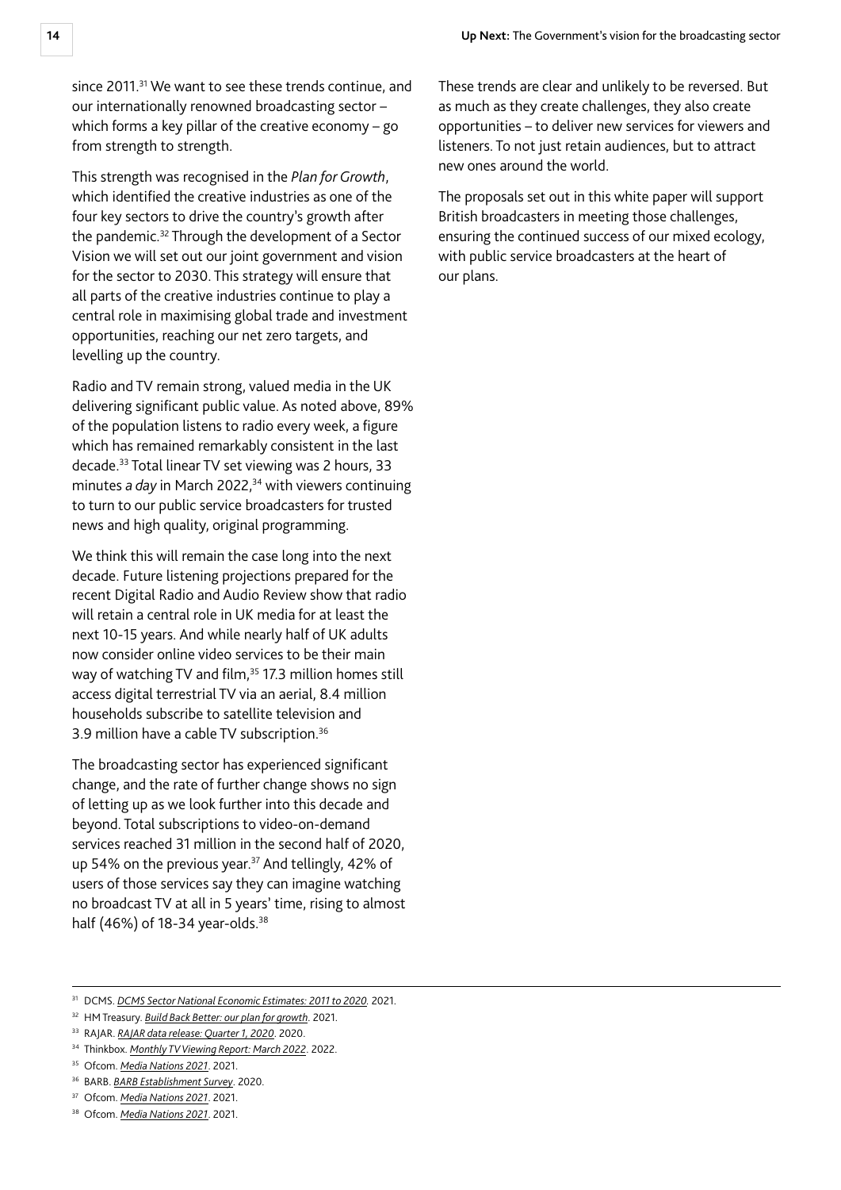since 2011.[31] We want to see these trends continue, and our internationally renowned broadcasting sector – which forms a key pillar of the creative economy – go from strength to strength.

This strength was recognised in the *Plan for Growth*, which identified the creative industries as one of the four key sectors to drive the country's growth after the pandemic.[32] Through the development of a Sector Vision we will set out our joint government and vision for the sector to 2030. This strategy will ensure that all parts of the creative industries continue to play a central role in maximising global trade and investment opportunities, reaching our net zero targets, and levelling up the country.

Radio and TV remain strong, valued media in the UK delivering significant public value. As noted above, 89% of the population listens to radio every week, a figure which has remained remarkably consistent in the last decade.[33] Total linear TV set viewing was 2 hours, 33 minutes *a day* in March 2022,[34] with viewers continuing to turn to our public service broadcasters for trusted news and high quality, original programming.

We think this will remain the case long into the next decade. Future listening projections prepared for the recent Digital Radio and Audio Review show that radio will retain a central role in UK media for at least the next 10-15 years. And while nearly half of UK adults now consider online video services to be their main way of watching TV and film,[35] 17.3 million homes still access digital terrestrial TV via an aerial, 8.4 million households subscribe to satellite television and 3.9 million have a cable TV subscription.[36]

The broadcasting sector has experienced significant change, and the rate of further change shows no sign of letting up as we look further into this decade and beyond. Total subscriptions to video-on-demand services reached 31 million in the second half of 2020, up 54% on the previous year.[37] And tellingly, 42% of users of those services say they can imagine watching no broadcast TV at all in 5 years' time, rising to almost half (46%) of 18-34 year-olds.[38]

These trends are clear and unlikely to be reversed. But as much as they create challenges, they also create opportunities – to deliver new services for viewers and listeners. To not just retain audiences, but to attract new ones around the world.

The proposals set out in this white paper will support British broadcasters in meeting those challenges, ensuring the continued success of our mixed ecology, with public service broadcasters at the heart of our plans.

---

[31] DCMS. *DCMS Sector National Economic Estimates: 2011 to 2020*. 2021.

[32] HM Treasury. *Build Back Better: our plan for growth*. 2021.

[33] RAJAR. *RAJAR data release: Quarter 1, 2020*. 2020.

[34] Thinkbox. *Monthly TV Viewing Report: March 2022*. 2022.

[35] Ofcom. *Media Nations 2021*. 2021.

[36] BARB. *BARB Establishment Survey*. 2020.

[37] Ofcom. *Media Nations 2021*. 2021.

[38] Ofcom. *Media Nations 2021*. 2021.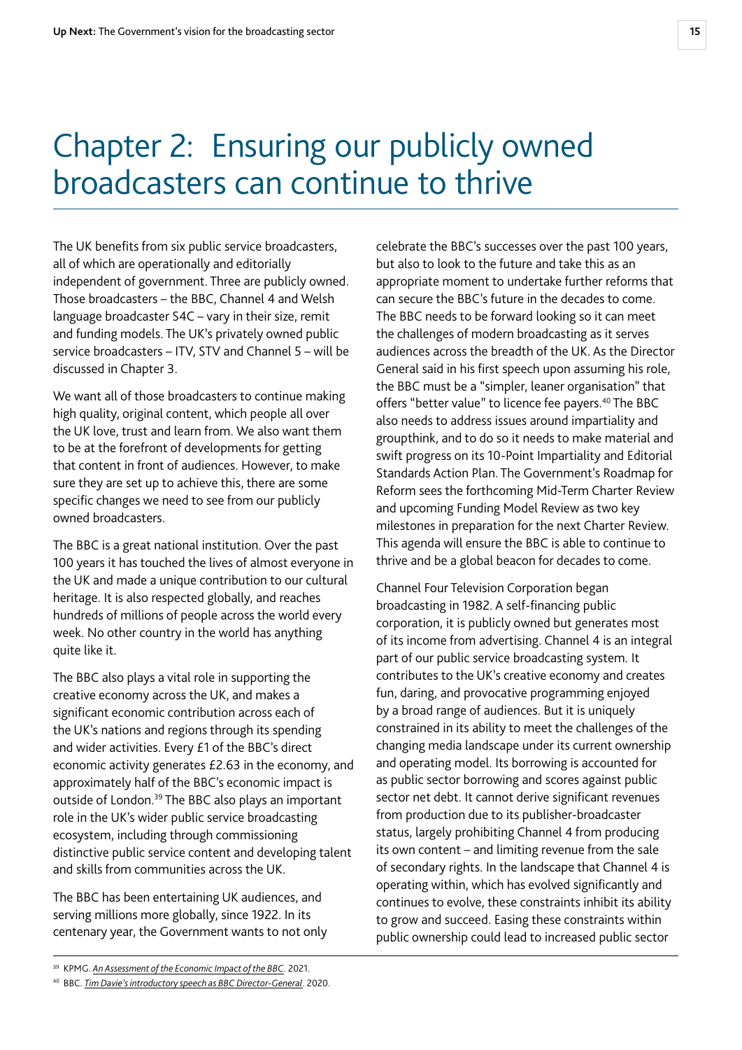# Chapter 2: Ensuring our publicly owned broadcasters can continue to thrive

The UK benefits from six public service broadcasters, all of which are operationally and editorially independent of government. Three are publicly owned. Those broadcasters – the BBC, Channel 4 and Welsh language broadcaster S4C – vary in their size, remit and funding models. The UK's privately owned public service broadcasters – ITV, STV and Channel 5 – will be discussed in Chapter 3.

We want all of those broadcasters to continue making high quality, original content, which people all over the UK love, trust and learn from. We also want them to be at the forefront of developments for getting that content in front of audiences. However, to make sure they are set up to achieve this, there are some specific changes we need to see from our publicly owned broadcasters.

The BBC is a great national institution. Over the past 100 years it has touched the lives of almost everyone in the UK and made a unique contribution to our cultural heritage. It is also respected globally, and reaches hundreds of millions of people across the world every week. No other country in the world has anything quite like it.

The BBC also plays a vital role in supporting the creative economy across the UK, and makes a significant economic contribution across each of the UK's nations and regions through its spending and wider activities. Every £1 of the BBC's direct economic activity generates £2.63 in the economy, and approximately half of the BBC's economic impact is outside of London.[39] The BBC also plays an important role in the UK's wider public service broadcasting ecosystem, including through commissioning distinctive public service content and developing talent and skills from communities across the UK.

The BBC has been entertaining UK audiences, and serving millions more globally, since 1922. In its centenary year, the Government wants to not only celebrate the BBC's successes over the past 100 years, but also to look to the future and take this as an appropriate moment to undertake further reforms that can secure the BBC's future in the decades to come. The BBC needs to be forward looking so it can meet the challenges of modern broadcasting as it serves audiences across the breadth of the UK. As the Director General said in his first speech upon assuming his role, the BBC must be a "simpler, leaner organisation" that offers "better value" to licence fee payers.[40] The BBC also needs to address issues around impartiality and groupthink, and to do so it needs to make material and swift progress on its 10-Point Impartiality and Editorial Standards Action Plan. The Government's Roadmap for Reform sees the forthcoming Mid-Term Charter Review and upcoming Funding Model Review as two key milestones in preparation for the next Charter Review. This agenda will ensure the BBC is able to continue to thrive and be a global beacon for decades to come.

Channel Four Television Corporation began broadcasting in 1982. A self-financing public corporation, it is publicly owned but generates most of its income from advertising. Channel 4 is an integral part of our public service broadcasting system. It contributes to the UK's creative economy and creates fun, daring, and provocative programming enjoyed by a broad range of audiences. But it is uniquely constrained in its ability to meet the challenges of the changing media landscape under its current ownership and operating model. Its borrowing is accounted for as public sector borrowing and scores against public sector net debt. It cannot derive significant revenues from production due to its publisher-broadcaster status, largely prohibiting Channel 4 from producing its own content – and limiting revenue from the sale of secondary rights. In the landscape that Channel 4 is operating within, which has evolved significantly and continues to evolve, these constraints inhibit its ability to grow and succeed. Easing these constraints within public ownership could lead to increased public sector

---

[39] KPMG. *An Assessment of the Economic Impact of the BBC*. 2021.

[40] BBC. *Tim Davie's introductory speech as BBC Director-General*. 2020.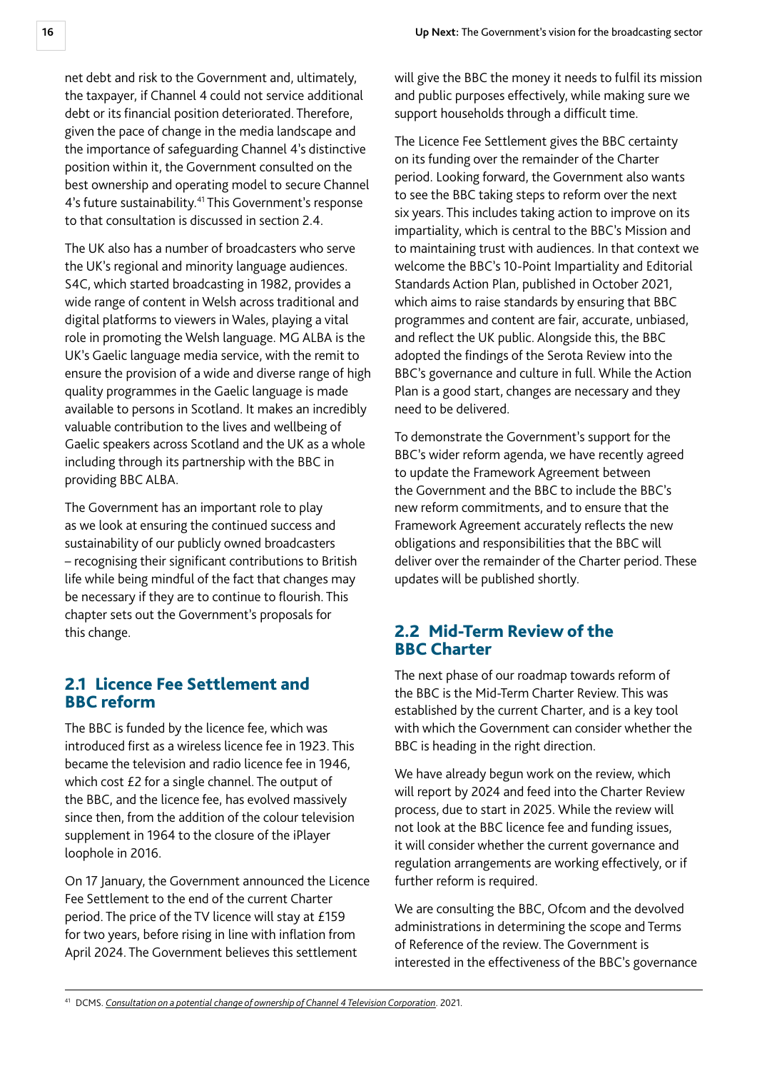net debt and risk to the Government and, ultimately, the taxpayer, if Channel 4 could not service additional debt or its financial position deteriorated. Therefore, given the pace of change in the media landscape and the importance of safeguarding Channel 4's distinctive position within it, the Government consulted on the best ownership and operating model to secure Channel 4's future sustainability.[41] This Government's response to that consultation is discussed in section 2.4.

The UK also has a number of broadcasters who serve the UK's regional and minority language audiences. S4C, which started broadcasting in 1982, provides a wide range of content in Welsh across traditional and digital platforms to viewers in Wales, playing a vital role in promoting the Welsh language. MG ALBA is the UK's Gaelic language media service, with the remit to ensure the provision of a wide and diverse range of high quality programmes in the Gaelic language is made available to persons in Scotland. It makes an incredibly valuable contribution to the lives and wellbeing of Gaelic speakers across Scotland and the UK as a whole including through its partnership with the BBC in providing BBC ALBA.

The Government has an important role to play as we look at ensuring the continued success and sustainability of our publicly owned broadcasters – recognising their significant contributions to British life while being mindful of the fact that changes may be necessary if they are to continue to flourish. This chapter sets out the Government's proposals for this change.

## 2.1 Licence Fee Settlement and BBC reform

The BBC is funded by the licence fee, which was introduced first as a wireless licence fee in 1923. This became the television and radio licence fee in 1946, which cost £2 for a single channel. The output of the BBC, and the licence fee, has evolved massively since then, from the addition of the colour television supplement in 1964 to the closure of the iPlayer loophole in 2016.

On 17 January, the Government announced the Licence Fee Settlement to the end of the current Charter period. The price of the TV licence will stay at £159 for two years, before rising in line with inflation from April 2024. The Government believes this settlement will give the BBC the money it needs to fulfil its mission and public purposes effectively, while making sure we support households through a difficult time.

The Licence Fee Settlement gives the BBC certainty on its funding over the remainder of the Charter period. Looking forward, the Government also wants to see the BBC taking steps to reform over the next six years. This includes taking action to improve on its impartiality, which is central to the BBC's Mission and to maintaining trust with audiences. In that context we welcome the BBC's 10-Point Impartiality and Editorial Standards Action Plan, published in October 2021, which aims to raise standards by ensuring that BBC programmes and content are fair, accurate, unbiased, and reflect the UK public. Alongside this, the BBC adopted the findings of the Serota Review into the BBC's governance and culture in full. While the Action Plan is a good start, changes are necessary and they need to be delivered.

To demonstrate the Government's support for the BBC's wider reform agenda, we have recently agreed to update the Framework Agreement between the Government and the BBC to include the BBC's new reform commitments, and to ensure that the Framework Agreement accurately reflects the new obligations and responsibilities that the BBC will deliver over the remainder of the Charter period. These updates will be published shortly.

## 2.2 Mid-Term Review of the BBC Charter

The next phase of our roadmap towards reform of the BBC is the Mid-Term Charter Review. This was established by the current Charter, and is a key tool with which the Government can consider whether the BBC is heading in the right direction.

We have already begun work on the review, which will report by 2024 and feed into the Charter Review process, due to start in 2025. While the review will not look at the BBC licence fee and funding issues, it will consider whether the current governance and regulation arrangements are working effectively, or if further reform is required.

We are consulting the BBC, Ofcom and the devolved administrations in determining the scope and Terms of Reference of the review. The Government is interested in the effectiveness of the BBC's governance

---

[41] DCMS. *Consultation on a potential change of ownership of Channel 4 Television Corporation*. 2021.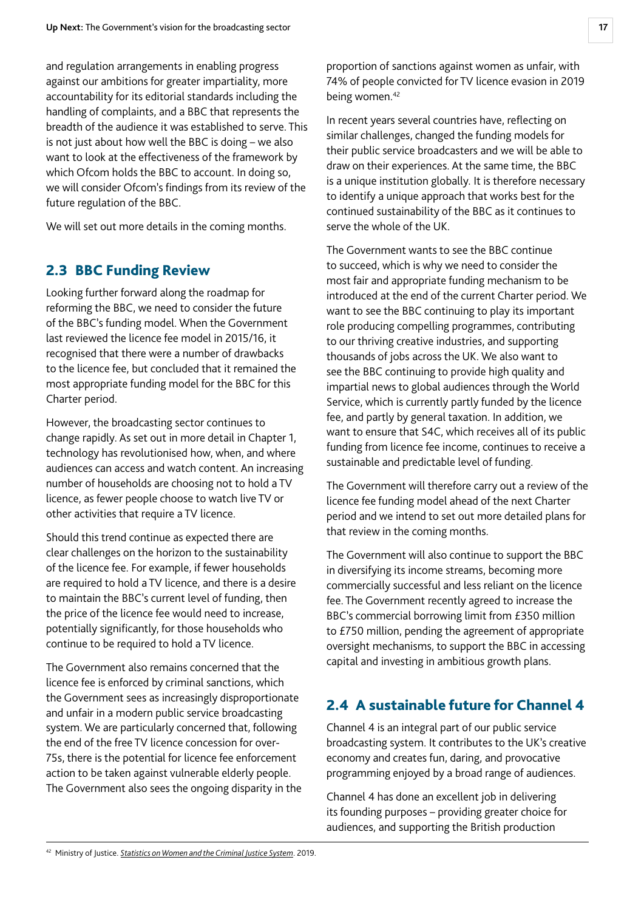and regulation arrangements in enabling progress against our ambitions for greater impartiality, more accountability for its editorial standards including the handling of complaints, and a BBC that represents the breadth of the audience it was established to serve. This is not just about how well the BBC is doing – we also want to look at the effectiveness of the framework by which Ofcom holds the BBC to account. In doing so, we will consider Ofcom's findings from its review of the future regulation of the BBC.

We will set out more details in the coming months.

## 2.3 BBC Funding Review

Looking further forward along the roadmap for reforming the BBC, we need to consider the future of the BBC's funding model. When the Government last reviewed the licence fee model in 2015/16, it recognised that there were a number of drawbacks to the licence fee, but concluded that it remained the most appropriate funding model for the BBC for this Charter period.

However, the broadcasting sector continues to change rapidly. As set out in more detail in Chapter 1, technology has revolutionised how, when, and where audiences can access and watch content. An increasing number of households are choosing not to hold a TV licence, as fewer people choose to watch live TV or other activities that require a TV licence.

Should this trend continue as expected there are clear challenges on the horizon to the sustainability of the licence fee. For example, if fewer households are required to hold a TV licence, and there is a desire to maintain the BBC's current level of funding, then the price of the licence fee would need to increase, potentially significantly, for those households who continue to be required to hold a TV licence.

The Government also remains concerned that the licence fee is enforced by criminal sanctions, which the Government sees as increasingly disproportionate and unfair in a modern public service broadcasting system. We are particularly concerned that, following the end of the free TV licence concession for over-75s, there is the potential for licence fee enforcement action to be taken against vulnerable elderly people. The Government also sees the ongoing disparity in the proportion of sanctions against women as unfair, with 74% of people convicted for TV licence evasion in 2019 being women.[42]

In recent years several countries have, reflecting on similar challenges, changed the funding models for their public service broadcasters and we will be able to draw on their experiences. At the same time, the BBC is a unique institution globally. It is therefore necessary to identify a unique approach that works best for the continued sustainability of the BBC as it continues to serve the whole of the UK.

The Government wants to see the BBC continue to succeed, which is why we need to consider the most fair and appropriate funding mechanism to be introduced at the end of the current Charter period. We want to see the BBC continuing to play its important role producing compelling programmes, contributing to our thriving creative industries, and supporting thousands of jobs across the UK. We also want to see the BBC continuing to provide high quality and impartial news to global audiences through the World Service, which is currently partly funded by the licence fee, and partly by general taxation. In addition, we want to ensure that S4C, which receives all of its public funding from licence fee income, continues to receive a sustainable and predictable level of funding.

The Government will therefore carry out a review of the licence fee funding model ahead of the next Charter period and we intend to set out more detailed plans for that review in the coming months.

The Government will also continue to support the BBC in diversifying its income streams, becoming more commercially successful and less reliant on the licence fee. The Government recently agreed to increase the BBC's commercial borrowing limit from £350 million to £750 million, pending the agreement of appropriate oversight mechanisms, to support the BBC in accessing capital and investing in ambitious growth plans.

## 2.4 A sustainable future for Channel 4

Channel 4 is an integral part of our public service broadcasting system. It contributes to the UK's creative economy and creates fun, daring, and provocative programming enjoyed by a broad range of audiences.

Channel 4 has done an excellent job in delivering its founding purposes – providing greater choice for audiences, and supporting the British production

[42] Ministry of Justice. *Statistics on Women and the Criminal Justice System*. 2019.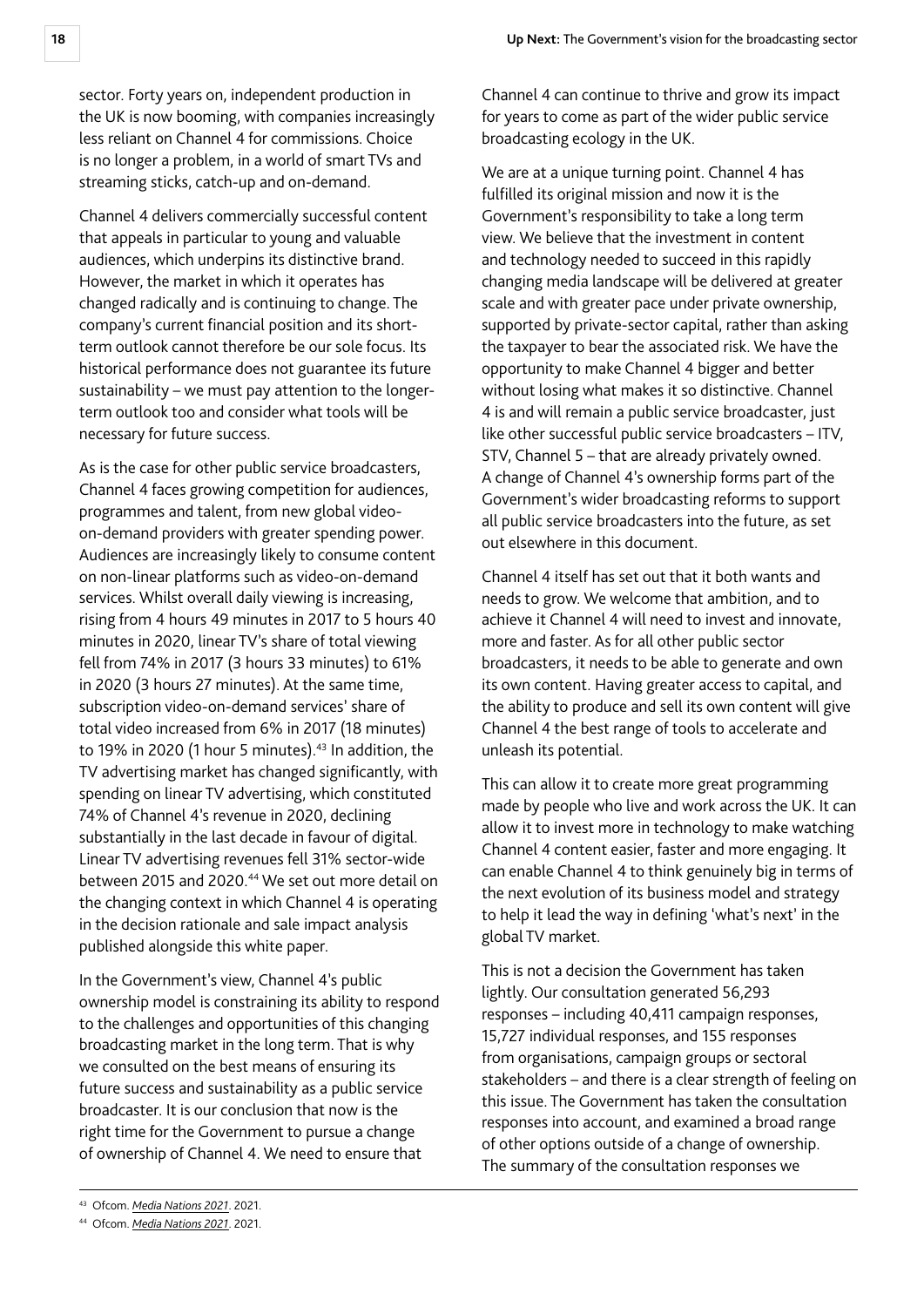sector. Forty years on, independent production in the UK is now booming, with companies increasingly less reliant on Channel 4 for commissions. Choice is no longer a problem, in a world of smart TVs and streaming sticks, catch-up and on-demand.

Channel 4 delivers commercially successful content that appeals in particular to young and valuable audiences, which underpins its distinctive brand. However, the market in which it operates has changed radically and is continuing to change. The company's current financial position and its short-term outlook cannot therefore be our sole focus. Its historical performance does not guarantee its future sustainability – we must pay attention to the longer-term outlook too and consider what tools will be necessary for future success.

As is the case for other public service broadcasters, Channel 4 faces growing competition for audiences, programmes and talent, from new global video-on-demand providers with greater spending power. Audiences are increasingly likely to consume content on non-linear platforms such as video-on-demand services. Whilst overall daily viewing is increasing, rising from 4 hours 49 minutes in 2017 to 5 hours 40 minutes in 2020, linear TV's share of total viewing fell from 74% in 2017 (3 hours 33 minutes) to 61% in 2020 (3 hours 27 minutes). At the same time, subscription video-on-demand services' share of total video increased from 6% in 2017 (18 minutes) to 19% in 2020 (1 hour 5 minutes).[43] In addition, the TV advertising market has changed significantly, with spending on linear TV advertising, which constituted 74% of Channel 4's revenue in 2020, declining substantially in the last decade in favour of digital. Linear TV advertising revenues fell 31% sector-wide between 2015 and 2020.[44] We set out more detail on the changing context in which Channel 4 is operating in the decision rationale and sale impact analysis published alongside this white paper.

In the Government's view, Channel 4's public ownership model is constraining its ability to respond to the challenges and opportunities of this changing broadcasting market in the long term. That is why we consulted on the best means of ensuring its future success and sustainability as a public service broadcaster. It is our conclusion that now is the right time for the Government to pursue a change of ownership of Channel 4. We need to ensure that Channel 4 can continue to thrive and grow its impact for years to come as part of the wider public service broadcasting ecology in the UK.

We are at a unique turning point. Channel 4 has fulfilled its original mission and now it is the Government's responsibility to take a long term view. We believe that the investment in content and technology needed to succeed in this rapidly changing media landscape will be delivered at greater scale and with greater pace under private ownership, supported by private-sector capital, rather than asking the taxpayer to bear the associated risk. We have the opportunity to make Channel 4 bigger and better without losing what makes it so distinctive. Channel 4 is and will remain a public service broadcaster, just like other successful public service broadcasters – ITV, STV, Channel 5 – that are already privately owned. A change of Channel 4's ownership forms part of the Government's wider broadcasting reforms to support all public service broadcasters into the future, as set out elsewhere in this document.

Channel 4 itself has set out that it both wants and needs to grow. We welcome that ambition, and to achieve it Channel 4 will need to invest and innovate, more and faster. As for all other public sector broadcasters, it needs to be able to generate and own its own content. Having greater access to capital, and the ability to produce and sell its own content will give Channel 4 the best range of tools to accelerate and unleash its potential.

This can allow it to create more great programming made by people who live and work across the UK. It can allow it to invest more in technology to make watching Channel 4 content easier, faster and more engaging. It can enable Channel 4 to think genuinely big in terms of the next evolution of its business model and strategy to help it lead the way in defining 'what's next' in the global TV market.

This is not a decision the Government has taken lightly. Our consultation generated 56,293 responses – including 40,411 campaign responses, 15,727 individual responses, and 155 responses from organisations, campaign groups or sectoral stakeholders – and there is a clear strength of feeling on this issue. The Government has taken the consultation responses into account, and examined a broad range of other options outside of a change of ownership. The summary of the consultation responses we

---

[43] Ofcom. *Media Nations 2021*. 2021.

[44] Ofcom. *Media Nations 2021*. 2021.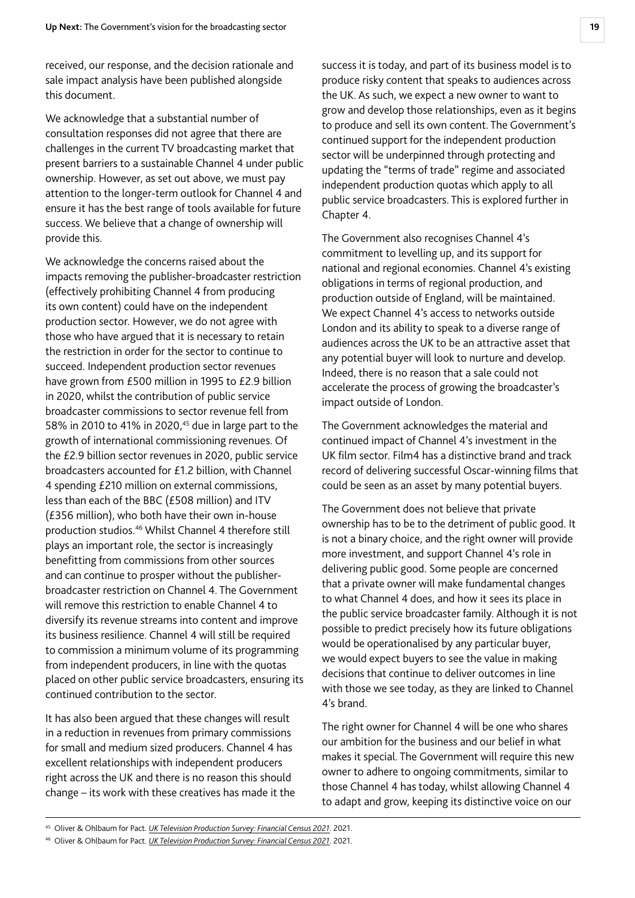received, our response, and the decision rationale and sale impact analysis have been published alongside this document.

We acknowledge that a substantial number of consultation responses did not agree that there are challenges in the current TV broadcasting market that present barriers to a sustainable Channel 4 under public ownership. However, as set out above, we must pay attention to the longer-term outlook for Channel 4 and ensure it has the best range of tools available for future success. We believe that a change of ownership will provide this.

We acknowledge the concerns raised about the impacts removing the publisher-broadcaster restriction (effectively prohibiting Channel 4 from producing its own content) could have on the independent production sector. However, we do not agree with those who have argued that it is necessary to retain the restriction in order for the sector to continue to succeed. Independent production sector revenues have grown from £500 million in 1995 to £2.9 billion in 2020, whilst the contribution of public service broadcaster commissions to sector revenue fell from 58% in 2010 to 41% in 2020,[45] due in large part to the growth of international commissioning revenues. Of the £2.9 billion sector revenues in 2020, public service broadcasters accounted for £1.2 billion, with Channel 4 spending £210 million on external commissions, less than each of the BBC (£508 million) and ITV (£356 million), who both have their own in-house production studios.[46] Whilst Channel 4 therefore still plays an important role, the sector is increasingly benefitting from commissions from other sources and can continue to prosper without the publisher-broadcaster restriction on Channel 4. The Government will remove this restriction to enable Channel 4 to diversify its revenue streams into content and improve its business resilience. Channel 4 will still be required to commission a minimum volume of its programming from independent producers, in line with the quotas placed on other public service broadcasters, ensuring its continued contribution to the sector.

It has also been argued that these changes will result in a reduction in revenues from primary commissions for small and medium sized producers. Channel 4 has excellent relationships with independent producers right across the UK and there is no reason this should change – its work with these creatives has made it the success it is today, and part of its business model is to produce risky content that speaks to audiences across the UK. As such, we expect a new owner to want to grow and develop those relationships, even as it begins to produce and sell its own content. The Government's continued support for the independent production sector will be underpinned through protecting and updating the "terms of trade" regime and associated independent production quotas which apply to all public service broadcasters. This is explored further in Chapter 4.

The Government also recognises Channel 4's commitment to levelling up, and its support for national and regional economies. Channel 4's existing obligations in terms of regional production, and production outside of England, will be maintained. We expect Channel 4's access to networks outside London and its ability to speak to a diverse range of audiences across the UK to be an attractive asset that any potential buyer will look to nurture and develop. Indeed, there is no reason that a sale could not accelerate the process of growing the broadcaster's impact outside of London.

The Government acknowledges the material and continued impact of Channel 4's investment in the UK film sector. Film4 has a distinctive brand and track record of delivering successful Oscar-winning films that could be seen as an asset by many potential buyers.

The Government does not believe that private ownership has to be to the detriment of public good. It is not a binary choice, and the right owner will provide more investment, and support Channel 4's role in delivering public good. Some people are concerned that a private owner will make fundamental changes to what Channel 4 does, and how it sees its place in the public service broadcaster family. Although it is not possible to predict precisely how its future obligations would be operationalised by any particular buyer, we would expect buyers to see the value in making decisions that continue to deliver outcomes in line with those we see today, as they are linked to Channel 4's brand.

The right owner for Channel 4 will be one who shares our ambition for the business and our belief in what makes it special. The Government will require this new owner to adhere to ongoing commitments, similar to those Channel 4 has today, whilst allowing Channel 4 to adapt and grow, keeping its distinctive voice on our

[45] Oliver & Ohlbaum for Pact. *UK Television Production Survey: Financial Census 2021*. 2021.

[46] Oliver & Ohlbaum for Pact. *UK Television Production Survey: Financial Census 2021*. 2021.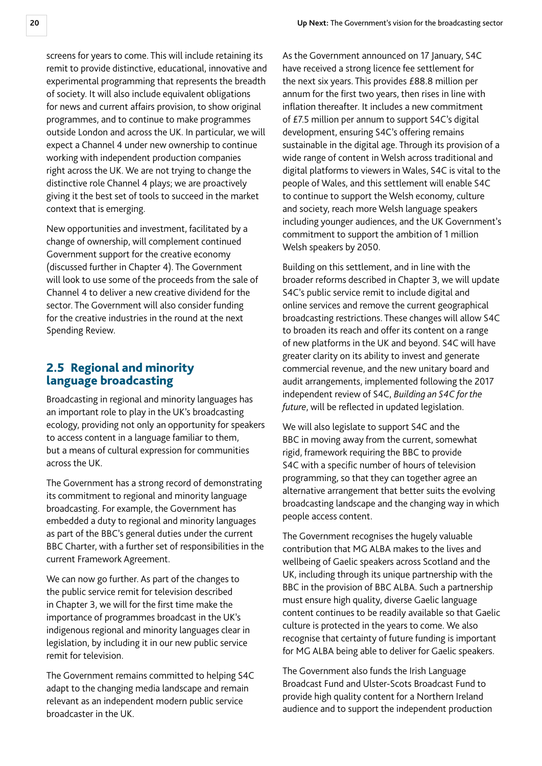screens for years to come. This will include retaining its remit to provide distinctive, educational, innovative and experimental programming that represents the breadth of society. It will also include equivalent obligations for news and current affairs provision, to show original programmes, and to continue to make programmes outside London and across the UK. In particular, we will expect a Channel 4 under new ownership to continue working with independent production companies right across the UK. We are not trying to change the distinctive role Channel 4 plays; we are proactively giving it the best set of tools to succeed in the market context that is emerging.

New opportunities and investment, facilitated by a change of ownership, will complement continued Government support for the creative economy (discussed further in Chapter 4). The Government will look to use some of the proceeds from the sale of Channel 4 to deliver a new creative dividend for the sector. The Government will also consider funding for the creative industries in the round at the next Spending Review.

## 2.5 Regional and minority language broadcasting

Broadcasting in regional and minority languages has an important role to play in the UK's broadcasting ecology, providing not only an opportunity for speakers to access content in a language familiar to them, but a means of cultural expression for communities across the UK.

The Government has a strong record of demonstrating its commitment to regional and minority language broadcasting. For example, the Government has embedded a duty to regional and minority languages as part of the BBC's general duties under the current BBC Charter, with a further set of responsibilities in the current Framework Agreement.

We can now go further. As part of the changes to the public service remit for television described in Chapter 3, we will for the first time make the importance of programmes broadcast in the UK's indigenous regional and minority languages clear in legislation, by including it in our new public service remit for television.

The Government remains committed to helping S4C adapt to the changing media landscape and remain relevant as an independent modern public service broadcaster in the UK.

As the Government announced on 17 January, S4C have received a strong licence fee settlement for the next six years. This provides £88.8 million per annum for the first two years, then rises in line with inflation thereafter. It includes a new commitment of £7.5 million per annum to support S4C's digital development, ensuring S4C's offering remains sustainable in the digital age. Through its provision of a wide range of content in Welsh across traditional and digital platforms to viewers in Wales, S4C is vital to the people of Wales, and this settlement will enable S4C to continue to support the Welsh economy, culture and society, reach more Welsh language speakers including younger audiences, and the UK Government's commitment to support the ambition of 1 million Welsh speakers by 2050.

Building on this settlement, and in line with the broader reforms described in Chapter 3, we will update S4C's public service remit to include digital and online services and remove the current geographical broadcasting restrictions. These changes will allow S4C to broaden its reach and offer its content on a range of new platforms in the UK and beyond. S4C will have greater clarity on its ability to invest and generate commercial revenue, and the new unitary board and audit arrangements, implemented following the 2017 independent review of S4C, *Building an S4C for the future*, will be reflected in updated legislation.

We will also legislate to support S4C and the BBC in moving away from the current, somewhat rigid, framework requiring the BBC to provide S4C with a specific number of hours of television programming, so that they can together agree an alternative arrangement that better suits the evolving broadcasting landscape and the changing way in which people access content.

The Government recognises the hugely valuable contribution that MG ALBA makes to the lives and wellbeing of Gaelic speakers across Scotland and the UK, including through its unique partnership with the BBC in the provision of BBC ALBA. Such a partnership must ensure high quality, diverse Gaelic language content continues to be readily available so that Gaelic culture is protected in the years to come. We also recognise that certainty of future funding is important for MG ALBA being able to deliver for Gaelic speakers.

The Government also funds the Irish Language Broadcast Fund and Ulster-Scots Broadcast Fund to provide high quality content for a Northern Ireland audience and to support the independent production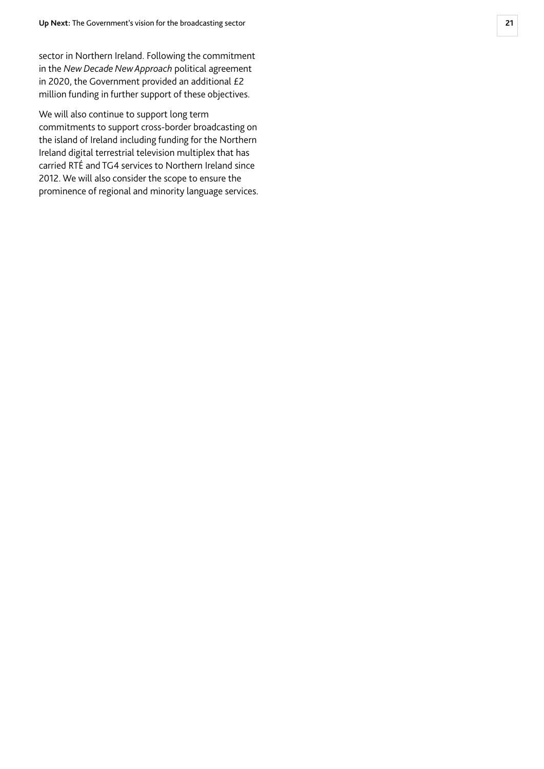sector in Northern Ireland. Following the commitment in the *New Decade New Approach* political agreement in 2020, the Government provided an additional £2 million funding in further support of these objectives.

We will also continue to support long term commitments to support cross-border broadcasting on the island of Ireland including funding for the Northern Ireland digital terrestrial television multiplex that has carried RTÉ and TG4 services to Northern Ireland since 2012. We will also consider the scope to ensure the prominence of regional and minority language services.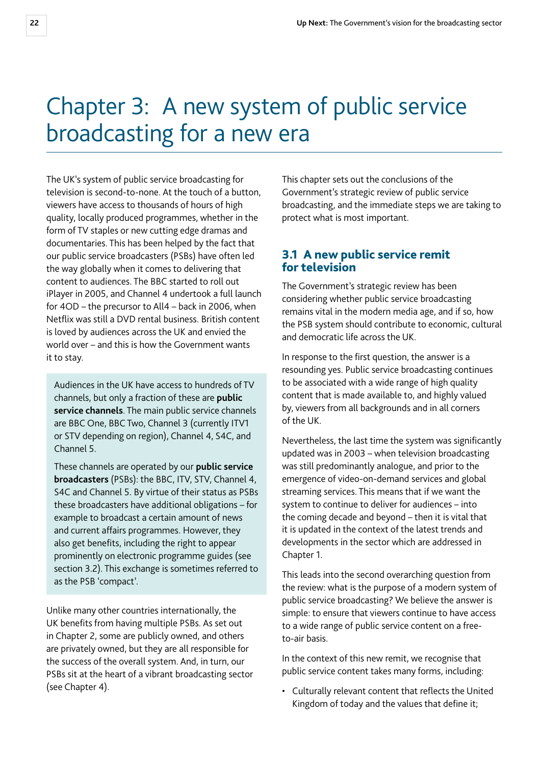# Chapter 3: A new system of public service broadcasting for a new era

The UK's system of public service broadcasting for television is second-to-none. At the touch of a button, viewers have access to thousands of hours of high quality, locally produced programmes, whether in the form of TV staples or new cutting edge dramas and documentaries. This has been helped by the fact that our public service broadcasters (PSBs) have often led the way globally when it comes to delivering that content to audiences. The BBC started to roll out iPlayer in 2005, and Channel 4 undertook a full launch for 4OD – the precursor to All4 – back in 2006, when Netflix was still a DVD rental business. British content is loved by audiences across the UK and envied the world over – and this is how the Government wants it to stay.

> Audiences in the UK have access to hundreds of TV channels, but only a fraction of these are **public service channels**. The main public service channels are BBC One, BBC Two, Channel 3 (currently ITV1 or STV depending on region), Channel 4, S4C, and Channel 5.
>
> These channels are operated by our **public service broadcasters** (PSBs): the BBC, ITV, STV, Channel 4, S4C and Channel 5. By virtue of their status as PSBs these broadcasters have additional obligations – for example to broadcast a certain amount of news and current affairs programmes. However, they also get benefits, including the right to appear prominently on electronic programme guides (see section 3.2). This exchange is sometimes referred to as the PSB 'compact'.

Unlike many other countries internationally, the UK benefits from having multiple PSBs. As set out in Chapter 2, some are publicly owned, and others are privately owned, but they are all responsible for the success of the overall system. And, in turn, our PSBs sit at the heart of a vibrant broadcasting sector (see Chapter 4).

This chapter sets out the conclusions of the Government's strategic review of public service broadcasting, and the immediate steps we are taking to protect what is most important.

## 3.1 A new public service remit for television

The Government's strategic review has been considering whether public service broadcasting remains vital in the modern media age, and if so, how the PSB system should contribute to economic, cultural and democratic life across the UK.

In response to the first question, the answer is a resounding yes. Public service broadcasting continues to be associated with a wide range of high quality content that is made available to, and highly valued by, viewers from all backgrounds and in all corners of the UK.

Nevertheless, the last time the system was significantly updated was in 2003 – when television broadcasting was still predominantly analogue, and prior to the emergence of video-on-demand services and global streaming services. This means that if we want the system to continue to deliver for audiences – into the coming decade and beyond – then it is vital that it is updated in the context of the latest trends and developments in the sector which are addressed in Chapter 1.

This leads into the second overarching question from the review: what is the purpose of a modern system of public service broadcasting? We believe the answer is simple: to ensure that viewers continue to have access to a wide range of public service content on a free-to-air basis.

In the context of this new remit, we recognise that public service content takes many forms, including:

- Culturally relevant content that reflects the United Kingdom of today and the values that define it;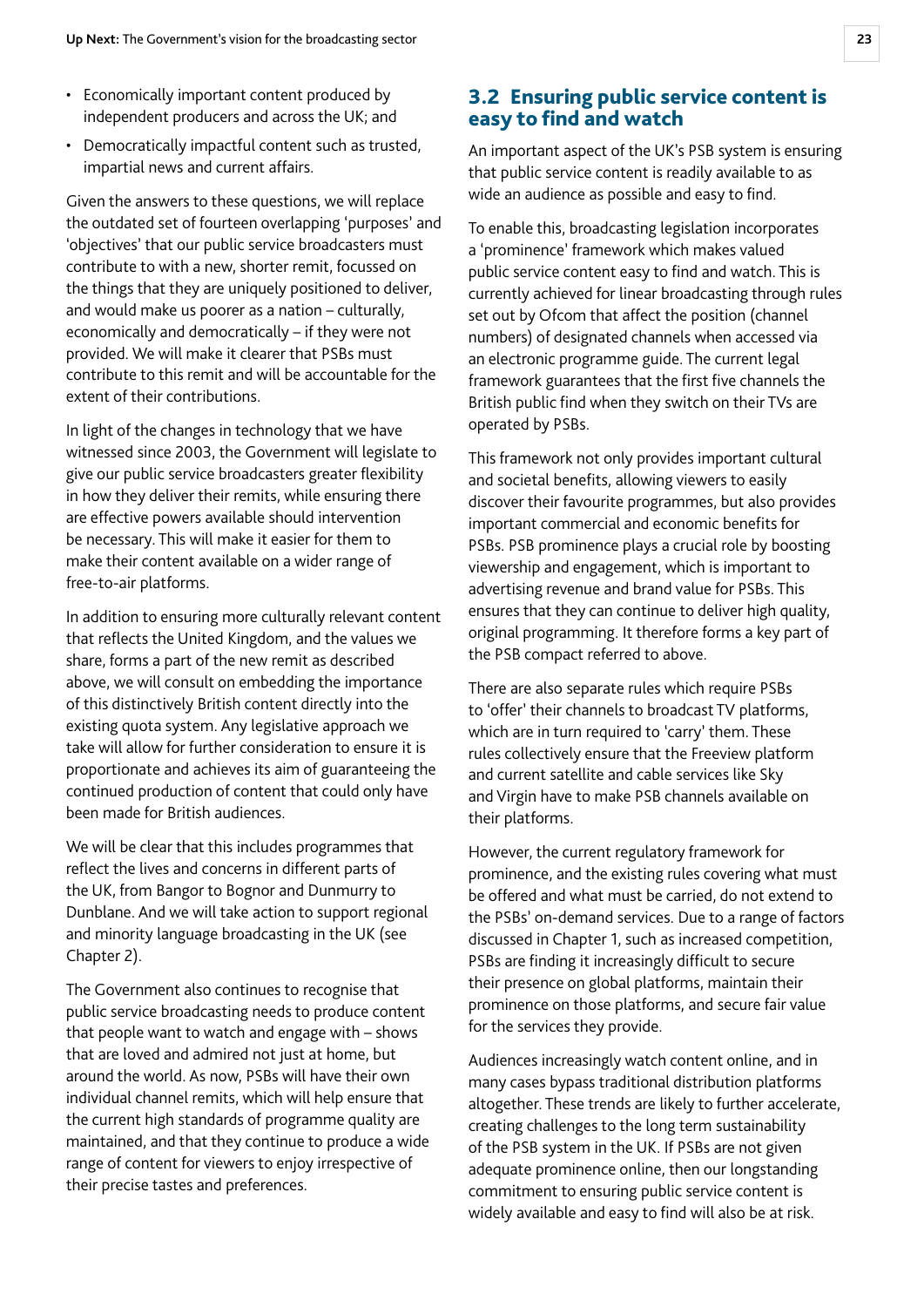- Economically important content produced by independent producers and across the UK; and
- Democratically impactful content such as trusted, impartial news and current affairs.

Given the answers to these questions, we will replace the outdated set of fourteen overlapping 'purposes' and 'objectives' that our public service broadcasters must contribute to with a new, shorter remit, focussed on the things that they are uniquely positioned to deliver, and would make us poorer as a nation – culturally, economically and democratically – if they were not provided. We will make it clearer that PSBs must contribute to this remit and will be accountable for the extent of their contributions.

In light of the changes in technology that we have witnessed since 2003, the Government will legislate to give our public service broadcasters greater flexibility in how they deliver their remits, while ensuring there are effective powers available should intervention be necessary. This will make it easier for them to make their content available on a wider range of free-to-air platforms.

In addition to ensuring more culturally relevant content that reflects the United Kingdom, and the values we share, forms a part of the new remit as described above, we will consult on embedding the importance of this distinctively British content directly into the existing quota system. Any legislative approach we take will allow for further consideration to ensure it is proportionate and achieves its aim of guaranteeing the continued production of content that could only have been made for British audiences.

We will be clear that this includes programmes that reflect the lives and concerns in different parts of the UK, from Bangor to Bognor and Dunmurry to Dunblane. And we will take action to support regional and minority language broadcasting in the UK (see Chapter 2).

The Government also continues to recognise that public service broadcasting needs to produce content that people want to watch and engage with – shows that are loved and admired not just at home, but around the world. As now, PSBs will have their own individual channel remits, which will help ensure that the current high standards of programme quality are maintained, and that they continue to produce a wide range of content for viewers to enjoy irrespective of their precise tastes and preferences.

## 3.2 Ensuring public service content is easy to find and watch

An important aspect of the UK's PSB system is ensuring that public service content is readily available to as wide an audience as possible and easy to find.

To enable this, broadcasting legislation incorporates a 'prominence' framework which makes valued public service content easy to find and watch. This is currently achieved for linear broadcasting through rules set out by Ofcom that affect the position (channel numbers) of designated channels when accessed via an electronic programme guide. The current legal framework guarantees that the first five channels the British public find when they switch on their TVs are operated by PSBs.

This framework not only provides important cultural and societal benefits, allowing viewers to easily discover their favourite programmes, but also provides important commercial and economic benefits for PSBs. PSB prominence plays a crucial role by boosting viewership and engagement, which is important to advertising revenue and brand value for PSBs. This ensures that they can continue to deliver high quality, original programming. It therefore forms a key part of the PSB compact referred to above.

There are also separate rules which require PSBs to 'offer' their channels to broadcast TV platforms, which are in turn required to 'carry' them. These rules collectively ensure that the Freeview platform and current satellite and cable services like Sky and Virgin have to make PSB channels available on their platforms.

However, the current regulatory framework for prominence, and the existing rules covering what must be offered and what must be carried, do not extend to the PSBs' on-demand services. Due to a range of factors discussed in Chapter 1, such as increased competition, PSBs are finding it increasingly difficult to secure their presence on global platforms, maintain their prominence on those platforms, and secure fair value for the services they provide.

Audiences increasingly watch content online, and in many cases bypass traditional distribution platforms altogether. These trends are likely to further accelerate, creating challenges to the long term sustainability of the PSB system in the UK. If PSBs are not given adequate prominence online, then our longstanding commitment to ensuring public service content is widely available and easy to find will also be at risk.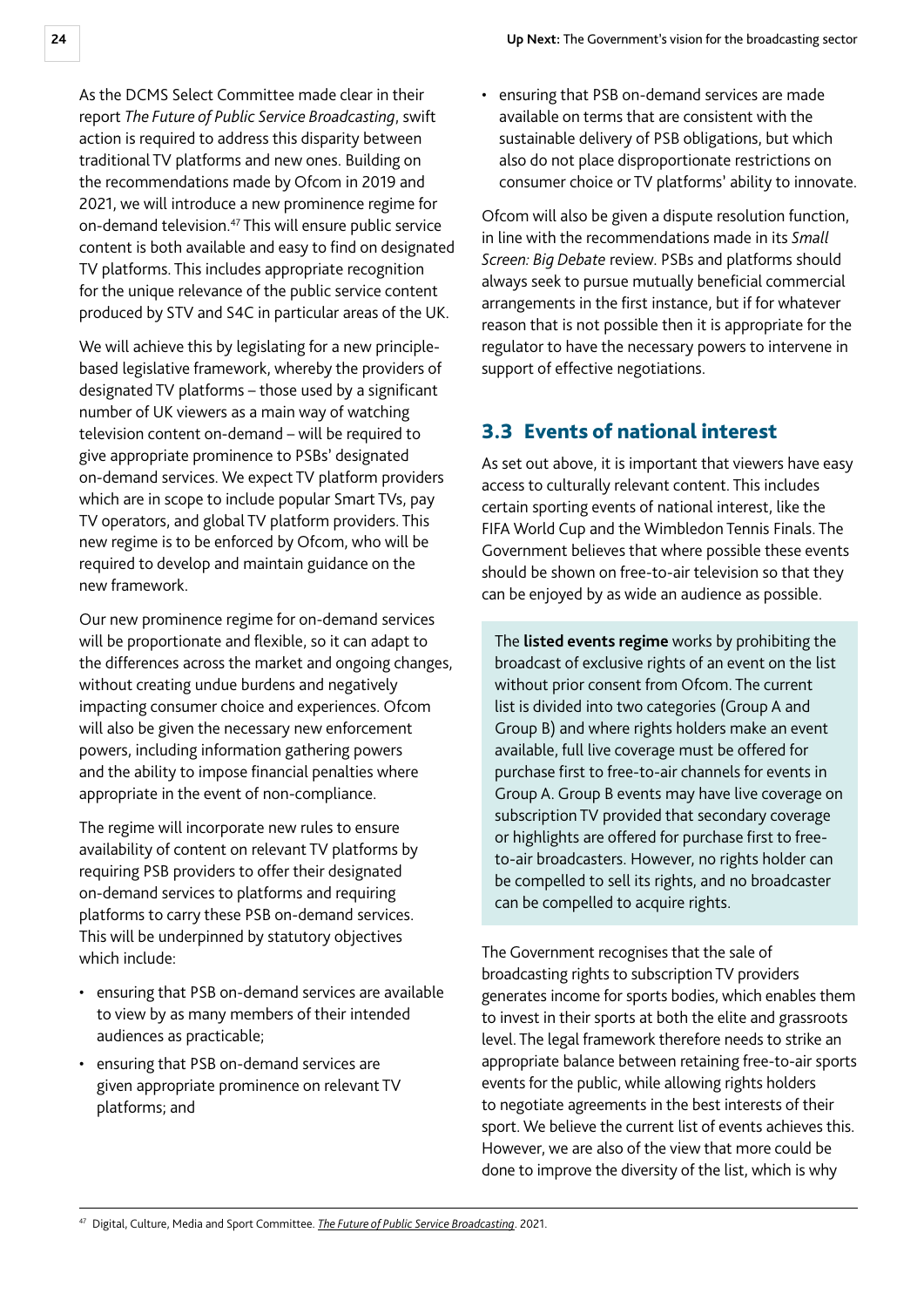As the DCMS Select Committee made clear in their report *The Future of Public Service Broadcasting*, swift action is required to address this disparity between traditional TV platforms and new ones. Building on the recommendations made by Ofcom in 2019 and 2021, we will introduce a new prominence regime for on-demand television.[47] This will ensure public service content is both available and easy to find on designated TV platforms. This includes appropriate recognition for the unique relevance of the public service content produced by STV and S4C in particular areas of the UK.

We will achieve this by legislating for a new principle-based legislative framework, whereby the providers of designated TV platforms – those used by a significant number of UK viewers as a main way of watching television content on-demand – will be required to give appropriate prominence to PSBs' designated on-demand services. We expect TV platform providers which are in scope to include popular Smart TVs, pay TV operators, and global TV platform providers. This new regime is to be enforced by Ofcom, who will be required to develop and maintain guidance on the new framework.

Our new prominence regime for on-demand services will be proportionate and flexible, so it can adapt to the differences across the market and ongoing changes, without creating undue burdens and negatively impacting consumer choice and experiences. Ofcom will also be given the necessary new enforcement powers, including information gathering powers and the ability to impose financial penalties where appropriate in the event of non-compliance.

The regime will incorporate new rules to ensure availability of content on relevant TV platforms by requiring PSB providers to offer their designated on-demand services to platforms and requiring platforms to carry these PSB on-demand services. This will be underpinned by statutory objectives which include:

- ensuring that PSB on-demand services are available to view by as many members of their intended audiences as practicable;
- ensuring that PSB on-demand services are given appropriate prominence on relevant TV platforms; and
- ensuring that PSB on-demand services are made available on terms that are consistent with the sustainable delivery of PSB obligations, but which also do not place disproportionate restrictions on consumer choice or TV platforms' ability to innovate.

Ofcom will also be given a dispute resolution function, in line with the recommendations made in its *Small Screen: Big Debate* review. PSBs and platforms should always seek to pursue mutually beneficial commercial arrangements in the first instance, but if for whatever reason that is not possible then it is appropriate for the regulator to have the necessary powers to intervene in support of effective negotiations.

## 3.3 Events of national interest

As set out above, it is important that viewers have easy access to culturally relevant content. This includes certain sporting events of national interest, like the FIFA World Cup and the Wimbledon Tennis Finals. The Government believes that where possible these events should be shown on free-to-air television so that they can be enjoyed by as wide an audience as possible.

The **listed events regime** works by prohibiting the broadcast of exclusive rights of an event on the list without prior consent from Ofcom. The current list is divided into two categories (Group A and Group B) and where rights holders make an event available, full live coverage must be offered for purchase first to free-to-air channels for events in Group A. Group B events may have live coverage on subscription TV provided that secondary coverage or highlights are offered for purchase first to free-to-air broadcasters. However, no rights holder can be compelled to sell its rights, and no broadcaster can be compelled to acquire rights.

The Government recognises that the sale of broadcasting rights to subscription TV providers generates income for sports bodies, which enables them to invest in their sports at both the elite and grassroots level. The legal framework therefore needs to strike an appropriate balance between retaining free-to-air sports events for the public, while allowing rights holders to negotiate agreements in the best interests of their sport. We believe the current list of events achieves this. However, we are also of the view that more could be done to improve the diversity of the list, which is why

[47] Digital, Culture, Media and Sport Committee. *The Future of Public Service Broadcasting*. 2021.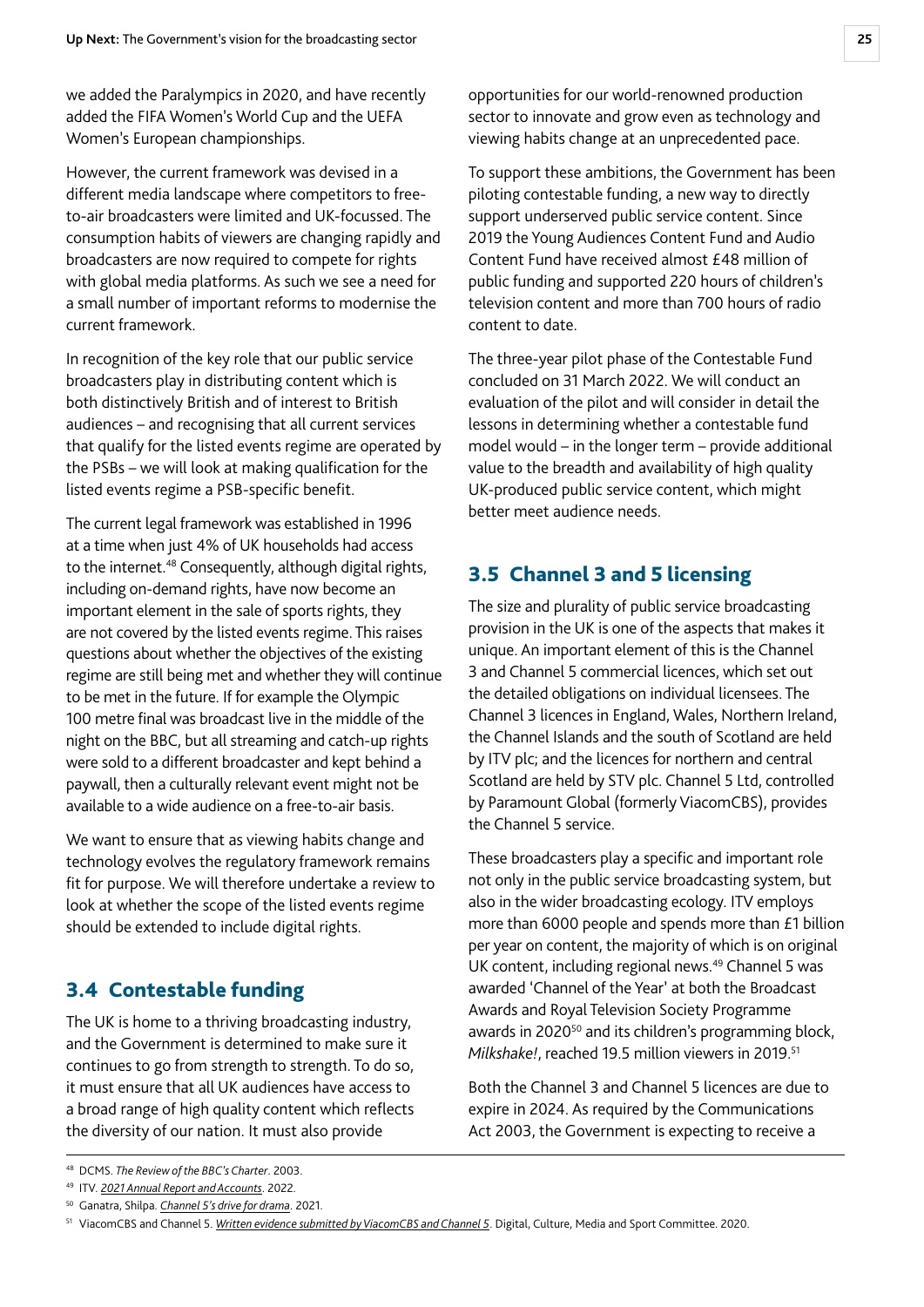we added the Paralympics in 2020, and have recently added the FIFA Women's World Cup and the UEFA Women's European championships.

However, the current framework was devised in a different media landscape where competitors to free-to-air broadcasters were limited and UK-focussed. The consumption habits of viewers are changing rapidly and broadcasters are now required to compete for rights with global media platforms. As such we see a need for a small number of important reforms to modernise the current framework.

In recognition of the key role that our public service broadcasters play in distributing content which is both distinctively British and of interest to British audiences – and recognising that all current services that qualify for the listed events regime are operated by the PSBs – we will look at making qualification for the listed events regime a PSB-specific benefit.

The current legal framework was established in 1996 at a time when just 4% of UK households had access to the internet.[48] Consequently, although digital rights, including on-demand rights, have now become an important element in the sale of sports rights, they are not covered by the listed events regime. This raises questions about whether the objectives of the existing regime are still being met and whether they will continue to be met in the future. If for example the Olympic 100 metre final was broadcast live in the middle of the night on the BBC, but all streaming and catch-up rights were sold to a different broadcaster and kept behind a paywall, then a culturally relevant event might not be available to a wide audience on a free-to-air basis.

We want to ensure that as viewing habits change and technology evolves the regulatory framework remains fit for purpose. We will therefore undertake a review to look at whether the scope of the listed events regime should be extended to include digital rights.

## 3.4 Contestable funding

The UK is home to a thriving broadcasting industry, and the Government is determined to make sure it continues to go from strength to strength. To do so, it must ensure that all UK audiences have access to a broad range of high quality content which reflects the diversity of our nation. It must also provide opportunities for our world-renowned production sector to innovate and grow even as technology and viewing habits change at an unprecedented pace.

To support these ambitions, the Government has been piloting contestable funding, a new way to directly support underserved public service content. Since 2019 the Young Audiences Content Fund and Audio Content Fund have received almost £48 million of public funding and supported 220 hours of children's television content and more than 700 hours of radio content to date.

The three-year pilot phase of the Contestable Fund concluded on 31 March 2022. We will conduct an evaluation of the pilot and will consider in detail the lessons in determining whether a contestable fund model would – in the longer term – provide additional value to the breadth and availability of high quality UK-produced public service content, which might better meet audience needs.

## 3.5 Channel 3 and 5 licensing

The size and plurality of public service broadcasting provision in the UK is one of the aspects that makes it unique. An important element of this is the Channel 3 and Channel 5 commercial licences, which set out the detailed obligations on individual licensees. The Channel 3 licences in England, Wales, Northern Ireland, the Channel Islands and the south of Scotland are held by ITV plc; and the licences for northern and central Scotland are held by STV plc. Channel 5 Ltd, controlled by Paramount Global (formerly ViacomCBS), provides the Channel 5 service.

These broadcasters play a specific and important role not only in the public service broadcasting system, but also in the wider broadcasting ecology. ITV employs more than 6000 people and spends more than £1 billion per year on content, the majority of which is on original UK content, including regional news.[49] Channel 5 was awarded 'Channel of the Year' at both the Broadcast Awards and Royal Television Society Programme awards in 2020[50] and its children's programming block, *Milkshake!*, reached 19.5 million viewers in 2019.[51]

Both the Channel 3 and Channel 5 licences are due to expire in 2024. As required by the Communications Act 2003, the Government is expecting to receive a

---

[48] DCMS. *The Review of the BBC's Charter*. 2003.

[49] ITV. *2021 Annual Report and Accounts*. 2022.

[50] Ganatra, Shilpa. *Channel 5's drive for drama*. 2021.

[51] ViacomCBS and Channel 5. *Written evidence submitted by ViacomCBS and Channel 5*. Digital, Culture, Media and Sport Committee. 2020.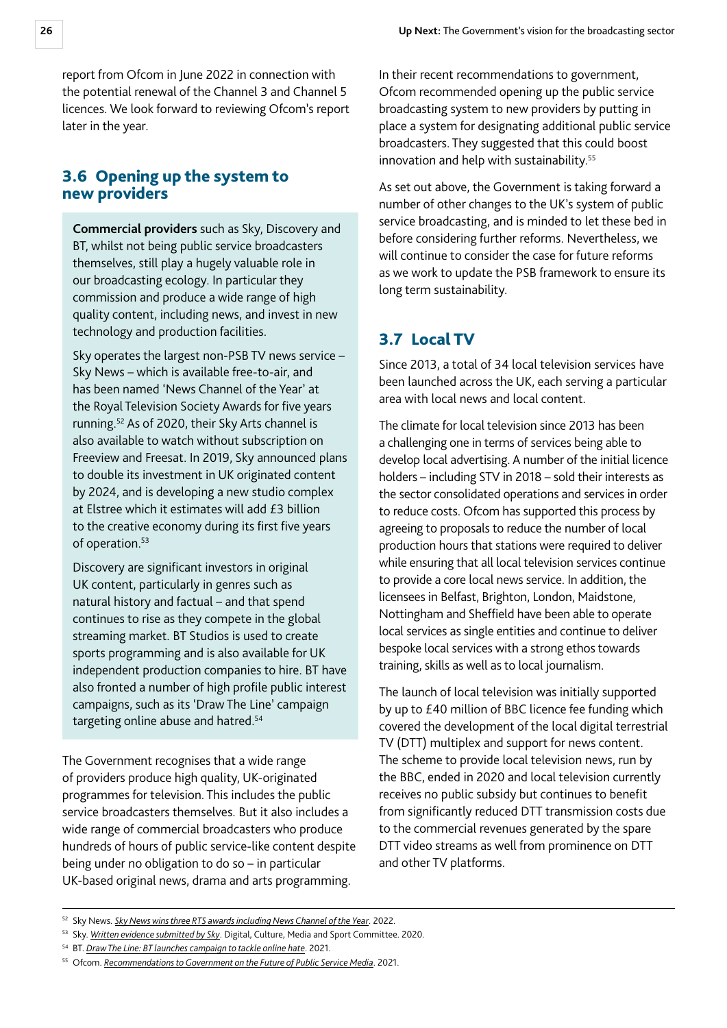report from Ofcom in June 2022 in connection with the potential renewal of the Channel 3 and Channel 5 licences. We look forward to reviewing Ofcom's report later in the year.

## 3.6 Opening up the system to new providers

**Commercial providers** such as Sky, Discovery and BT, whilst not being public service broadcasters themselves, still play a hugely valuable role in our broadcasting ecology. In particular they commission and produce a wide range of high quality content, including news, and invest in new technology and production facilities.

Sky operates the largest non-PSB TV news service – Sky News – which is available free-to-air, and has been named 'News Channel of the Year' at the Royal Television Society Awards for five years running.[52] As of 2020, their Sky Arts channel is also available to watch without subscription on Freeview and Freesat. In 2019, Sky announced plans to double its investment in UK originated content by 2024, and is developing a new studio complex at Elstree which it estimates will add £3 billion to the creative economy during its first five years of operation.[53]

Discovery are significant investors in original UK content, particularly in genres such as natural history and factual – and that spend continues to rise as they compete in the global streaming market. BT Studios is used to create sports programming and is also available for UK independent production companies to hire. BT have also fronted a number of high profile public interest campaigns, such as its 'Draw The Line' campaign targeting online abuse and hatred.[54]

The Government recognises that a wide range of providers produce high quality, UK-originated programmes for television. This includes the public service broadcasters themselves. But it also includes a wide range of commercial broadcasters who produce hundreds of hours of public service-like content despite being under no obligation to do so – in particular UK-based original news, drama and arts programming.

In their recent recommendations to government, Ofcom recommended opening up the public service broadcasting system to new providers by putting in place a system for designating additional public service broadcasters. They suggested that this could boost innovation and help with sustainability.[55]

As set out above, the Government is taking forward a number of other changes to the UK's system of public service broadcasting, and is minded to let these bed in before considering further reforms. Nevertheless, we will continue to consider the case for future reforms as we work to update the PSB framework to ensure its long term sustainability.

## 3.7 Local TV

Since 2013, a total of 34 local television services have been launched across the UK, each serving a particular area with local news and local content.

The climate for local television since 2013 has been a challenging one in terms of services being able to develop local advertising. A number of the initial licence holders – including STV in 2018 – sold their interests as the sector consolidated operations and services in order to reduce costs. Ofcom has supported this process by agreeing to proposals to reduce the number of local production hours that stations were required to deliver while ensuring that all local television services continue to provide a core local news service. In addition, the licensees in Belfast, Brighton, London, Maidstone, Nottingham and Sheffield have been able to operate local services as single entities and continue to deliver bespoke local services with a strong ethos towards training, skills as well as to local journalism.

The launch of local television was initially supported by up to £40 million of BBC licence fee funding which covered the development of the local digital terrestrial TV (DTT) multiplex and support for news content. The scheme to provide local television news, run by the BBC, ended in 2020 and local television currently receives no public subsidy but continues to benefit from significantly reduced DTT transmission costs due to the commercial revenues generated by the spare DTT video streams as well from prominence on DTT and other TV platforms.

---

[52] Sky News. *Sky News wins three RTS awards including News Channel of the Year*. 2022.

[53] Sky. *Written evidence submitted by Sky*. Digital, Culture, Media and Sport Committee. 2020.

[54] BT. *Draw The Line: BT launches campaign to tackle online hate*. 2021.

[55] Ofcom. *Recommendations to Government on the Future of Public Service Media*. 2021.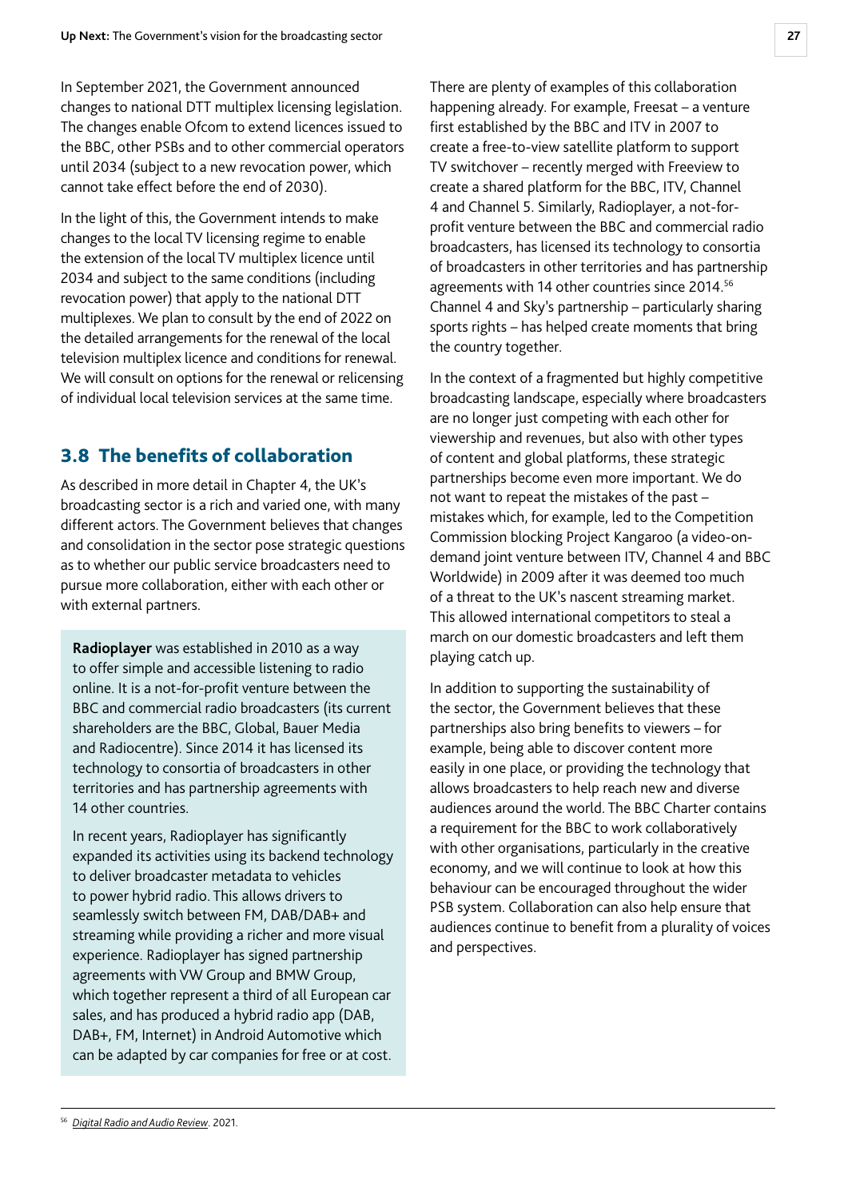In September 2021, the Government announced changes to national DTT multiplex licensing legislation. The changes enable Ofcom to extend licences issued to the BBC, other PSBs and to other commercial operators until 2034 (subject to a new revocation power, which cannot take effect before the end of 2030).

In the light of this, the Government intends to make changes to the local TV licensing regime to enable the extension of the local TV multiplex licence until 2034 and subject to the same conditions (including revocation power) that apply to the national DTT multiplexes. We plan to consult by the end of 2022 on the detailed arrangements for the renewal of the local television multiplex licence and conditions for renewal. We will consult on options for the renewal or relicensing of individual local television services at the same time.

## 3.8 The benefits of collaboration

As described in more detail in Chapter 4, the UK's broadcasting sector is a rich and varied one, with many different actors. The Government believes that changes and consolidation in the sector pose strategic questions as to whether our public service broadcasters need to pursue more collaboration, either with each other or with external partners.

**Radioplayer** was established in 2010 as a way to offer simple and accessible listening to radio online. It is a not-for-profit venture between the BBC and commercial radio broadcasters (its current shareholders are the BBC, Global, Bauer Media and Radiocentre). Since 2014 it has licensed its technology to consortia of broadcasters in other territories and has partnership agreements with 14 other countries.

In recent years, Radioplayer has significantly expanded its activities using its backend technology to deliver broadcaster metadata to vehicles to power hybrid radio. This allows drivers to seamlessly switch between FM, DAB/DAB+ and streaming while providing a richer and more visual experience. Radioplayer has signed partnership agreements with VW Group and BMW Group, which together represent a third of all European car sales, and has produced a hybrid radio app (DAB, DAB+, FM, Internet) in Android Automotive which can be adapted by car companies for free or at cost.

There are plenty of examples of this collaboration happening already. For example, Freesat – a venture first established by the BBC and ITV in 2007 to create a free-to-view satellite platform to support TV switchover – recently merged with Freeview to create a shared platform for the BBC, ITV, Channel 4 and Channel 5. Similarly, Radioplayer, a not-for-profit venture between the BBC and commercial radio broadcasters, has licensed its technology to consortia of broadcasters in other territories and has partnership agreements with 14 other countries since 2014.[56] Channel 4 and Sky's partnership – particularly sharing sports rights – has helped create moments that bring the country together.

In the context of a fragmented but highly competitive broadcasting landscape, especially where broadcasters are no longer just competing with each other for viewership and revenues, but also with other types of content and global platforms, these strategic partnerships become even more important. We do not want to repeat the mistakes of the past – mistakes which, for example, led to the Competition Commission blocking Project Kangaroo (a video-on-demand joint venture between ITV, Channel 4 and BBC Worldwide) in 2009 after it was deemed too much of a threat to the UK's nascent streaming market. This allowed international competitors to steal a march on our domestic broadcasters and left them playing catch up.

In addition to supporting the sustainability of the sector, the Government believes that these partnerships also bring benefits to viewers – for example, being able to discover content more easily in one place, or providing the technology that allows broadcasters to help reach new and diverse audiences around the world. The BBC Charter contains a requirement for the BBC to work collaboratively with other organisations, particularly in the creative economy, and we will continue to look at how this behaviour can be encouraged throughout the wider PSB system. Collaboration can also help ensure that audiences continue to benefit from a plurality of voices and perspectives.

[56] *Digital Radio and Audio Review*. 2021.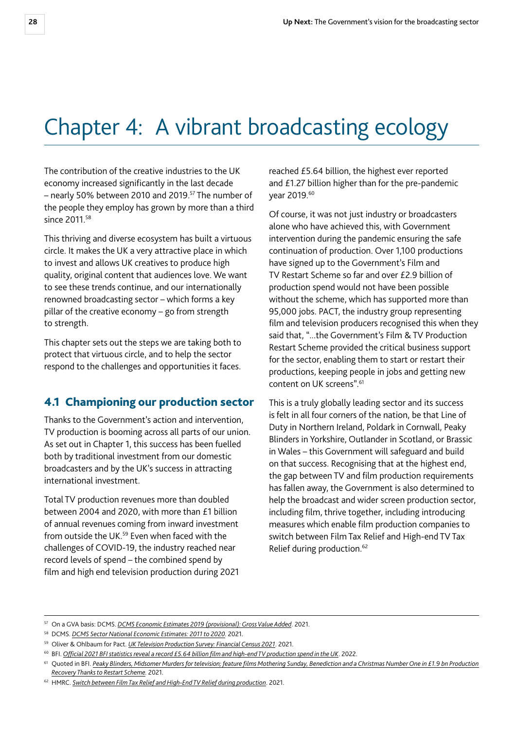# Chapter 4: A vibrant broadcasting ecology

The contribution of the creative industries to the UK economy increased significantly in the last decade – nearly 50% between 2010 and 2019.[57] The number of the people they employ has grown by more than a third since 2011.[58]

This thriving and diverse ecosystem has built a virtuous circle. It makes the UK a very attractive place in which to invest and allows UK creatives to produce high quality, original content that audiences love. We want to see these trends continue, and our internationally renowned broadcasting sector – which forms a key pillar of the creative economy – go from strength to strength.

This chapter sets out the steps we are taking both to protect that virtuous circle, and to help the sector respond to the challenges and opportunities it faces.

## 4.1 Championing our production sector

Thanks to the Government's action and intervention, TV production is booming across all parts of our union. As set out in Chapter 1, this success has been fuelled both by traditional investment from our domestic broadcasters and by the UK's success in attracting international investment.

Total TV production revenues more than doubled between 2004 and 2020, with more than £1 billion of annual revenues coming from inward investment from outside the UK.[59] Even when faced with the challenges of COVID-19, the industry reached near record levels of spend – the combined spend by film and high end television production during 2021 reached £5.64 billion, the highest ever reported and £1.27 billion higher than for the pre-pandemic year 2019.[60]

Of course, it was not just industry or broadcasters alone who have achieved this, with Government intervention during the pandemic ensuring the safe continuation of production. Over 1,100 productions have signed up to the Government's Film and TV Restart Scheme so far and over £2.9 billion of production spend would not have been possible without the scheme, which has supported more than 95,000 jobs. PACT, the industry group representing film and television producers recognised this when they said that, "...the Government's Film & TV Production Restart Scheme provided the critical business support for the sector, enabling them to start or restart their productions, keeping people in jobs and getting new content on UK screens".[61]

This is a truly globally leading sector and its success is felt in all four corners of the nation, be that Line of Duty in Northern Ireland, Poldark in Cornwall, Peaky Blinders in Yorkshire, Outlander in Scotland, or Brassic in Wales – this Government will safeguard and build on that success. Recognising that at the highest end, the gap between TV and film production requirements has fallen away, the Government is also determined to help the broadcast and wider screen production sector, including film, thrive together, including introducing measures which enable film production companies to switch between Film Tax Relief and High-end TV Tax Relief during production.[62]

---

[57] On a GVA basis: DCMS. *DCMS Economic Estimates 2019 (provisional): Gross Value Added*. 2021.

[58] DCMS. *DCMS Sector National Economic Estimates: 2011 to 2020*. 2021.

[59] Oliver & Ohlbaum for Pact. *UK Television Production Survey: Financial Census 2021*. 2021.

[60] BFI. *Official 2021 BFI statistics reveal a record £5.64 billion film and high-end TV production spend in the UK*. 2022.

[61] Quoted in BFI. *Peaky Blinders, Midsomer Murders for television; feature films Mothering Sunday, Benediction and a Christmas Number One in £1.9 bn Production Recovery Thanks to Restart Scheme*. 2021.

[62] HMRC. *Switch between Film Tax Relief and High-End TV Relief during production*. 2021.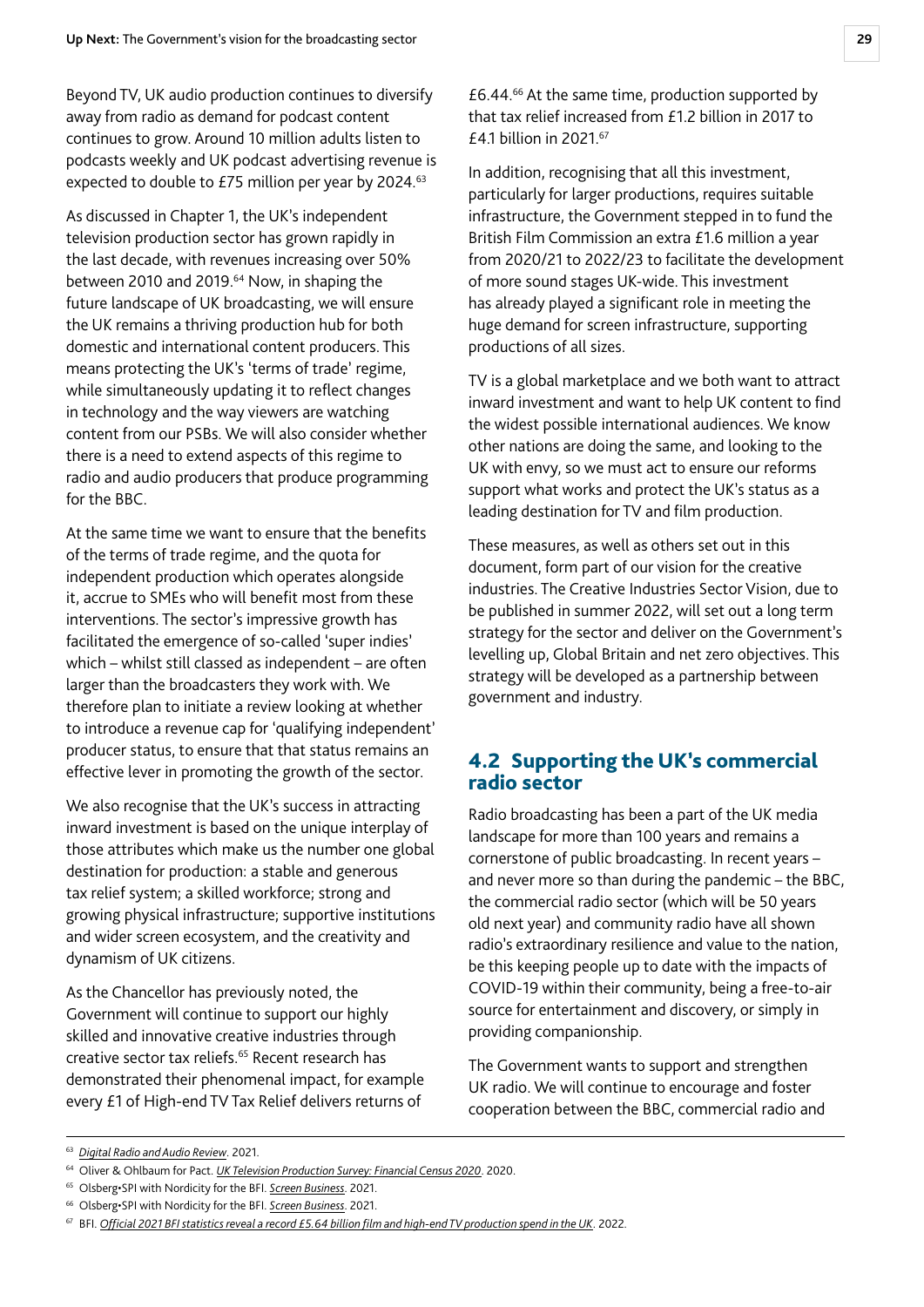Beyond TV, UK audio production continues to diversify away from radio as demand for podcast content continues to grow. Around 10 million adults listen to podcasts weekly and UK podcast advertising revenue is expected to double to £75 million per year by 2024.[63]

As discussed in Chapter 1, the UK's independent television production sector has grown rapidly in the last decade, with revenues increasing over 50% between 2010 and 2019.[64] Now, in shaping the future landscape of UK broadcasting, we will ensure the UK remains a thriving production hub for both domestic and international content producers. This means protecting the UK's 'terms of trade' regime, while simultaneously updating it to reflect changes in technology and the way viewers are watching content from our PSBs. We will also consider whether there is a need to extend aspects of this regime to radio and audio producers that produce programming for the BBC.

At the same time we want to ensure that the benefits of the terms of trade regime, and the quota for independent production which operates alongside it, accrue to SMEs who will benefit most from these interventions. The sector's impressive growth has facilitated the emergence of so-called 'super indies' which – whilst still classed as independent – are often larger than the broadcasters they work with. We therefore plan to initiate a review looking at whether to introduce a revenue cap for 'qualifying independent' producer status, to ensure that that status remains an effective lever in promoting the growth of the sector.

We also recognise that the UK's success in attracting inward investment is based on the unique interplay of those attributes which make us the number one global destination for production: a stable and generous tax relief system; a skilled workforce; strong and growing physical infrastructure; supportive institutions and wider screen ecosystem, and the creativity and dynamism of UK citizens.

As the Chancellor has previously noted, the Government will continue to support our highly skilled and innovative creative industries through creative sector tax reliefs.[65] Recent research has demonstrated their phenomenal impact, for example every £1 of High-end TV Tax Relief delivers returns of £6.44.[66] At the same time, production supported by that tax relief increased from £1.2 billion in 2017 to £4.1 billion in 2021.[67]

In addition, recognising that all this investment, particularly for larger productions, requires suitable infrastructure, the Government stepped in to fund the British Film Commission an extra £1.6 million a year from 2020/21 to 2022/23 to facilitate the development of more sound stages UK-wide. This investment has already played a significant role in meeting the huge demand for screen infrastructure, supporting productions of all sizes.

TV is a global marketplace and we both want to attract inward investment and want to help UK content to find the widest possible international audiences. We know other nations are doing the same, and looking to the UK with envy, so we must act to ensure our reforms support what works and protect the UK's status as a leading destination for TV and film production.

These measures, as well as others set out in this document, form part of our vision for the creative industries. The Creative Industries Sector Vision, due to be published in summer 2022, will set out a long term strategy for the sector and deliver on the Government's levelling up, Global Britain and net zero objectives. This strategy will be developed as a partnership between government and industry.

## 4.2 Supporting the UK's commercial radio sector

Radio broadcasting has been a part of the UK media landscape for more than 100 years and remains a cornerstone of public broadcasting. In recent years – and never more so than during the pandemic – the BBC, the commercial radio sector (which will be 50 years old next year) and community radio have all shown radio's extraordinary resilience and value to the nation, be this keeping people up to date with the impacts of COVID-19 within their community, being a free-to-air source for entertainment and discovery, or simply in providing companionship.

The Government wants to support and strengthen UK radio. We will continue to encourage and foster cooperation between the BBC, commercial radio and

---

[63] *Digital Radio and Audio Review*. 2021.

[64] Oliver & Ohlbaum for Pact. *UK Television Production Survey: Financial Census 2020*. 2020.

[65] Olsberg•SPI with Nordicity for the BFI. *Screen Business*. 2021.

[66] Olsberg•SPI with Nordicity for the BFI. *Screen Business*. 2021.

[67] BFI. *Official 2021 BFI statistics reveal a record £5.64 billion film and high-end TV production spend in the UK*. 2022.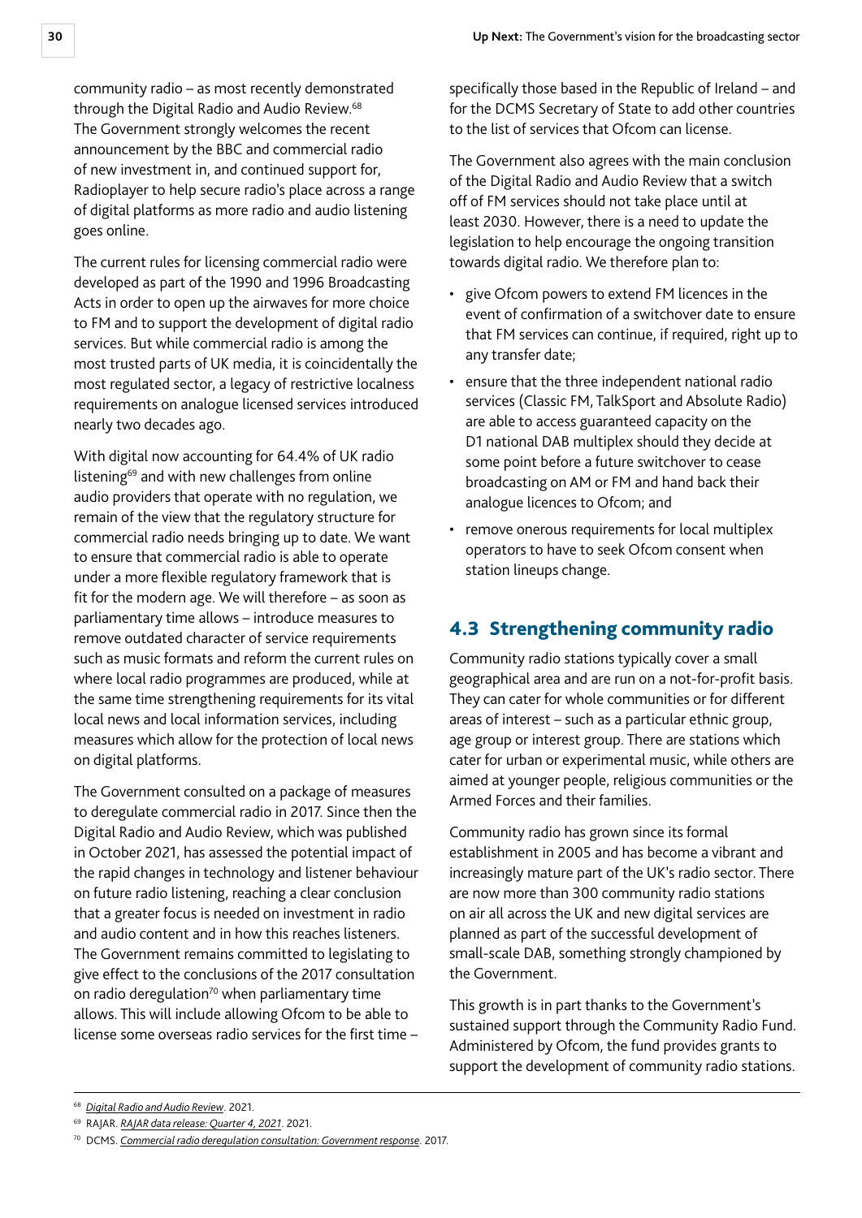community radio – as most recently demonstrated through the Digital Radio and Audio Review.[68] The Government strongly welcomes the recent announcement by the BBC and commercial radio of new investment in, and continued support for, Radioplayer to help secure radio's place across a range of digital platforms as more radio and audio listening goes online.

The current rules for licensing commercial radio were developed as part of the 1990 and 1996 Broadcasting Acts in order to open up the airwaves for more choice to FM and to support the development of digital radio services. But while commercial radio is among the most trusted parts of UK media, it is coincidentally the most regulated sector, a legacy of restrictive localness requirements on analogue licensed services introduced nearly two decades ago.

With digital now accounting for 64.4% of UK radio listening[69] and with new challenges from online audio providers that operate with no regulation, we remain of the view that the regulatory structure for commercial radio needs bringing up to date. We want to ensure that commercial radio is able to operate under a more flexible regulatory framework that is fit for the modern age. We will therefore – as soon as parliamentary time allows – introduce measures to remove outdated character of service requirements such as music formats and reform the current rules on where local radio programmes are produced, while at the same time strengthening requirements for its vital local news and local information services, including measures which allow for the protection of local news on digital platforms.

The Government consulted on a package of measures to deregulate commercial radio in 2017. Since then the Digital Radio and Audio Review, which was published in October 2021, has assessed the potential impact of the rapid changes in technology and listener behaviour on future radio listening, reaching a clear conclusion that a greater focus is needed on investment in radio and audio content and in how this reaches listeners. The Government remains committed to legislating to give effect to the conclusions of the 2017 consultation on radio deregulation[70] when parliamentary time allows. This will include allowing Ofcom to be able to license some overseas radio services for the first time – specifically those based in the Republic of Ireland – and for the DCMS Secretary of State to add other countries to the list of services that Ofcom can license.

The Government also agrees with the main conclusion of the Digital Radio and Audio Review that a switch off of FM services should not take place until at least 2030. However, there is a need to update the legislation to help encourage the ongoing transition towards digital radio. We therefore plan to:

- give Ofcom powers to extend FM licences in the event of confirmation of a switchover date to ensure that FM services can continue, if required, right up to any transfer date;
- ensure that the three independent national radio services (Classic FM, TalkSport and Absolute Radio) are able to access guaranteed capacity on the D1 national DAB multiplex should they decide at some point before a future switchover to cease broadcasting on AM or FM and hand back their analogue licences to Ofcom; and
- remove onerous requirements for local multiplex operators to have to seek Ofcom consent when station lineups change.

## 4.3 Strengthening community radio

Community radio stations typically cover a small geographical area and are run on a not-for-profit basis. They can cater for whole communities or for different areas of interest – such as a particular ethnic group, age group or interest group. There are stations which cater for urban or experimental music, while others are aimed at younger people, religious communities or the Armed Forces and their families.

Community radio has grown since its formal establishment in 2005 and has become a vibrant and increasingly mature part of the UK's radio sector. There are now more than 300 community radio stations on air all across the UK and new digital services are planned as part of the successful development of small-scale DAB, something strongly championed by the Government.

This growth is in part thanks to the Government's sustained support through the Community Radio Fund. Administered by Ofcom, the fund provides grants to support the development of community radio stations.

---

[68] *Digital Radio and Audio Review*. 2021.

[69] RAJAR. *RAJAR data release: Quarter 4, 2021*. 2021.

[70] DCMS. *Commercial radio deregulation consultation: Government response*. 2017.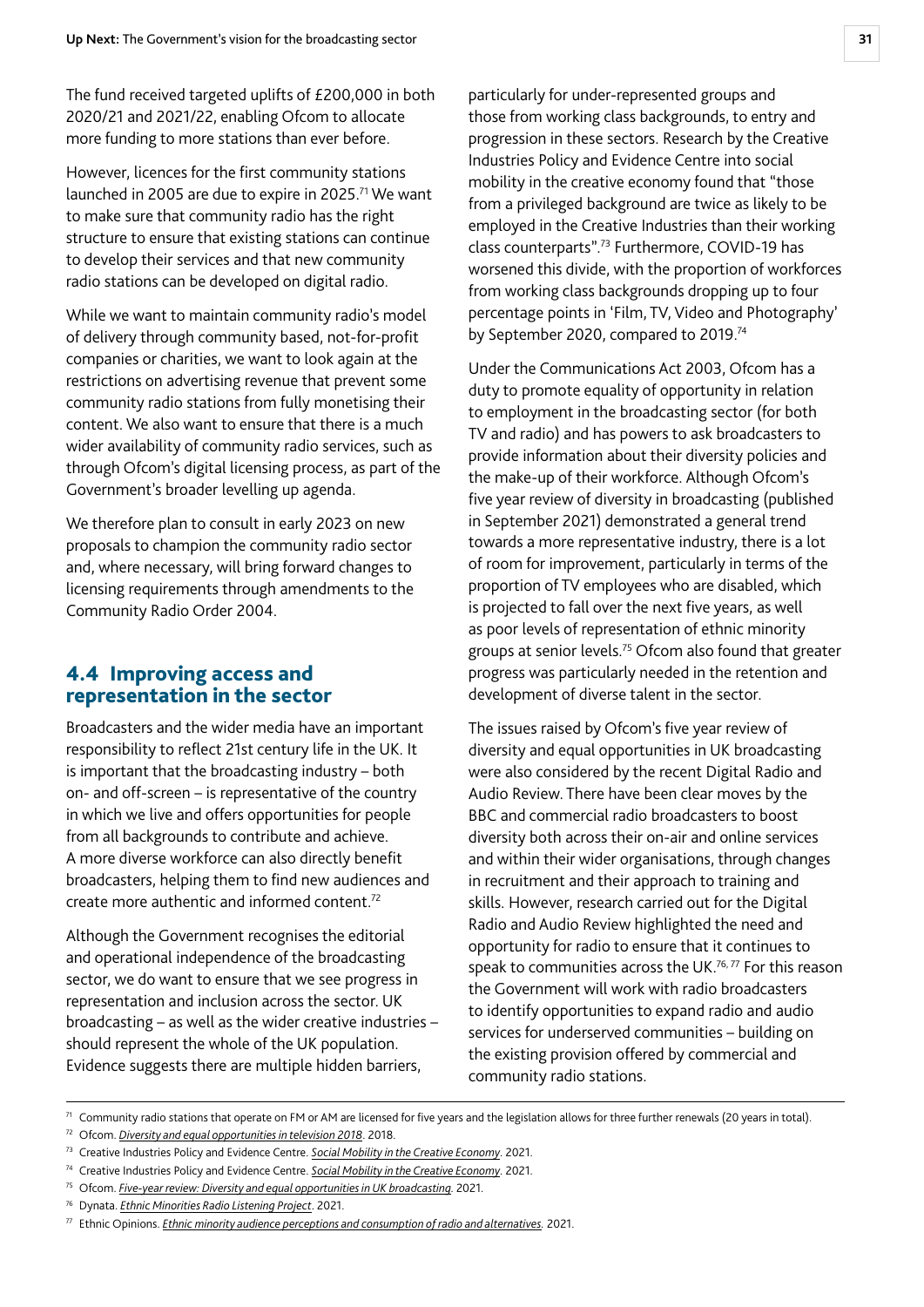The fund received targeted uplifts of £200,000 in both 2020/21 and 2021/22, enabling Ofcom to allocate more funding to more stations than ever before.

However, licences for the first community stations launched in 2005 are due to expire in 2025.[71] We want to make sure that community radio has the right structure to ensure that existing stations can continue to develop their services and that new community radio stations can be developed on digital radio.

While we want to maintain community radio's model of delivery through community based, not-for-profit companies or charities, we want to look again at the restrictions on advertising revenue that prevent some community radio stations from fully monetising their content. We also want to ensure that there is a much wider availability of community radio services, such as through Ofcom's digital licensing process, as part of the Government's broader levelling up agenda.

We therefore plan to consult in early 2023 on new proposals to champion the community radio sector and, where necessary, will bring forward changes to licensing requirements through amendments to the Community Radio Order 2004.

## 4.4 Improving access and representation in the sector

Broadcasters and the wider media have an important responsibility to reflect 21st century life in the UK. It is important that the broadcasting industry – both on- and off-screen – is representative of the country in which we live and offers opportunities for people from all backgrounds to contribute and achieve. A more diverse workforce can also directly benefit broadcasters, helping them to find new audiences and create more authentic and informed content.[72]

Although the Government recognises the editorial and operational independence of the broadcasting sector, we do want to ensure that we see progress in representation and inclusion across the sector. UK broadcasting – as well as the wider creative industries – should represent the whole of the UK population. Evidence suggests there are multiple hidden barriers, particularly for under-represented groups and those from working class backgrounds, to entry and progression in these sectors. Research by the Creative Industries Policy and Evidence Centre into social mobility in the creative economy found that "those from a privileged background are twice as likely to be employed in the Creative Industries than their working class counterparts".[73] Furthermore, COVID-19 has worsened this divide, with the proportion of workforces from working class backgrounds dropping up to four percentage points in 'Film, TV, Video and Photography' by September 2020, compared to 2019.[74]

Under the Communications Act 2003, Ofcom has a duty to promote equality of opportunity in relation to employment in the broadcasting sector (for both TV and radio) and has powers to ask broadcasters to provide information about their diversity policies and the make-up of their workforce. Although Ofcom's five year review of diversity in broadcasting (published in September 2021) demonstrated a general trend towards a more representative industry, there is a lot of room for improvement, particularly in terms of the proportion of TV employees who are disabled, which is projected to fall over the next five years, as well as poor levels of representation of ethnic minority groups at senior levels.[75] Ofcom also found that greater progress was particularly needed in the retention and development of diverse talent in the sector.

The issues raised by Ofcom's five year review of diversity and equal opportunities in UK broadcasting were also considered by the recent Digital Radio and Audio Review. There have been clear moves by the BBC and commercial radio broadcasters to boost diversity both across their on-air and online services and within their wider organisations, through changes in recruitment and their approach to training and skills. However, research carried out for the Digital Radio and Audio Review highlighted the need and opportunity for radio to ensure that it continues to speak to communities across the UK.[76, 77] For this reason the Government will work with radio broadcasters to identify opportunities to expand radio and audio services for underserved communities – building on the existing provision offered by commercial and community radio stations.

---

[71] Community radio stations that operate on FM or AM are licensed for five years and the legislation allows for three further renewals (20 years in total).

[72] Ofcom. *Diversity and equal opportunities in television 2018*. 2018.

[73] Creative Industries Policy and Evidence Centre. *Social Mobility in the Creative Economy*. 2021.

[74] Creative Industries Policy and Evidence Centre. *Social Mobility in the Creative Economy*. 2021.

[75] Ofcom. *Five-year review: Diversity and equal opportunities in UK broadcasting*. 2021.

[76] Dynata. *Ethnic Minorities Radio Listening Project*. 2021.

[77] Ethnic Opinions. *Ethnic minority audience perceptions and consumption of radio and alternatives*. 2021.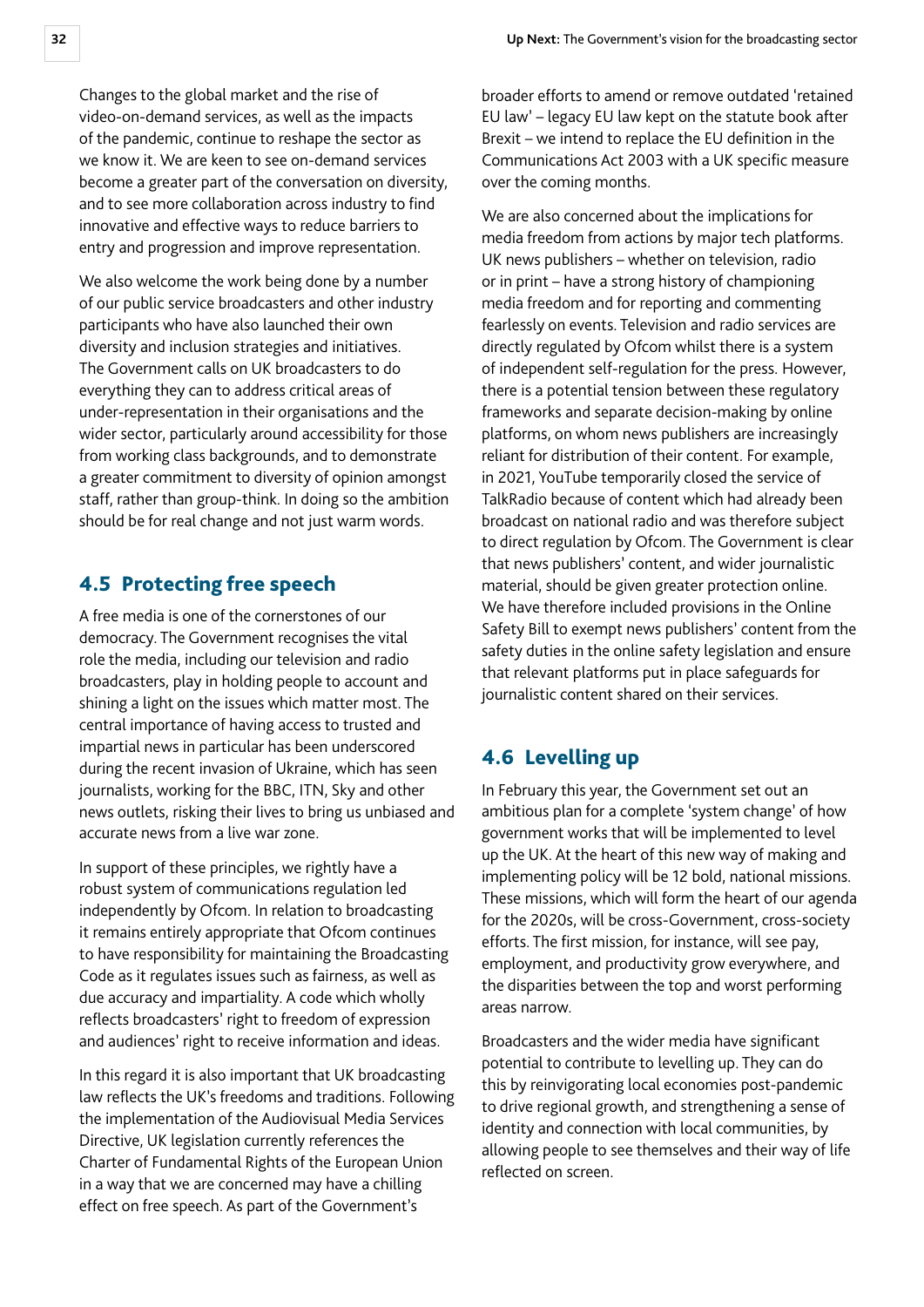Changes to the global market and the rise of video-on-demand services, as well as the impacts of the pandemic, continue to reshape the sector as we know it. We are keen to see on-demand services become a greater part of the conversation on diversity, and to see more collaboration across industry to find innovative and effective ways to reduce barriers to entry and progression and improve representation.

We also welcome the work being done by a number of our public service broadcasters and other industry participants who have also launched their own diversity and inclusion strategies and initiatives. The Government calls on UK broadcasters to do everything they can to address critical areas of under-representation in their organisations and the wider sector, particularly around accessibility for those from working class backgrounds, and to demonstrate a greater commitment to diversity of opinion amongst staff, rather than group-think. In doing so the ambition should be for real change and not just warm words.

## 4.5 Protecting free speech

A free media is one of the cornerstones of our democracy. The Government recognises the vital role the media, including our television and radio broadcasters, play in holding people to account and shining a light on the issues which matter most. The central importance of having access to trusted and impartial news in particular has been underscored during the recent invasion of Ukraine, which has seen journalists, working for the BBC, ITN, Sky and other news outlets, risking their lives to bring us unbiased and accurate news from a live war zone.

In support of these principles, we rightly have a robust system of communications regulation led independently by Ofcom. In relation to broadcasting it remains entirely appropriate that Ofcom continues to have responsibility for maintaining the Broadcasting Code as it regulates issues such as fairness, as well as due accuracy and impartiality. A code which wholly reflects broadcasters' right to freedom of expression and audiences' right to receive information and ideas.

In this regard it is also important that UK broadcasting law reflects the UK's freedoms and traditions. Following the implementation of the Audiovisual Media Services Directive, UK legislation currently references the Charter of Fundamental Rights of the European Union in a way that we are concerned may have a chilling effect on free speech. As part of the Government's broader efforts to amend or remove outdated 'retained EU law' – legacy EU law kept on the statute book after Brexit – we intend to replace the EU definition in the Communications Act 2003 with a UK specific measure over the coming months.

We are also concerned about the implications for media freedom from actions by major tech platforms. UK news publishers – whether on television, radio or in print – have a strong history of championing media freedom and for reporting and commenting fearlessly on events. Television and radio services are directly regulated by Ofcom whilst there is a system of independent self-regulation for the press. However, there is a potential tension between these regulatory frameworks and separate decision-making by online platforms, on whom news publishers are increasingly reliant for distribution of their content. For example, in 2021, YouTube temporarily closed the service of TalkRadio because of content which had already been broadcast on national radio and was therefore subject to direct regulation by Ofcom. The Government is clear that news publishers' content, and wider journalistic material, should be given greater protection online. We have therefore included provisions in the Online Safety Bill to exempt news publishers' content from the safety duties in the online safety legislation and ensure that relevant platforms put in place safeguards for journalistic content shared on their services.

## 4.6 Levelling up

In February this year, the Government set out an ambitious plan for a complete 'system change' of how government works that will be implemented to level up the UK. At the heart of this new way of making and implementing policy will be 12 bold, national missions. These missions, which will form the heart of our agenda for the 2020s, will be cross-Government, cross-society efforts. The first mission, for instance, will see pay, employment, and productivity grow everywhere, and the disparities between the top and worst performing areas narrow.

Broadcasters and the wider media have significant potential to contribute to levelling up. They can do this by reinvigorating local economies post-pandemic to drive regional growth, and strengthening a sense of identity and connection with local communities, by allowing people to see themselves and their way of life reflected on screen.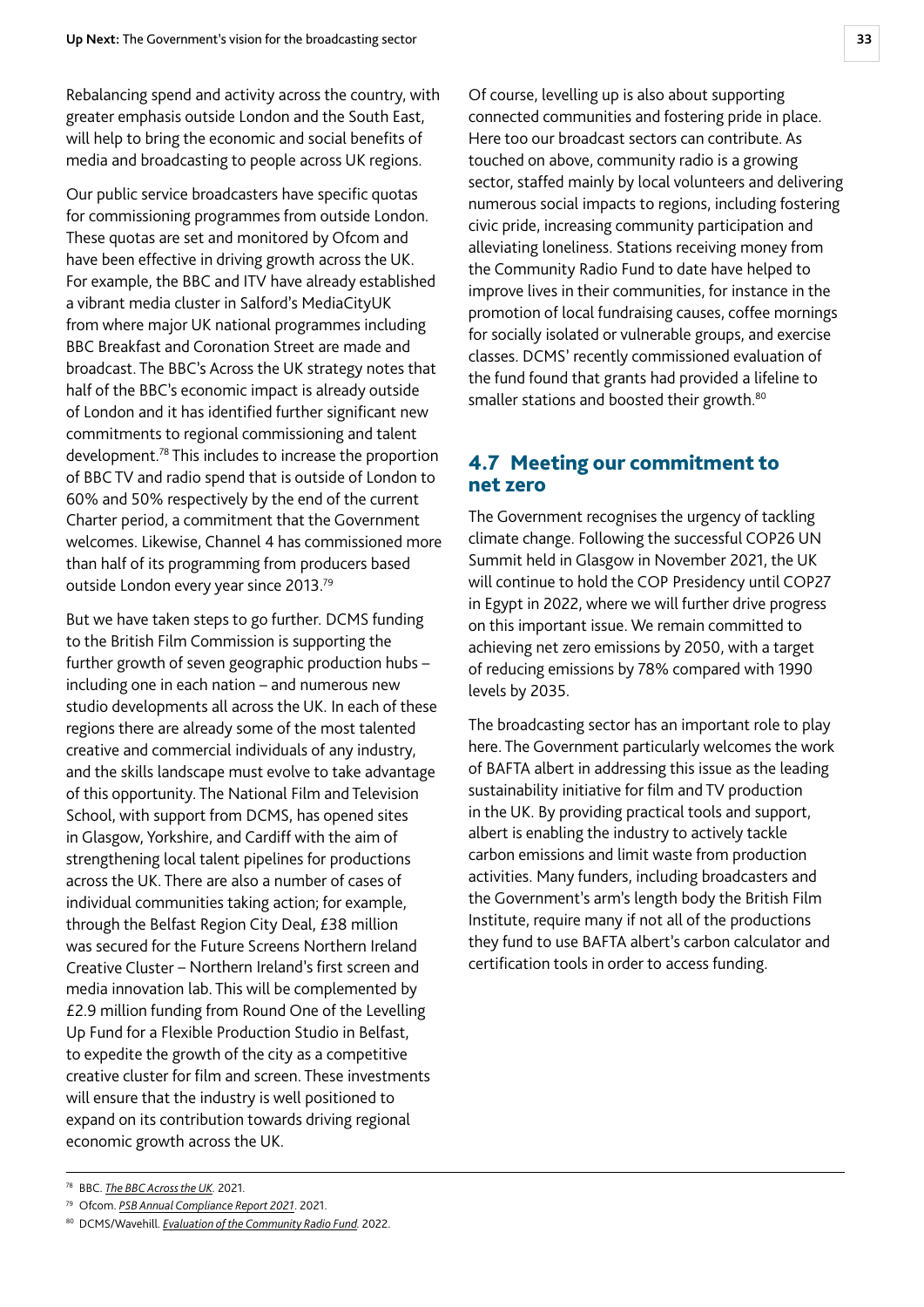Rebalancing spend and activity across the country, with greater emphasis outside London and the South East, will help to bring the economic and social benefits of media and broadcasting to people across UK regions.

Our public service broadcasters have specific quotas for commissioning programmes from outside London. These quotas are set and monitored by Ofcom and have been effective in driving growth across the UK. For example, the BBC and ITV have already established a vibrant media cluster in Salford's MediaCityUK from where major UK national programmes including BBC Breakfast and Coronation Street are made and broadcast. The BBC's Across the UK strategy notes that half of the BBC's economic impact is already outside of London and it has identified further significant new commitments to regional commissioning and talent development.[78] This includes to increase the proportion of BBC TV and radio spend that is outside of London to 60% and 50% respectively by the end of the current Charter period, a commitment that the Government welcomes. Likewise, Channel 4 has commissioned more than half of its programming from producers based outside London every year since 2013.[79]

But we have taken steps to go further. DCMS funding to the British Film Commission is supporting the further growth of seven geographic production hubs – including one in each nation – and numerous new studio developments all across the UK. In each of these regions there are already some of the most talented creative and commercial individuals of any industry, and the skills landscape must evolve to take advantage of this opportunity. The National Film and Television School, with support from DCMS, has opened sites in Glasgow, Yorkshire, and Cardiff with the aim of strengthening local talent pipelines for productions across the UK. There are also a number of cases of individual communities taking action; for example, through the Belfast Region City Deal, £38 million was secured for the Future Screens Northern Ireland Creative Cluster – Northern Ireland's first screen and media innovation lab. This will be complemented by £2.9 million funding from Round One of the Levelling Up Fund for a Flexible Production Studio in Belfast, to expedite the growth of the city as a competitive creative cluster for film and screen. These investments will ensure that the industry is well positioned to expand on its contribution towards driving regional economic growth across the UK.

Of course, levelling up is also about supporting connected communities and fostering pride in place. Here too our broadcast sectors can contribute. As touched on above, community radio is a growing sector, staffed mainly by local volunteers and delivering numerous social impacts to regions, including fostering civic pride, increasing community participation and alleviating loneliness. Stations receiving money from the Community Radio Fund to date have helped to improve lives in their communities, for instance in the promotion of local fundraising causes, coffee mornings for socially isolated or vulnerable groups, and exercise classes. DCMS' recently commissioned evaluation of the fund found that grants had provided a lifeline to smaller stations and boosted their growth.[80]

## 4.7 Meeting our commitment to net zero

The Government recognises the urgency of tackling climate change. Following the successful COP26 UN Summit held in Glasgow in November 2021, the UK will continue to hold the COP Presidency until COP27 in Egypt in 2022, where we will further drive progress on this important issue. We remain committed to achieving net zero emissions by 2050, with a target of reducing emissions by 78% compared with 1990 levels by 2035.

The broadcasting sector has an important role to play here. The Government particularly welcomes the work of BAFTA albert in addressing this issue as the leading sustainability initiative for film and TV production in the UK. By providing practical tools and support, albert is enabling the industry to actively tackle carbon emissions and limit waste from production activities. Many funders, including broadcasters and the Government's arm's length body the British Film Institute, require many if not all of the productions they fund to use BAFTA albert's carbon calculator and certification tools in order to access funding.

---

[78] BBC. *The BBC Across the UK*. 2021.

[79] Ofcom. *PSB Annual Compliance Report 2021*. 2021.

[80] DCMS/Wavehill. *Evaluation of the Community Radio Fund*. 2022.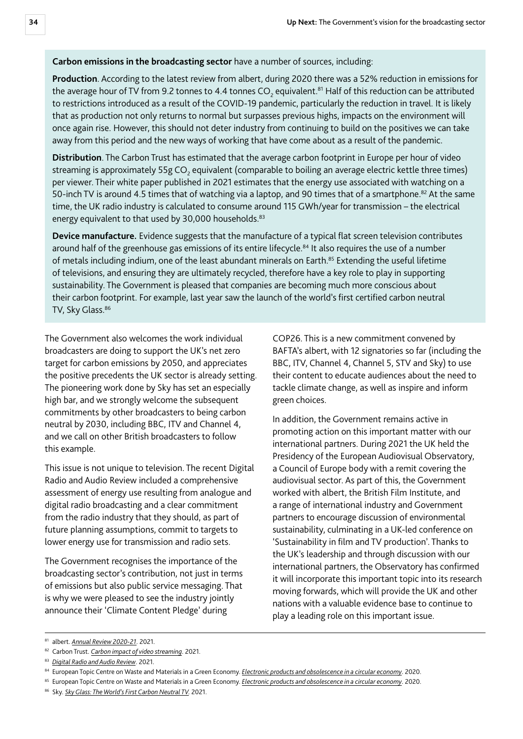**Carbon emissions in the broadcasting sector** have a number of sources, including:

**Production**. According to the latest review from albert, during 2020 there was a 52% reduction in emissions for the average hour of TV from 9.2 tonnes to 4.4 tonnes $CO_2$ equivalent.[81] Half of this reduction can be attributed to restrictions introduced as a result of the COVID-19 pandemic, particularly the reduction in travel. It is likely that as production not only returns to normal but surpasses previous highs, impacts on the environment will once again rise. However, this should not deter industry from continuing to build on the positives we can take away from this period and the new ways of working that have come about as a result of the pandemic.

**Distribution**. The Carbon Trust has estimated that the average carbon footprint in Europe per hour of video streaming is approximately 55g $CO_2$ equivalent (comparable to boiling an average electric kettle three times) per viewer. Their white paper published in 2021 estimates that the energy use associated with watching on a 50-inch TV is around 4.5 times that of watching via a laptop, and 90 times that of a smartphone.[82] At the same time, the UK radio industry is calculated to consume around 115 GWh/year for transmission – the electrical energy equivalent to that used by 30,000 households.[83]

**Device manufacture.** Evidence suggests that the manufacture of a typical flat screen television contributes around half of the greenhouse gas emissions of its entire lifecycle.[84] It also requires the use of a number of metals including indium, one of the least abundant minerals on Earth.[85] Extending the useful lifetime of televisions, and ensuring they are ultimately recycled, therefore have a key role to play in supporting sustainability. The Government is pleased that companies are becoming much more conscious about their carbon footprint. For example, last year saw the launch of the world's first certified carbon neutral TV, Sky Glass.[86]

The Government also welcomes the work individual broadcasters are doing to support the UK's net zero target for carbon emissions by 2050, and appreciates the positive precedents the UK sector is already setting. The pioneering work done by Sky has set an especially high bar, and we strongly welcome the subsequent commitments by other broadcasters to being carbon neutral by 2030, including BBC, ITV and Channel 4, and we call on other British broadcasters to follow this example.

This issue is not unique to television. The recent Digital Radio and Audio Review included a comprehensive assessment of energy use resulting from analogue and digital radio broadcasting and a clear commitment from the radio industry that they should, as part of future planning assumptions, commit to targets to lower energy use for transmission and radio sets.

The Government recognises the importance of the broadcasting sector's contribution, not just in terms of emissions but also public service messaging. That is why we were pleased to see the industry jointly announce their 'Climate Content Pledge' during COP26. This is a new commitment convened by BAFTA's albert, with 12 signatories so far (including the BBC, ITV, Channel 4, Channel 5, STV and Sky) to use their content to educate audiences about the need to tackle climate change, as well as inspire and inform green choices.

In addition, the Government remains active in promoting action on this important matter with our international partners. During 2021 the UK held the Presidency of the European Audiovisual Observatory, a Council of Europe body with a remit covering the audiovisual sector. As part of this, the Government worked with albert, the British Film Institute, and a range of international industry and Government partners to encourage discussion of environmental sustainability, culminating in a UK-led conference on 'Sustainability in film and TV production'. Thanks to the UK's leadership and through discussion with our international partners, the Observatory has confirmed it will incorporate this important topic into its research moving forwards, which will provide the UK and other nations with a valuable evidence base to continue to play a leading role on this important issue.

---

[81] albert. *Annual Review 2020-21*. 2021.

[82] Carbon Trust. *Carbon impact of video streaming*. 2021.

[83] *Digital Radio and Audio Review*. 2021.

[84] European Topic Centre on Waste and Materials in a Green Economy. *Electronic products and obsolescence in a circular economy*. 2020.

[85] European Topic Centre on Waste and Materials in a Green Economy. *Electronic products and obsolescence in a circular economy*. 2020.

[86] Sky. *Sky Glass: The World's First Carbon Neutral TV*. 2021.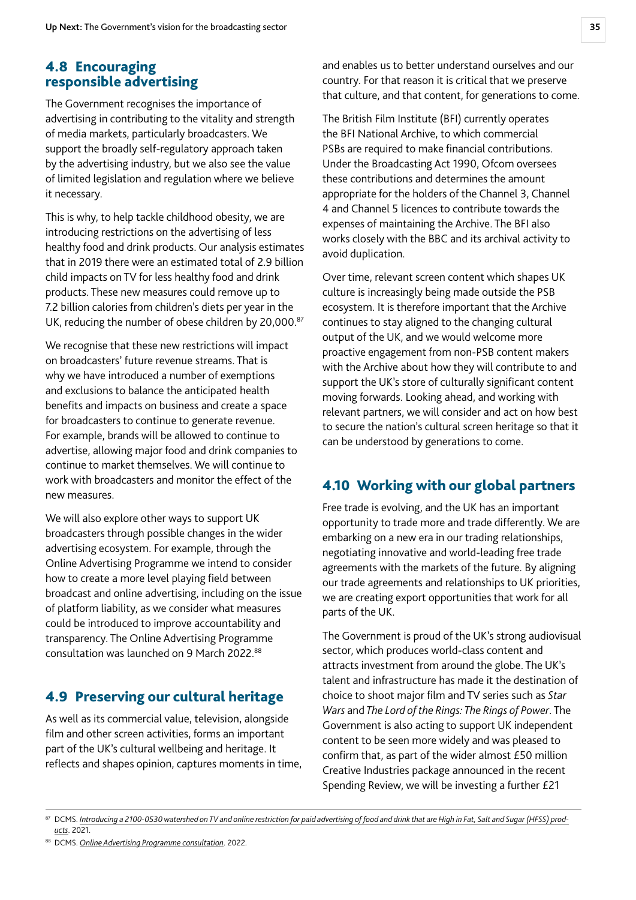## 4.8 Encouraging responsible advertising

The Government recognises the importance of advertising in contributing to the vitality and strength of media markets, particularly broadcasters. We support the broadly self-regulatory approach taken by the advertising industry, but we also see the value of limited legislation and regulation where we believe it necessary.

This is why, to help tackle childhood obesity, we are introducing restrictions on the advertising of less healthy food and drink products. Our analysis estimates that in 2019 there were an estimated total of 2.9 billion child impacts on TV for less healthy food and drink products. These new measures could remove up to 7.2 billion calories from children's diets per year in the UK, reducing the number of obese children by 20,000.[87]

We recognise that these new restrictions will impact on broadcasters' future revenue streams. That is why we have introduced a number of exemptions and exclusions to balance the anticipated health benefits and impacts on business and create a space for broadcasters to continue to generate revenue. For example, brands will be allowed to continue to advertise, allowing major food and drink companies to continue to market themselves. We will continue to work with broadcasters and monitor the effect of the new measures.

We will also explore other ways to support UK broadcasters through possible changes in the wider advertising ecosystem. For example, through the Online Advertising Programme we intend to consider how to create a more level playing field between broadcast and online advertising, including on the issue of platform liability, as we consider what measures could be introduced to improve accountability and transparency. The Online Advertising Programme consultation was launched on 9 March 2022.[88]

## 4.9 Preserving our cultural heritage

As well as its commercial value, television, alongside film and other screen activities, forms an important part of the UK's cultural wellbeing and heritage. It reflects and shapes opinion, captures moments in time, and enables us to better understand ourselves and our country. For that reason it is critical that we preserve that culture, and that content, for generations to come.

The British Film Institute (BFI) currently operates the BFI National Archive, to which commercial PSBs are required to make financial contributions. Under the Broadcasting Act 1990, Ofcom oversees these contributions and determines the amount appropriate for the holders of the Channel 3, Channel 4 and Channel 5 licences to contribute towards the expenses of maintaining the Archive. The BFI also works closely with the BBC and its archival activity to avoid duplication.

Over time, relevant screen content which shapes UK culture is increasingly being made outside the PSB ecosystem. It is therefore important that the Archive continues to stay aligned to the changing cultural output of the UK, and we would welcome more proactive engagement from non-PSB content makers with the Archive about how they will contribute to and support the UK's store of culturally significant content moving forwards. Looking ahead, and working with relevant partners, we will consider and act on how best to secure the nation's cultural screen heritage so that it can be understood by generations to come.

## 4.10 Working with our global partners

Free trade is evolving, and the UK has an important opportunity to trade more and trade differently. We are embarking on a new era in our trading relationships, negotiating innovative and world-leading free trade agreements with the markets of the future. By aligning our trade agreements and relationships to UK priorities, we are creating export opportunities that work for all parts of the UK.

The Government is proud of the UK's strong audiovisual sector, which produces world-class content and attracts investment from around the globe. The UK's talent and infrastructure has made it the destination of choice to shoot major film and TV series such as *Star Wars* and *The Lord of the Rings: The Rings of Power*. The Government is also acting to support UK independent content to be seen more widely and was pleased to confirm that, as part of the wider almost £50 million Creative Industries package announced in the recent Spending Review, we will be investing a further £21

---

[87] DCMS. *Introducing a 2100-0530 watershed on TV and online restriction for paid advertising of food and drink that are High in Fat, Salt and Sugar (HFSS) products*. 2021.

[88] DCMS. *Online Advertising Programme consultation*. 2022.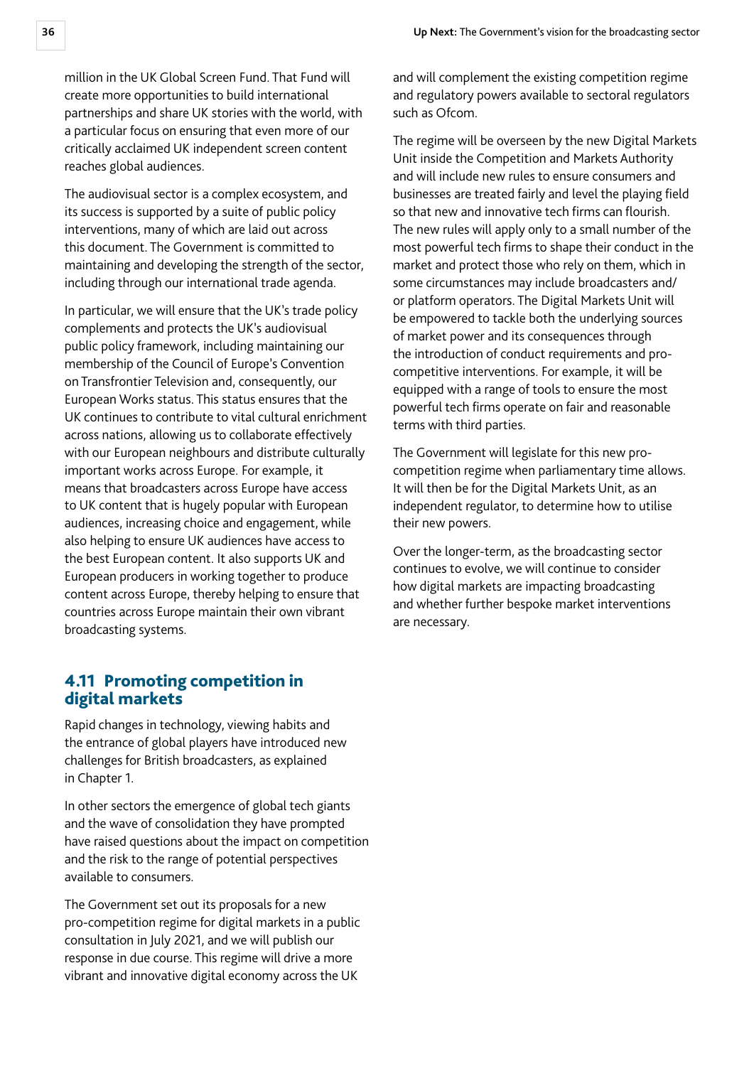million in the UK Global Screen Fund. That Fund will create more opportunities to build international partnerships and share UK stories with the world, with a particular focus on ensuring that even more of our critically acclaimed UK independent screen content reaches global audiences.

The audiovisual sector is a complex ecosystem, and its success is supported by a suite of public policy interventions, many of which are laid out across this document. The Government is committed to maintaining and developing the strength of the sector, including through our international trade agenda.

In particular, we will ensure that the UK's trade policy complements and protects the UK's audiovisual public policy framework, including maintaining our membership of the Council of Europe's Convention on Transfrontier Television and, consequently, our European Works status. This status ensures that the UK continues to contribute to vital cultural enrichment across nations, allowing us to collaborate effectively with our European neighbours and distribute culturally important works across Europe. For example, it means that broadcasters across Europe have access to UK content that is hugely popular with European audiences, increasing choice and engagement, while also helping to ensure UK audiences have access to the best European content. It also supports UK and European producers in working together to produce content across Europe, thereby helping to ensure that countries across Europe maintain their own vibrant broadcasting systems.

## 4.11 Promoting competition in digital markets

Rapid changes in technology, viewing habits and the entrance of global players have introduced new challenges for British broadcasters, as explained in Chapter 1.

In other sectors the emergence of global tech giants and the wave of consolidation they have prompted have raised questions about the impact on competition and the risk to the range of potential perspectives available to consumers.

The Government set out its proposals for a new pro-competition regime for digital markets in a public consultation in July 2021, and we will publish our response in due course. This regime will drive a more vibrant and innovative digital economy across the UK and will complement the existing competition regime and regulatory powers available to sectoral regulators such as Ofcom.

The regime will be overseen by the new Digital Markets Unit inside the Competition and Markets Authority and will include new rules to ensure consumers and businesses are treated fairly and level the playing field so that new and innovative tech firms can flourish. The new rules will apply only to a small number of the most powerful tech firms to shape their conduct in the market and protect those who rely on them, which in some circumstances may include broadcasters and/or platform operators. The Digital Markets Unit will be empowered to tackle both the underlying sources of market power and its consequences through the introduction of conduct requirements and pro-competitive interventions. For example, it will be equipped with a range of tools to ensure the most powerful tech firms operate on fair and reasonable terms with third parties.

The Government will legislate for this new pro-competition regime when parliamentary time allows. It will then be for the Digital Markets Unit, as an independent regulator, to determine how to utilise their new powers.

Over the longer-term, as the broadcasting sector continues to evolve, we will continue to consider how digital markets are impacting broadcasting and whether further bespoke market interventions are necessary.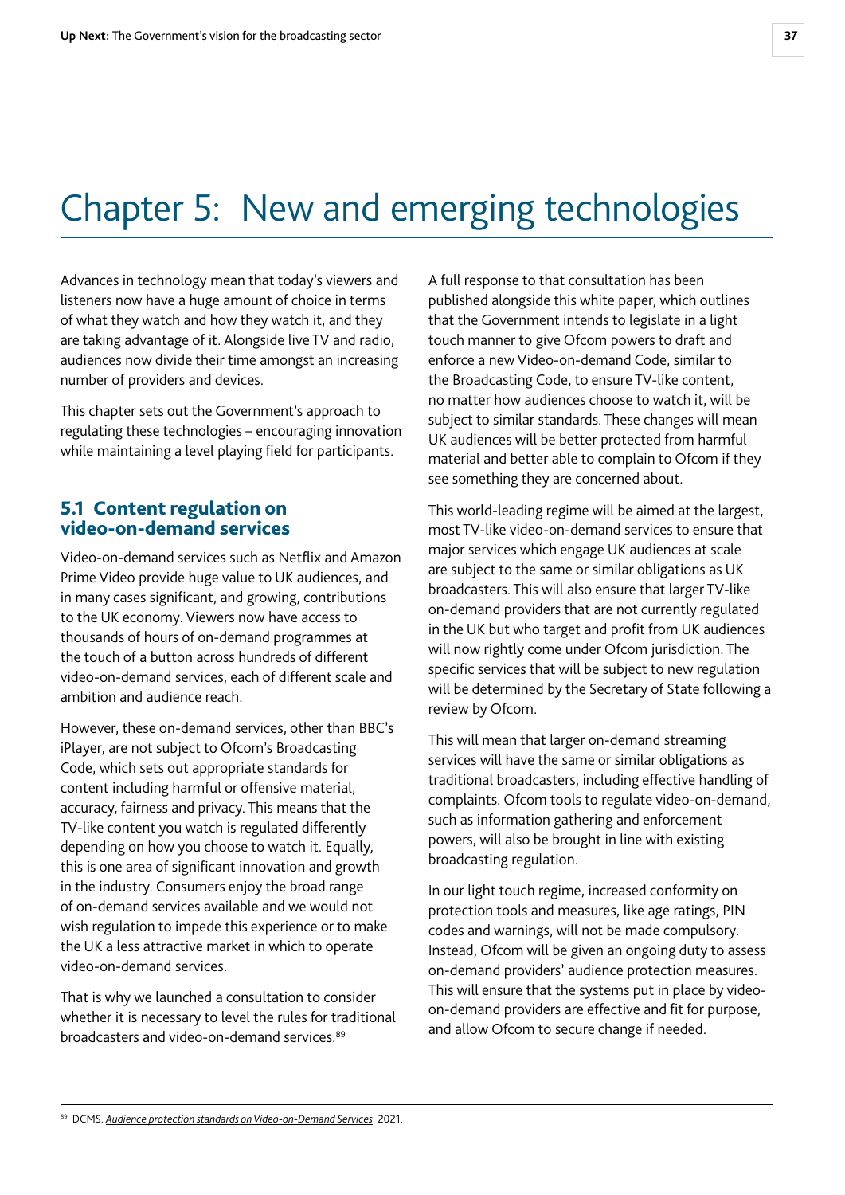# Chapter 5: New and emerging technologies

Advances in technology mean that today's viewers and listeners now have a huge amount of choice in terms of what they watch and how they watch it, and they are taking advantage of it. Alongside live TV and radio, audiences now divide their time amongst an increasing number of providers and devices.

This chapter sets out the Government's approach to regulating these technologies – encouraging innovation while maintaining a level playing field for participants.

## 5.1 Content regulation on video-on-demand services

Video-on-demand services such as Netflix and Amazon Prime Video provide huge value to UK audiences, and in many cases significant, and growing, contributions to the UK economy. Viewers now have access to thousands of hours of on-demand programmes at the touch of a button across hundreds of different video-on-demand services, each of different scale and ambition and audience reach.

However, these on-demand services, other than BBC's iPlayer, are not subject to Ofcom's Broadcasting Code, which sets out appropriate standards for content including harmful or offensive material, accuracy, fairness and privacy. This means that the TV-like content you watch is regulated differently depending on how you choose to watch it. Equally, this is one area of significant innovation and growth in the industry. Consumers enjoy the broad range of on-demand services available and we would not wish regulation to impede this experience or to make the UK a less attractive market in which to operate video-on-demand services.

That is why we launched a consultation to consider whether it is necessary to level the rules for traditional broadcasters and video-on-demand services.[89]

A full response to that consultation has been published alongside this white paper, which outlines that the Government intends to legislate in a light touch manner to give Ofcom powers to draft and enforce a new Video-on-demand Code, similar to the Broadcasting Code, to ensure TV-like content, no matter how audiences choose to watch it, will be subject to similar standards. These changes will mean UK audiences will be better protected from harmful material and better able to complain to Ofcom if they see something they are concerned about.

This world-leading regime will be aimed at the largest, most TV-like video-on-demand services to ensure that major services which engage UK audiences at scale are subject to the same or similar obligations as UK broadcasters. This will also ensure that larger TV-like on-demand providers that are not currently regulated in the UK but who target and profit from UK audiences will now rightly come under Ofcom jurisdiction. The specific services that will be subject to new regulation will be determined by the Secretary of State following a review by Ofcom.

This will mean that larger on-demand streaming services will have the same or similar obligations as traditional broadcasters, including effective handling of complaints. Ofcom tools to regulate video-on-demand, such as information gathering and enforcement powers, will also be brought in line with existing broadcasting regulation.

In our light touch regime, increased conformity on protection tools and measures, like age ratings, PIN codes and warnings, will not be made compulsory. Instead, Ofcom will be given an ongoing duty to assess on-demand providers' audience protection measures. This will ensure that the systems put in place by video-on-demand providers are effective and fit for purpose, and allow Ofcom to secure change if needed.

---

[89] DCMS. *Audience protection standards on Video-on-Demand Services*. 2021.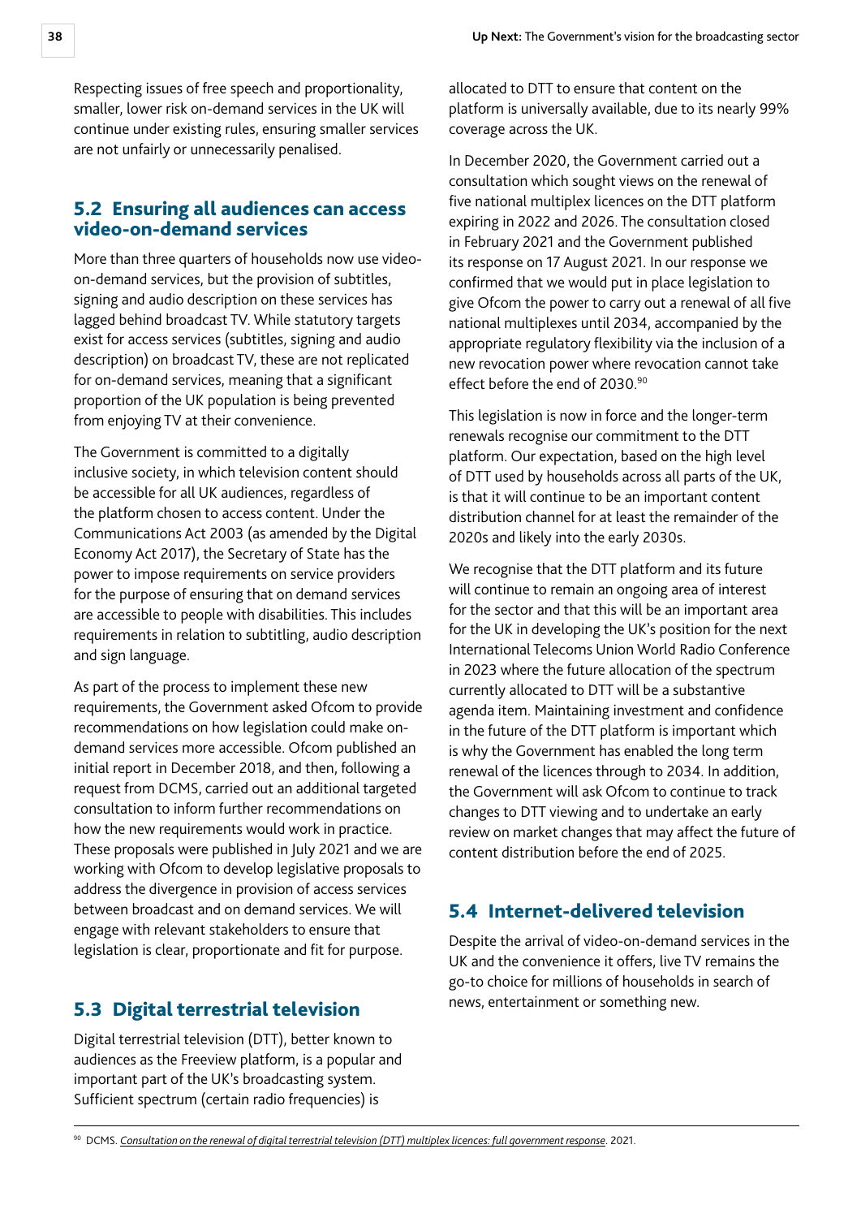Respecting issues of free speech and proportionality, smaller, lower risk on-demand services in the UK will continue under existing rules, ensuring smaller services are not unfairly or unnecessarily penalised.

## 5.2 Ensuring all audiences can access video-on-demand services

More than three quarters of households now use video-on-demand services, but the provision of subtitles, signing and audio description on these services has lagged behind broadcast TV. While statutory targets exist for access services (subtitles, signing and audio description) on broadcast TV, these are not replicated for on-demand services, meaning that a significant proportion of the UK population is being prevented from enjoying TV at their convenience.

The Government is committed to a digitally inclusive society, in which television content should be accessible for all UK audiences, regardless of the platform chosen to access content. Under the Communications Act 2003 (as amended by the Digital Economy Act 2017), the Secretary of State has the power to impose requirements on service providers for the purpose of ensuring that on demand services are accessible to people with disabilities. This includes requirements in relation to subtitling, audio description and sign language.

As part of the process to implement these new requirements, the Government asked Ofcom to provide recommendations on how legislation could make on-demand services more accessible. Ofcom published an initial report in December 2018, and then, following a request from DCMS, carried out an additional targeted consultation to inform further recommendations on how the new requirements would work in practice. These proposals were published in July 2021 and we are working with Ofcom to develop legislative proposals to address the divergence in provision of access services between broadcast and on demand services. We will engage with relevant stakeholders to ensure that legislation is clear, proportionate and fit for purpose.

## 5.3 Digital terrestrial television

Digital terrestrial television (DTT), better known to audiences as the Freeview platform, is a popular and important part of the UK's broadcasting system. Sufficient spectrum (certain radio frequencies) is allocated to DTT to ensure that content on the platform is universally available, due to its nearly 99% coverage across the UK.

In December 2020, the Government carried out a consultation which sought views on the renewal of five national multiplex licences on the DTT platform expiring in 2022 and 2026. The consultation closed in February 2021 and the Government published its response on 17 August 2021. In our response we confirmed that we would put in place legislation to give Ofcom the power to carry out a renewal of all five national multiplexes until 2034, accompanied by the appropriate regulatory flexibility via the inclusion of a new revocation power where revocation cannot take effect before the end of 2030.[90]

This legislation is now in force and the longer-term renewals recognise our commitment to the DTT platform. Our expectation, based on the high level of DTT used by households across all parts of the UK, is that it will continue to be an important content distribution channel for at least the remainder of the 2020s and likely into the early 2030s.

We recognise that the DTT platform and its future will continue to remain an ongoing area of interest for the sector and that this will be an important area for the UK in developing the UK's position for the next International Telecoms Union World Radio Conference in 2023 where the future allocation of the spectrum currently allocated to DTT will be a substantive agenda item. Maintaining investment and confidence in the future of the DTT platform is important which is why the Government has enabled the long term renewal of the licences through to 2034. In addition, the Government will ask Ofcom to continue to track changes to DTT viewing and to undertake an early review on market changes that may affect the future of content distribution before the end of 2025.

## 5.4 Internet-delivered television

Despite the arrival of video-on-demand services in the UK and the convenience it offers, live TV remains the go-to choice for millions of households in search of news, entertainment or something new.

---

[90] DCMS. *Consultation on the renewal of digital terrestrial television (DTT) multiplex licences: full government response*. 2021.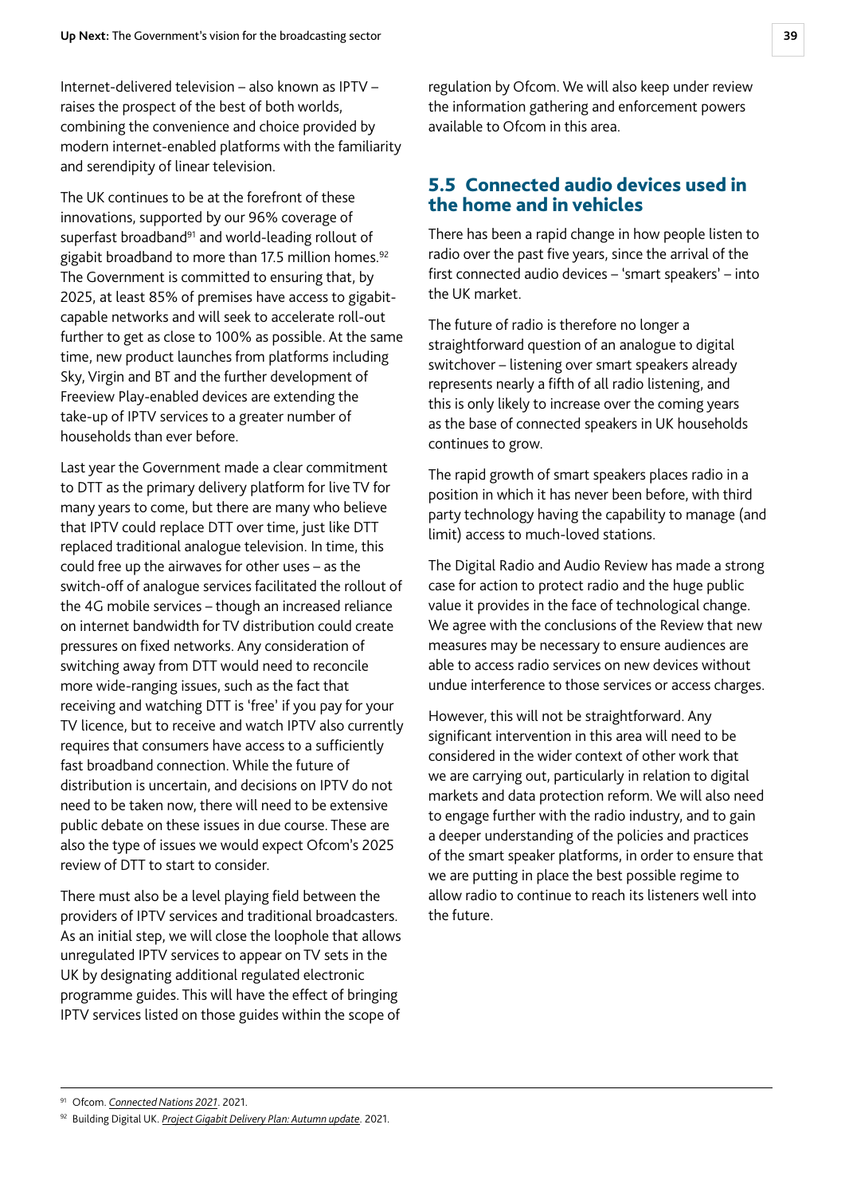Internet-delivered television – also known as IPTV – raises the prospect of the best of both worlds, combining the convenience and choice provided by modern internet-enabled platforms with the familiarity and serendipity of linear television.

The UK continues to be at the forefront of these innovations, supported by our 96% coverage of superfast broadband[91] and world-leading rollout of gigabit broadband to more than 17.5 million homes.[92] The Government is committed to ensuring that, by 2025, at least 85% of premises have access to gigabit-capable networks and will seek to accelerate roll-out further to get as close to 100% as possible. At the same time, new product launches from platforms including Sky, Virgin and BT and the further development of Freeview Play-enabled devices are extending the take-up of IPTV services to a greater number of households than ever before.

Last year the Government made a clear commitment to DTT as the primary delivery platform for live TV for many years to come, but there are many who believe that IPTV could replace DTT over time, just like DTT replaced traditional analogue television. In time, this could free up the airwaves for other uses – as the switch-off of analogue services facilitated the rollout of the 4G mobile services – though an increased reliance on internet bandwidth for TV distribution could create pressures on fixed networks. Any consideration of switching away from DTT would need to reconcile more wide-ranging issues, such as the fact that receiving and watching DTT is 'free' if you pay for your TV licence, but to receive and watch IPTV also currently requires that consumers have access to a sufficiently fast broadband connection. While the future of distribution is uncertain, and decisions on IPTV do not need to be taken now, there will need to be extensive public debate on these issues in due course. These are also the type of issues we would expect Ofcom's 2025 review of DTT to start to consider.

There must also be a level playing field between the providers of IPTV services and traditional broadcasters. As an initial step, we will close the loophole that allows unregulated IPTV services to appear on TV sets in the UK by designating additional regulated electronic programme guides. This will have the effect of bringing IPTV services listed on those guides within the scope of regulation by Ofcom. We will also keep under review the information gathering and enforcement powers available to Ofcom in this area.

## 5.5 Connected audio devices used in the home and in vehicles

There has been a rapid change in how people listen to radio over the past five years, since the arrival of the first connected audio devices – 'smart speakers' – into the UK market.

The future of radio is therefore no longer a straightforward question of an analogue to digital switchover – listening over smart speakers already represents nearly a fifth of all radio listening, and this is only likely to increase over the coming years as the base of connected speakers in UK households continues to grow.

The rapid growth of smart speakers places radio in a position in which it has never been before, with third party technology having the capability to manage (and limit) access to much-loved stations.

The Digital Radio and Audio Review has made a strong case for action to protect radio and the huge public value it provides in the face of technological change. We agree with the conclusions of the Review that new measures may be necessary to ensure audiences are able to access radio services on new devices without undue interference to those services or access charges.

However, this will not be straightforward. Any significant intervention in this area will need to be considered in the wider context of other work that we are carrying out, particularly in relation to digital markets and data protection reform. We will also need to engage further with the radio industry, and to gain a deeper understanding of the policies and practices of the smart speaker platforms, in order to ensure that we are putting in place the best possible regime to allow radio to continue to reach its listeners well into the future.

---

[91] Ofcom. *Connected Nations 2021*. 2021.

[92] Building Digital UK. *Project Gigabit Delivery Plan: Autumn update*. 2021.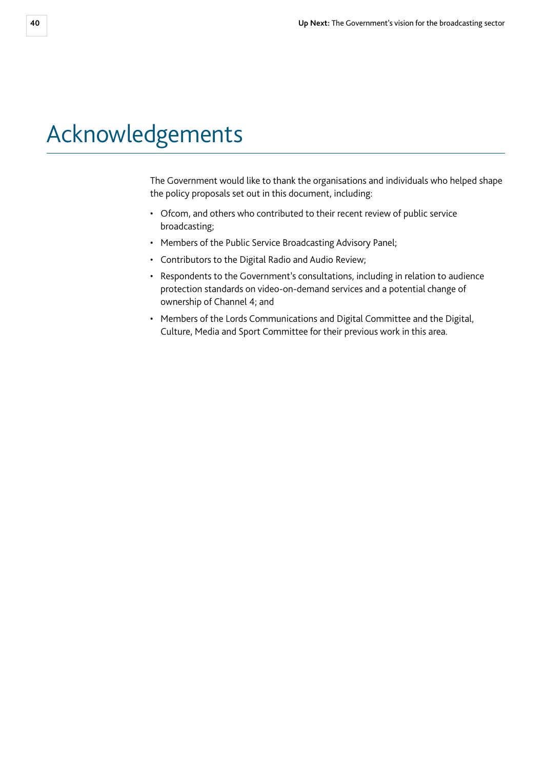# Acknowledgements

The Government would like to thank the organisations and individuals who helped shape the policy proposals set out in this document, including:

- Ofcom, and others who contributed to their recent review of public service broadcasting;
- Members of the Public Service Broadcasting Advisory Panel;
- Contributors to the Digital Radio and Audio Review;
- Respondents to the Government's consultations, including in relation to audience protection standards on video-on-demand services and a potential change of ownership of Channel 4; and
- Members of the Lords Communications and Digital Committee and the Digital, Culture, Media and Sport Committee for their previous work in this area.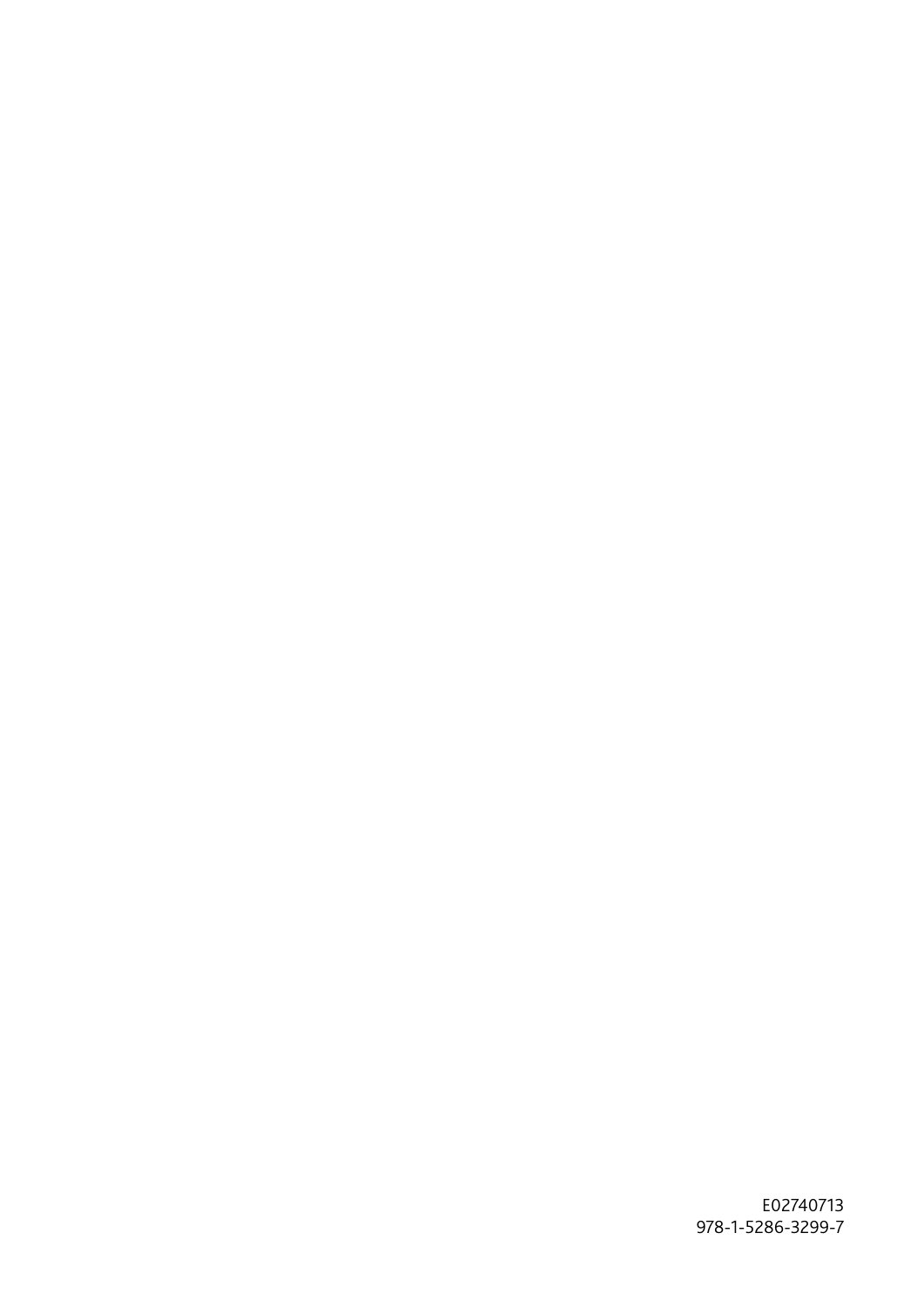E02740713
978-1-5286-3299-7